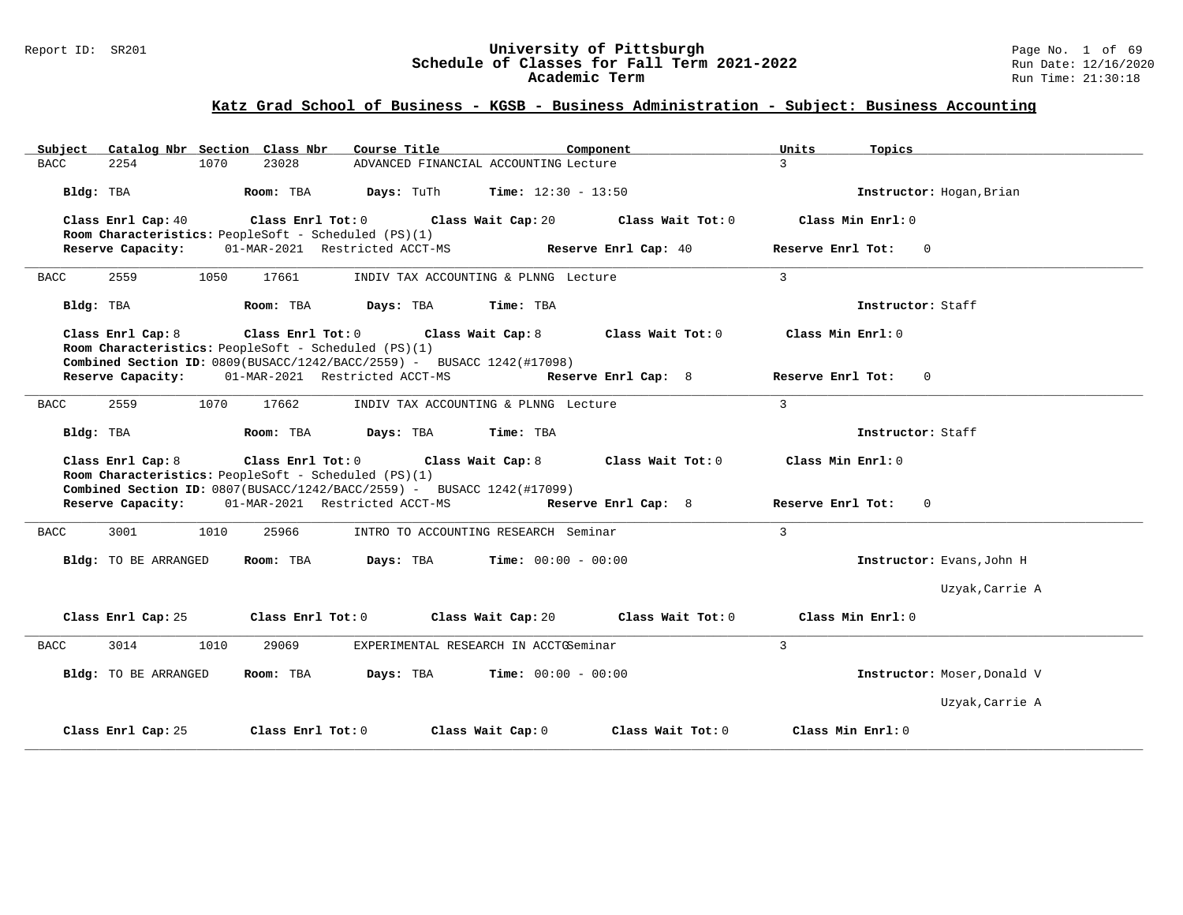University of Pittsburgh
Schedule of Classes for Fall Term 2021-2022
Academic Term

## Katz Grad School of Business - KGSB - Business Administration - Subject: Business Accounting

| Subject | Catalog Nbr | Section | Class Nbr | Course Title | Component | Units | Topics |
|---|---|---|---|---|---|---|---|
| BACC | 2254 | 1070 | 23028 | ADVANCED FINANCIAL ACCOUNTING | Lecture | 3 | |

**Bldg:** TBA **Room:** TBA **Days:** TuTh **Time:** 12:30 - 13:50 **Instructor:** Hogan,Brian

**Class Enrl Cap:** 40 **Class Enrl Tot:** 0 **Class Wait Cap:** 20 **Class Wait Tot:** 0 **Class Min Enrl:** 0
**Room Characteristics:** PeopleSoft - Scheduled (PS)(1)
**Reserve Capacity:** 01-MAR-2021 Restricted ACCT-MS **Reserve Enrl Cap:** 40 **Reserve Enrl Tot:** 0

---

| Subject | Catalog Nbr | Section | Class Nbr | Course Title | Component | Units | Topics |
|---|---|---|---|---|---|---|---|
| BACC | 2559 | 1050 | 17661 | INDIV TAX ACCOUNTING & PLNNG | Lecture | 3 | |

**Bldg:** TBA **Room:** TBA **Days:** TBA **Time:** TBA **Instructor:** Staff

**Class Enrl Cap:** 8 **Class Enrl Tot:** 0 **Class Wait Cap:** 8 **Class Wait Tot:** 0 **Class Min Enrl:** 0
**Room Characteristics:** PeopleSoft - Scheduled (PS)(1)
**Combined Section ID:** 0809(BUSACC/1242/BACC/2559) - BUSACC 1242(#17098)
**Reserve Capacity:** 01-MAR-2021 Restricted ACCT-MS **Reserve Enrl Cap:** 8 **Reserve Enrl Tot:** 0

---

| Subject | Catalog Nbr | Section | Class Nbr | Course Title | Component | Units | Topics |
|---|---|---|---|---|---|---|---|
| BACC | 2559 | 1070 | 17662 | INDIV TAX ACCOUNTING & PLNNG | Lecture | 3 | |

**Bldg:** TBA **Room:** TBA **Days:** TBA **Time:** TBA **Instructor:** Staff

**Class Enrl Cap:** 8 **Class Enrl Tot:** 0 **Class Wait Cap:** 8 **Class Wait Tot:** 0 **Class Min Enrl:** 0
**Room Characteristics:** PeopleSoft - Scheduled (PS)(1)
**Combined Section ID:** 0807(BUSACC/1242/BACC/2559) - BUSACC 1242(#17099)
**Reserve Capacity:** 01-MAR-2021 Restricted ACCT-MS **Reserve Enrl Cap:** 8 **Reserve Enrl Tot:** 0

---

| Subject | Catalog Nbr | Section | Class Nbr | Course Title | Component | Units | Topics |
|---|---|---|---|---|---|---|---|
| BACC | 3001 | 1010 | 25966 | INTRO TO ACCOUNTING RESEARCH | Seminar | 3 | |

**Bldg:** TO BE ARRANGED **Room:** TBA **Days:** TBA **Time:** 00:00 - 00:00 **Instructor:** Evans,John H; Uzyak,Carrie A

**Class Enrl Cap:** 25 **Class Enrl Tot:** 0 **Class Wait Cap:** 20 **Class Wait Tot:** 0 **Class Min Enrl:** 0

---

| Subject | Catalog Nbr | Section | Class Nbr | Course Title | Component | Units | Topics |
|---|---|---|---|---|---|---|---|
| BACC | 3014 | 1010 | 29069 | EXPERIMENTAL RESEARCH IN ACCTG | Seminar | 3 | |

**Bldg:** TO BE ARRANGED **Room:** TBA **Days:** TBA **Time:** 00:00 - 00:00 **Instructor:** Moser,Donald V; Uzyak,Carrie A

**Class Enrl Cap:** 25 **Class Enrl Tot:** 0 **Class Wait Cap:** 0 **Class Wait Tot:** 0 **Class Min Enrl:** 0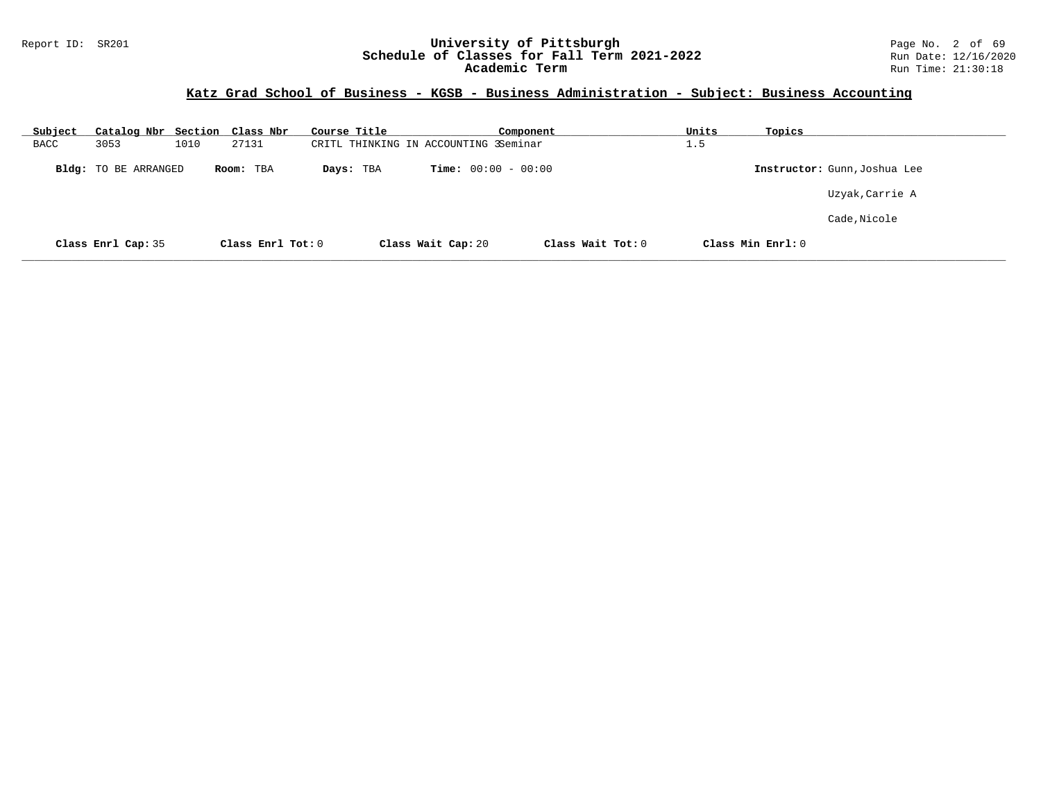## Katz Grad School of Business - KGSB - Business Administration - Subject: Business Accounting

| Subject | Catalog Nbr | Section | Class Nbr | Course Title | Component | Units | Topics |
|---|---|---|---|---|---|---|---|
| BACC | 3053 | 1010 | 27131 | CRITL THINKING IN ACCOUNTING 3 | Seminar | 1.5 | |

**Bldg:** TO BE ARRANGED **Room:** TBA **Days:** TBA **Time:** 00:00 - 00:00 **Instructor:** Gunn,Joshua Lee

Uzyak,Carrie A

Cade,Nicole

**Class Enrl Cap:** 35 **Class Enrl Tot:** 0 **Class Wait Cap:** 20 **Class Wait Tot:** 0 **Class Min Enrl:** 0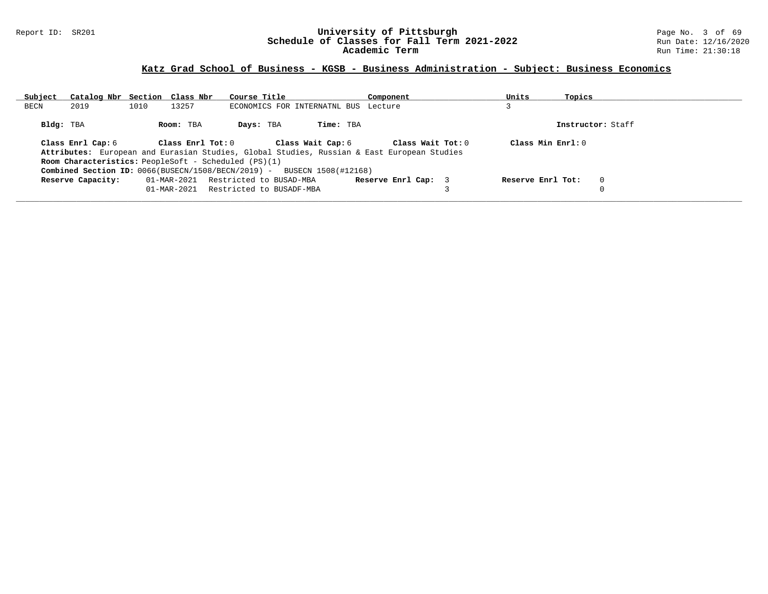## Katz Grad School of Business - KGSB - Business Administration - Subject: Business Economics

| Subject | Catalog Nbr | Section | Class Nbr | Course Title | Component | Units | Topics |
|---|---|---|---|---|---|---|---|
| BECN | 2019 | 1010 | 13257 | ECONOMICS FOR INTERNATNL BUS | Lecture | 3 | |

**Bldg:** TBA **Room:** TBA **Days:** TBA **Time:** TBA **Instructor:** Staff

**Class Enrl Cap:** 6 **Class Enrl Tot:** 0 **Class Wait Cap:** 6 **Class Wait Tot:** 0 **Class Min Enrl:** 0

**Attributes:** European and Eurasian Studies, Global Studies, Russian & East European Studies

**Room Characteristics:** PeopleSoft - Scheduled (PS)(1)

**Combined Section ID:** 0066(BUSECN/1508/BECN/2019) - BUSECN 1508(#12168)

| Reserve Capacity: | Date | Restriction | Reserve Enrl Cap: | Reserve Enrl Tot: |
|---|---|---|---|---|
| | 01-MAR-2021 | Restricted to BUSAD-MBA | 3 | 0 |
| | 01-MAR-2021 | Restricted to BUSADF-MBA | 3 | 0 |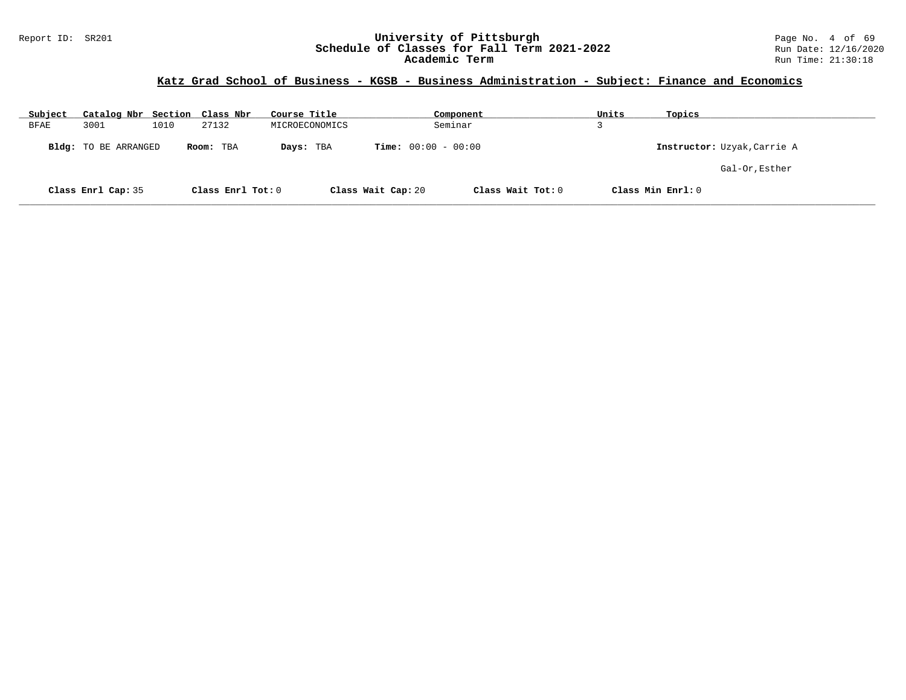## Katz Grad School of Business - KGSB - Business Administration - Subject: Finance and Economics

| Subject | Catalog Nbr | Section | Class Nbr | Course Title | Component | Units | Topics |
|---|---|---|---|---|---|---|---|
| BFAE | 3001 | 1010 | 27132 | MICROECONOMICS | Seminar | 3 | |

**Bldg:** TO BE ARRANGED **Room:** TBA **Days:** TBA **Time:** 00:00 - 00:00 **Instructor:** Uzyak,Carrie A

Gal-Or,Esther

**Class Enrl Cap:** 35 **Class Enrl Tot:** 0 **Class Wait Cap:** 20 **Class Wait Tot:** 0 **Class Min Enrl:** 0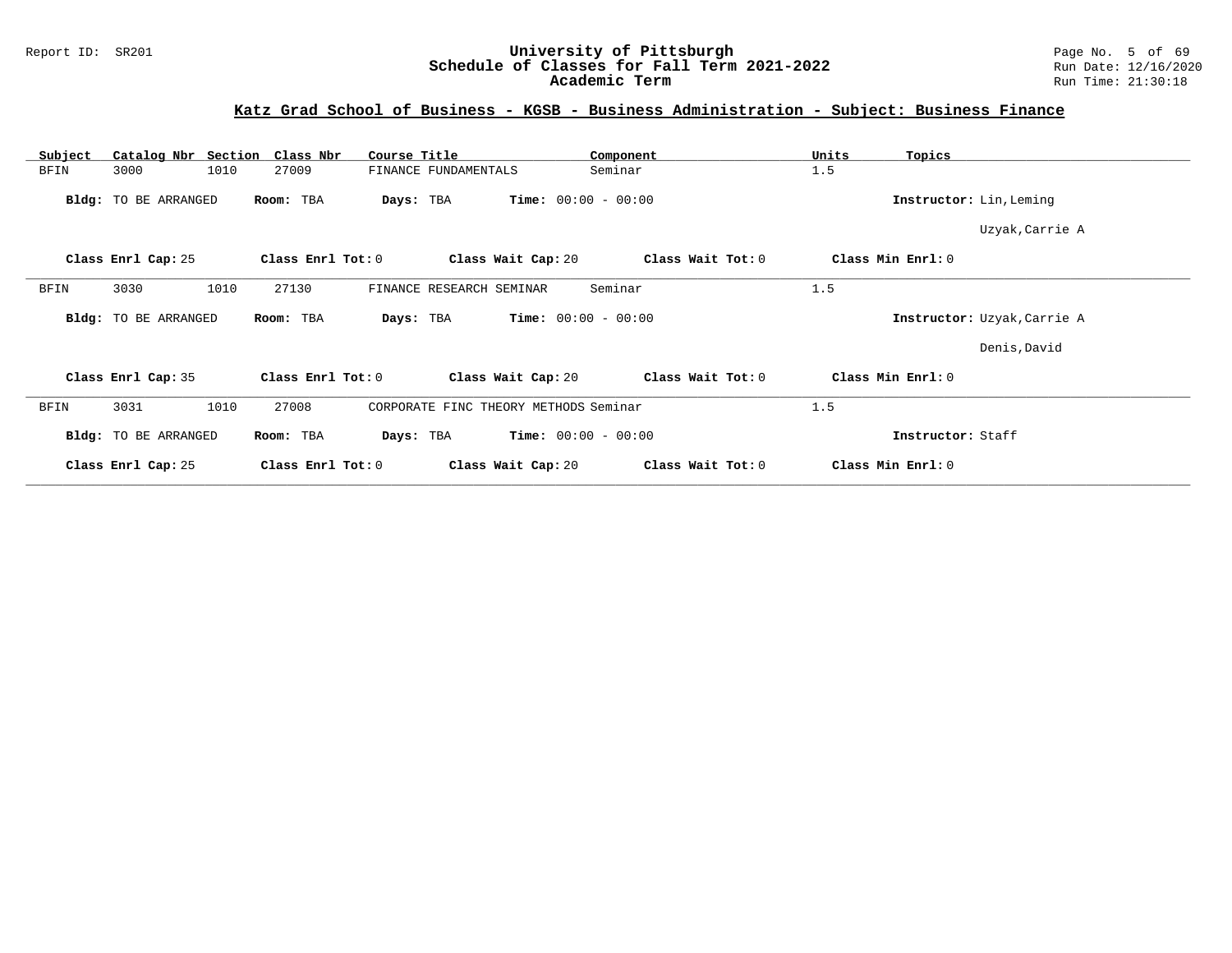## Katz Grad School of Business - KGSB - Business Administration - Subject: Business Finance

| Subject | Catalog Nbr | Section | Class Nbr | Course Title | Component | Units | Topics |
|---|---|---|---|---|---|---|---|
| BFIN | 3000 | 1010 | 27009 | FINANCE FUNDAMENTALS | Seminar | 1.5 | |

**Bldg:** TO BE ARRANGED **Room:** TBA **Days:** TBA **Time:** 00:00 - 00:00 **Instructor:** Lin,Leming
Uzyak,Carrie A

**Class Enrl Cap:** 25 **Class Enrl Tot:** 0 **Class Wait Cap:** 20 **Class Wait Tot:** 0 **Class Min Enrl:** 0

| Subject | Catalog Nbr | Section | Class Nbr | Course Title | Component | Units | Topics |
|---|---|---|---|---|---|---|---|
| BFIN | 3030 | 1010 | 27130 | FINANCE RESEARCH SEMINAR | Seminar | 1.5 | |

**Bldg:** TO BE ARRANGED **Room:** TBA **Days:** TBA **Time:** 00:00 - 00:00 **Instructor:** Uzyak,Carrie A
Denis,David

**Class Enrl Cap:** 35 **Class Enrl Tot:** 0 **Class Wait Cap:** 20 **Class Wait Tot:** 0 **Class Min Enrl:** 0

| Subject | Catalog Nbr | Section | Class Nbr | Course Title | Component | Units | Topics |
|---|---|---|---|---|---|---|---|
| BFIN | 3031 | 1010 | 27008 | CORPORATE FINC THEORY METHODS | Seminar | 1.5 | |

**Bldg:** TO BE ARRANGED **Room:** TBA **Days:** TBA **Time:** 00:00 - 00:00 **Instructor:** Staff

**Class Enrl Cap:** 25 **Class Enrl Tot:** 0 **Class Wait Cap:** 20 **Class Wait Tot:** 0 **Class Min Enrl:** 0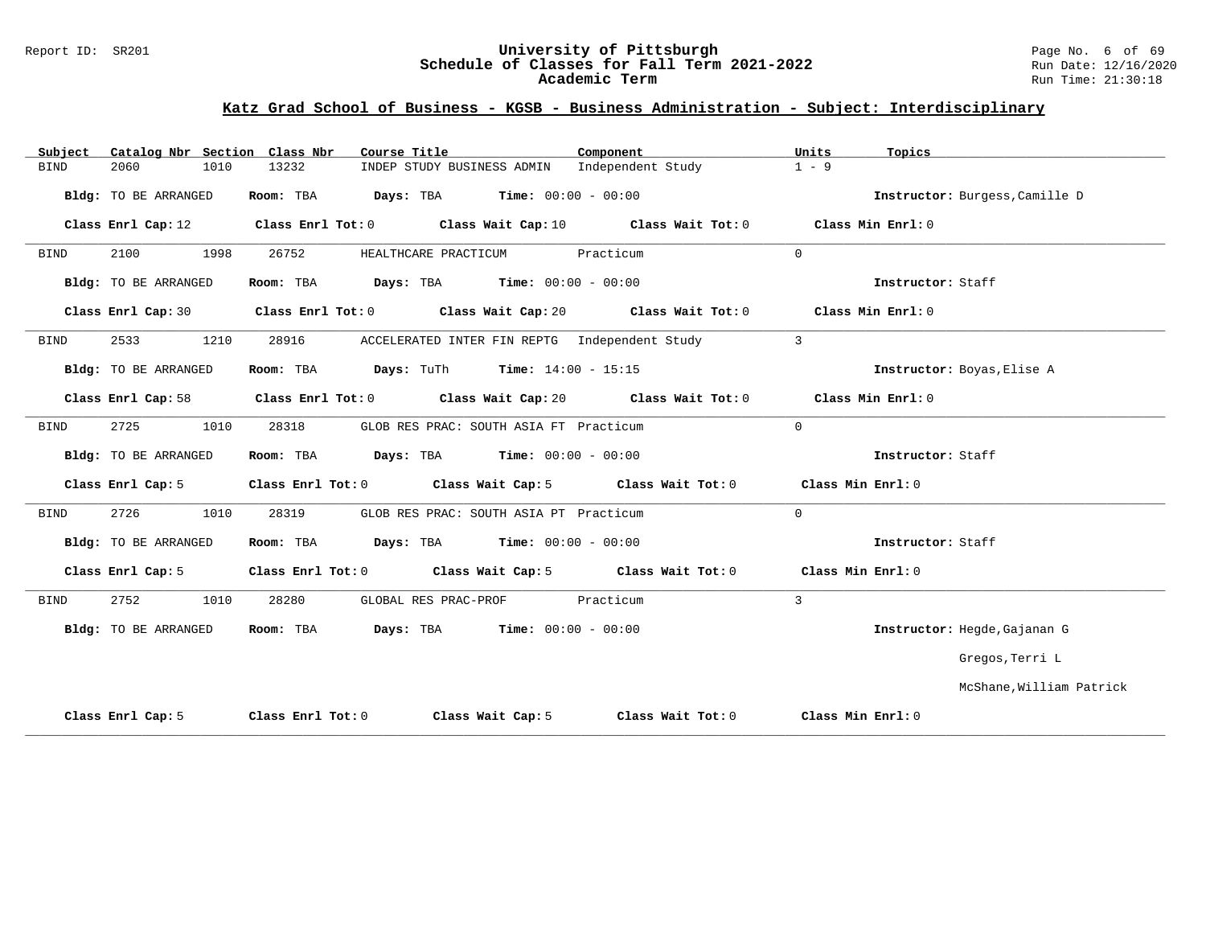## Katz Grad School of Business - KGSB - Business Administration - Subject: Interdisciplinary

| Subject | Catalog Nbr | Section | Class Nbr | Course Title | Component | Units | Topics |
|---|---|---|---|---|---|---|---|
| BIND | 2060 | 1010 | 13232 | INDEP STUDY BUSINESS ADMIN | Independent Study | 1 - 9 | |

**Bldg:** TO BE ARRANGED **Room:** TBA **Days:** TBA **Time:** 00:00 - 00:00 **Instructor:** Burgess,Camille D

**Class Enrl Cap:** 12 **Class Enrl Tot:** 0 **Class Wait Cap:** 10 **Class Wait Tot:** 0 **Class Min Enrl:** 0

---

| Subject | Catalog Nbr | Section | Class Nbr | Course Title | Component | Units | Topics |
|---|---|---|---|---|---|---|---|
| BIND | 2100 | 1998 | 26752 | HEALTHCARE PRACTICUM | Practicum | 0 | |

**Bldg:** TO BE ARRANGED **Room:** TBA **Days:** TBA **Time:** 00:00 - 00:00 **Instructor:** Staff

**Class Enrl Cap:** 30 **Class Enrl Tot:** 0 **Class Wait Cap:** 20 **Class Wait Tot:** 0 **Class Min Enrl:** 0

---

| Subject | Catalog Nbr | Section | Class Nbr | Course Title | Component | Units | Topics |
|---|---|---|---|---|---|---|---|
| BIND | 2533 | 1210 | 28916 | ACCELERATED INTER FIN REPTG | Independent Study | 3 | |

**Bldg:** TO BE ARRANGED **Room:** TBA **Days:** TuTh **Time:** 14:00 - 15:15 **Instructor:** Boyas,Elise A

**Class Enrl Cap:** 58 **Class Enrl Tot:** 0 **Class Wait Cap:** 20 **Class Wait Tot:** 0 **Class Min Enrl:** 0

---

| Subject | Catalog Nbr | Section | Class Nbr | Course Title | Component | Units | Topics |
|---|---|---|---|---|---|---|---|
| BIND | 2725 | 1010 | 28318 | GLOB RES PRAC: SOUTH ASIA FT | Practicum | 0 | |

**Bldg:** TO BE ARRANGED **Room:** TBA **Days:** TBA **Time:** 00:00 - 00:00 **Instructor:** Staff

**Class Enrl Cap:** 5 **Class Enrl Tot:** 0 **Class Wait Cap:** 5 **Class Wait Tot:** 0 **Class Min Enrl:** 0

---

| Subject | Catalog Nbr | Section | Class Nbr | Course Title | Component | Units | Topics |
|---|---|---|---|---|---|---|---|
| BIND | 2726 | 1010 | 28319 | GLOB RES PRAC: SOUTH ASIA PT | Practicum | 0 | |

**Bldg:** TO BE ARRANGED **Room:** TBA **Days:** TBA **Time:** 00:00 - 00:00 **Instructor:** Staff

**Class Enrl Cap:** 5 **Class Enrl Tot:** 0 **Class Wait Cap:** 5 **Class Wait Tot:** 0 **Class Min Enrl:** 0

---

| Subject | Catalog Nbr | Section | Class Nbr | Course Title | Component | Units | Topics |
|---|---|---|---|---|---|---|---|
| BIND | 2752 | 1010 | 28280 | GLOBAL RES PRAC-PROF | Practicum | 3 | |

**Bldg:** TO BE ARRANGED **Room:** TBA **Days:** TBA **Time:** 00:00 - 00:00 **Instructor:** Hegde,Gajanan G

Gregos,Terri L

McShane,William Patrick

**Class Enrl Cap:** 5 **Class Enrl Tot:** 0 **Class Wait Cap:** 5 **Class Wait Tot:** 0 **Class Min Enrl:** 0

---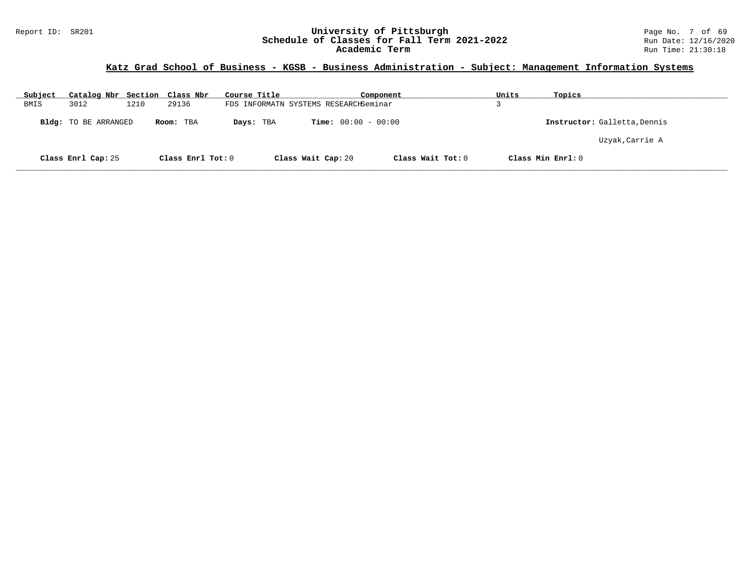## Katz Grad School of Business - KGSB - Business Administration - Subject: Management Information Systems

| Subject | Catalog Nbr | Section | Class Nbr | Course Title | Component | Units | Topics |
|---|---|---|---|---|---|---|---|
| BMIS | 3012 | 1210 | 29136 | FDS INFORMATN SYSTEMS RESEARCH | Seminar | 3 | |

**Bldg:** TO BE ARRANGED **Room:** TBA **Days:** TBA **Time:** 00:00 - 00:00 **Instructor:** Galletta,Dennis

Uzyak,Carrie A

**Class Enrl Cap:** 25 **Class Enrl Tot:** 0 **Class Wait Cap:** 20 **Class Wait Tot:** 0 **Class Min Enrl:** 0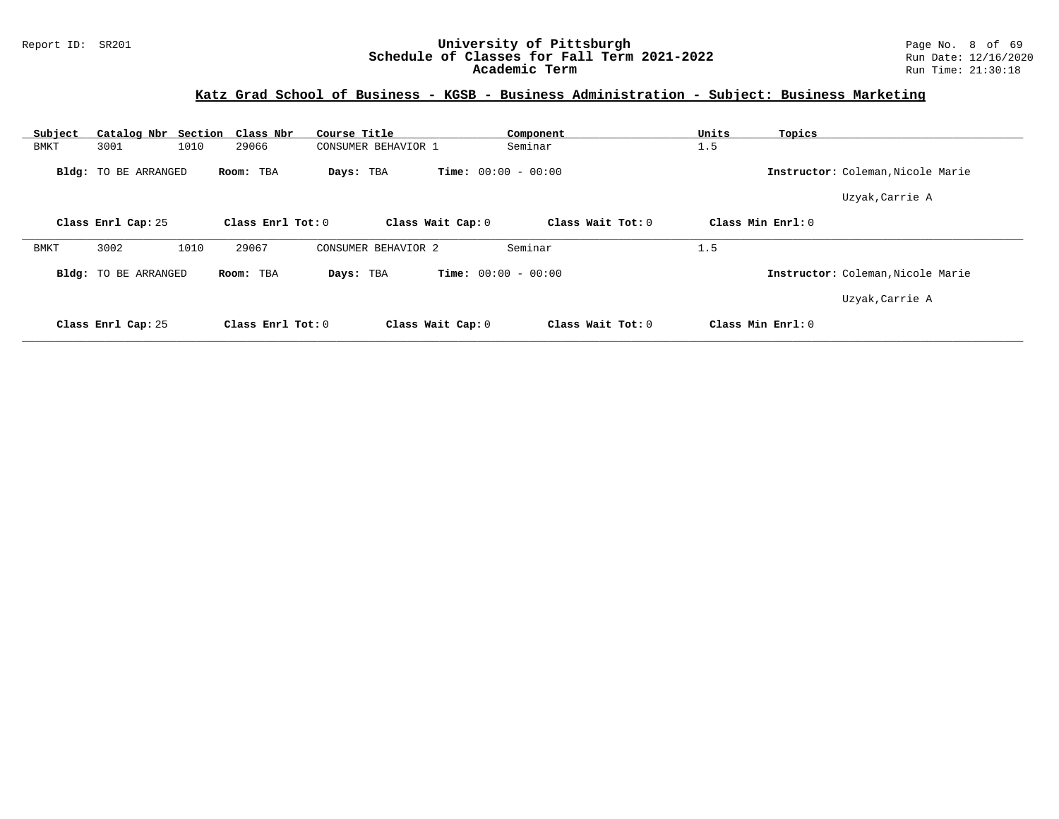## Katz Grad School of Business - KGSB - Business Administration - Subject: Business Marketing

| Subject | Catalog Nbr | Section | Class Nbr | Course Title | Component | Units | Topics |
|---|---|---|---|---|---|---|---|
| BMKT | 3001 | 1010 | 29066 | CONSUMER BEHAVIOR 1 | Seminar | 1.5 | |

**Bldg:** TO BE ARRANGED **Room:** TBA **Days:** TBA **Time:** 00:00 - 00:00 **Instructor:** Coleman,Nicole Marie

Uzyak,Carrie A

**Class Enrl Cap:** 25 **Class Enrl Tot:** 0 **Class Wait Cap:** 0 **Class Wait Tot:** 0 **Class Min Enrl:** 0

| Subject | Catalog Nbr | Section | Class Nbr | Course Title | Component | Units | Topics |
|---|---|---|---|---|---|---|---|
| BMKT | 3002 | 1010 | 29067 | CONSUMER BEHAVIOR 2 | Seminar | 1.5 | |

**Bldg:** TO BE ARRANGED **Room:** TBA **Days:** TBA **Time:** 00:00 - 00:00 **Instructor:** Coleman,Nicole Marie

Uzyak,Carrie A

**Class Enrl Cap:** 25 **Class Enrl Tot:** 0 **Class Wait Cap:** 0 **Class Wait Tot:** 0 **Class Min Enrl:** 0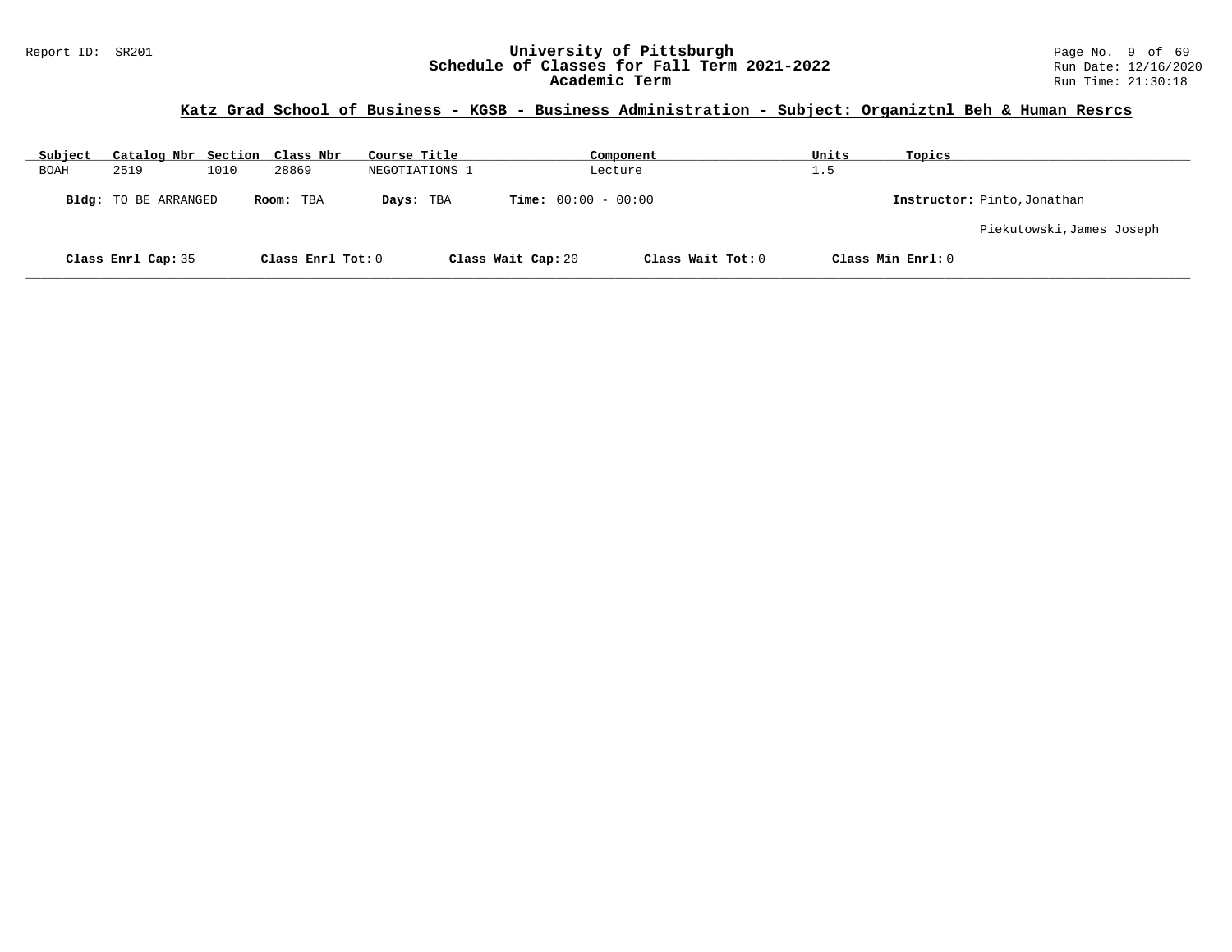## Katz Grad School of Business - KGSB - Business Administration - Subject: Organiztnl Beh & Human Resrcs

| Subject | Catalog Nbr | Section | Class Nbr | Course Title | Component | Units | Topics |
|---|---|---|---|---|---|---|---|
| BOAH | 2519 | 1010 | 28869 | NEGOTIATIONS 1 | Lecture | 1.5 | |

**Bldg:** TO BE ARRANGED **Room:** TBA **Days:** TBA **Time:** 00:00 - 00:00 **Instructor:** Pinto,Jonathan

Piekutowski,James Joseph

**Class Enrl Cap:** 35 **Class Enrl Tot:** 0 **Class Wait Cap:** 20 **Class Wait Tot:** 0 **Class Min Enrl:** 0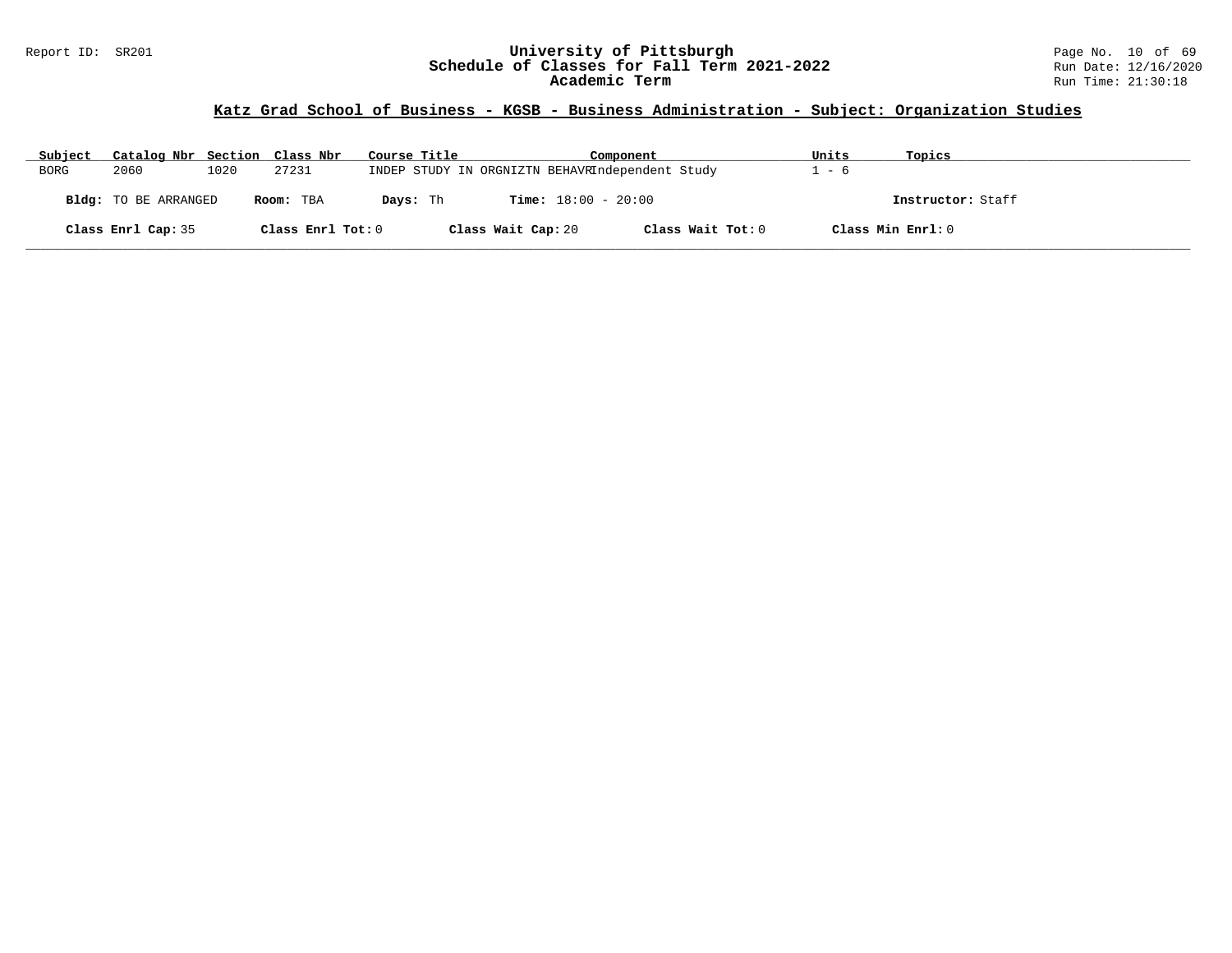## Katz Grad School of Business - KGSB - Business Administration - Subject: Organization Studies

| Subject | Catalog Nbr | Section | Class Nbr | Course Title | Component | Units | Topics |
|---|---|---|---|---|---|---|---|
| BORG | 2060 | 1020 | 27231 | INDEP STUDY IN ORGNIZTN BEHAVR | Independent Study | 1 - 6 | |

**Bldg:** TO BE ARRANGED **Room:** TBA **Days:** Th **Time:** 18:00 - 20:00 **Instructor:** Staff

**Class Enrl Cap:** 35 **Class Enrl Tot:** 0 **Class Wait Cap:** 20 **Class Wait Tot:** 0 **Class Min Enrl:** 0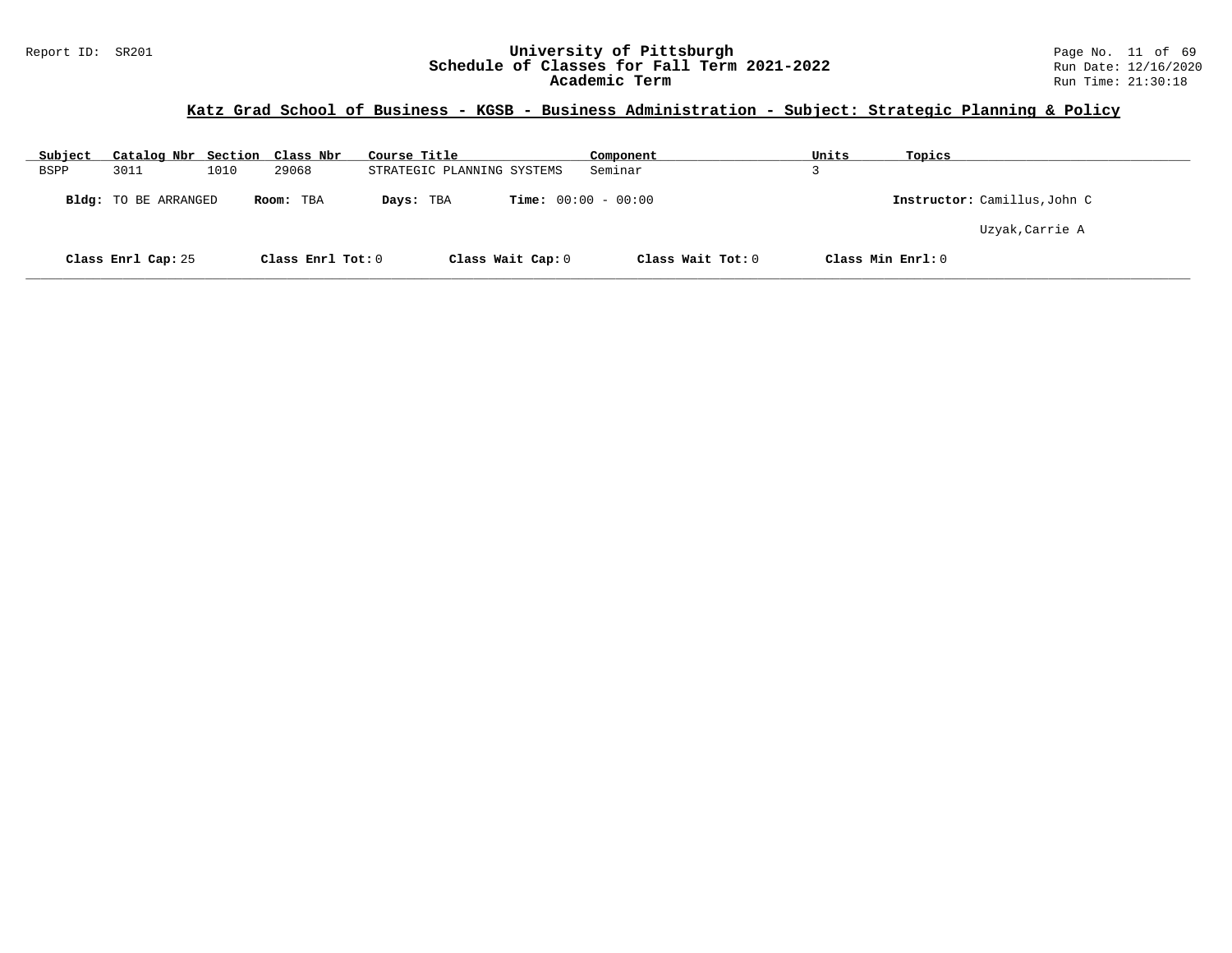## Katz Grad School of Business - KGSB - Business Administration - Subject: Strategic Planning & Policy

| Subject | Catalog Nbr | Section | Class Nbr | Course Title | Component | Units | Topics |
|---|---|---|---|---|---|---|---|
| BSPP | 3011 | 1010 | 29068 | STRATEGIC PLANNING SYSTEMS | Seminar | 3 | |

**Bldg:** TO BE ARRANGED **Room:** TBA **Days:** TBA **Time:** 00:00 - 00:00 **Instructor:** Camillus,John C

Uzyak,Carrie A

**Class Enrl Cap:** 25 **Class Enrl Tot:** 0 **Class Wait Cap:** 0 **Class Wait Tot:** 0 **Class Min Enrl:** 0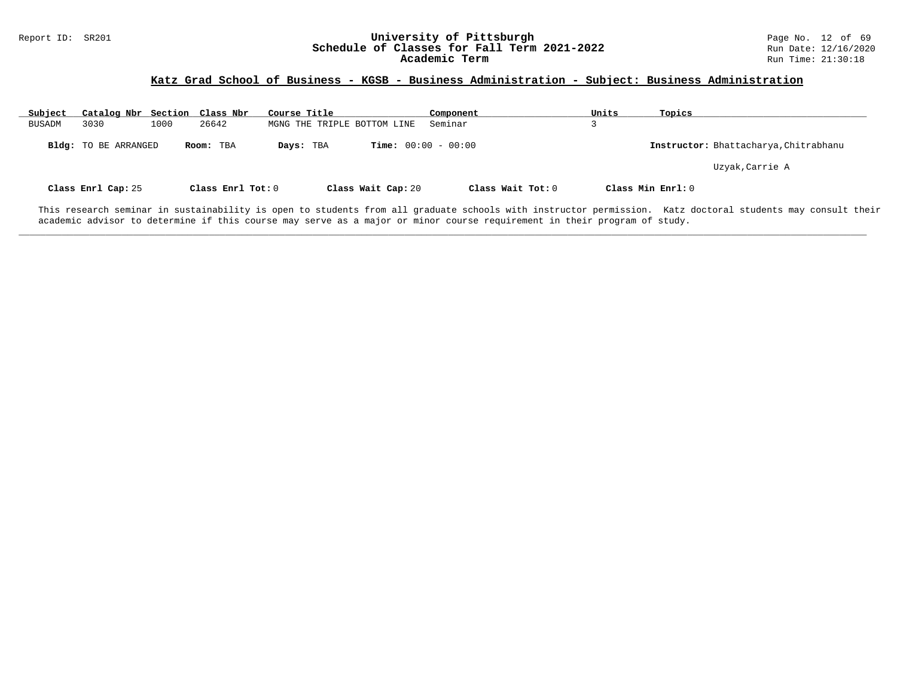## Katz Grad School of Business - KGSB - Business Administration - Subject: Business Administration

| Subject | Catalog Nbr | Section | Class Nbr | Course Title | Component | Units | Topics |
|---|---|---|---|---|---|---|---|
| BUSADM | 3030 | 1000 | 26642 | MGNG THE TRIPLE BOTTOM LINE | Seminar | 3 | |

**Bldg:** TO BE ARRANGED **Room:** TBA **Days:** TBA **Time:** 00:00 - 00:00 **Instructor:** Bhattacharya,Chitrabhanu

Uzyak,Carrie A

**Class Enrl Cap:** 25 **Class Enrl Tot:** 0 **Class Wait Cap:** 20 **Class Wait Tot:** 0 **Class Min Enrl:** 0

This research seminar in sustainability is open to students from all graduate schools with instructor permission. Katz doctoral students may consult their academic advisor to determine if this course may serve as a major or minor course requirement in their program of study.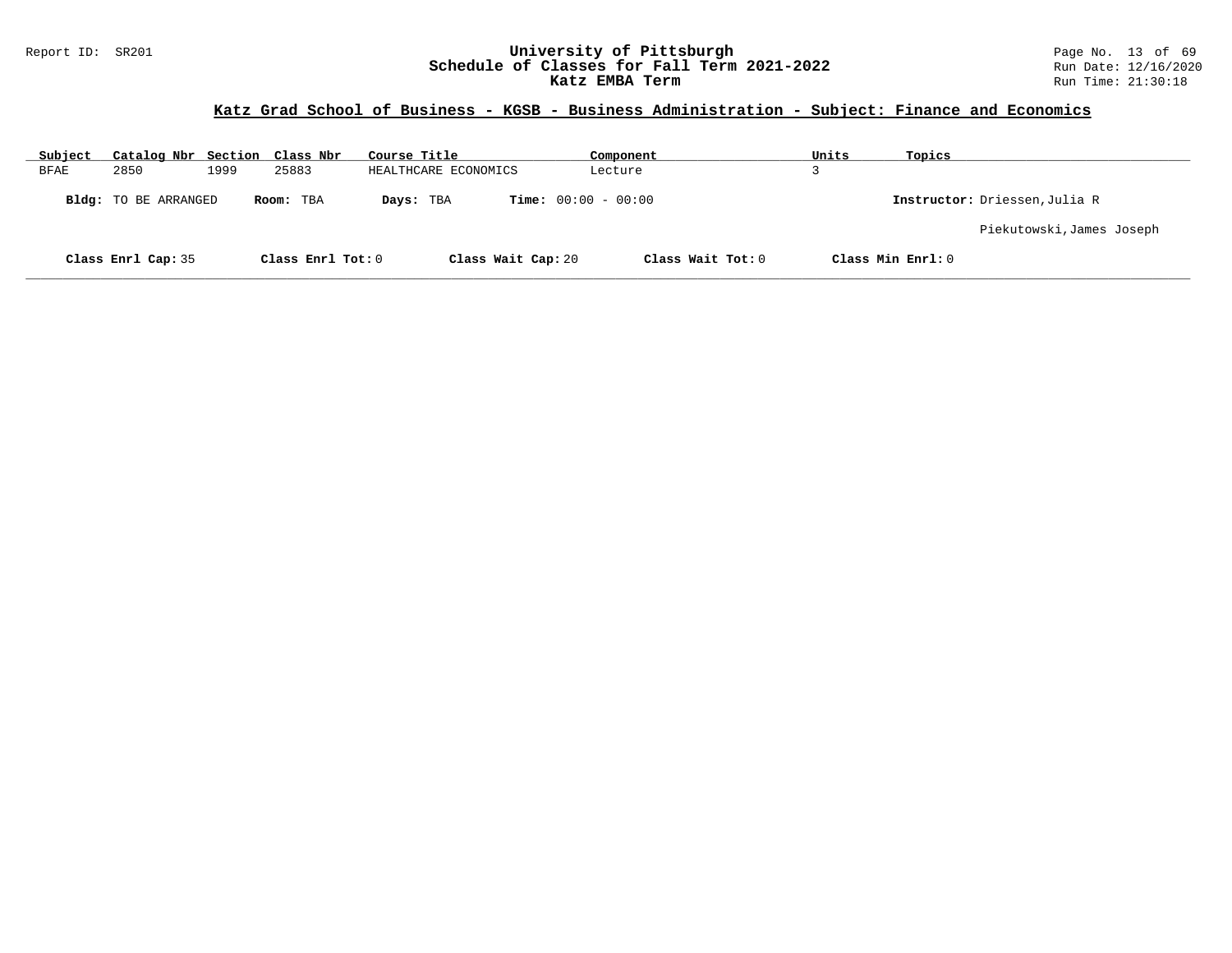Report ID: SR201

# University of Pittsburgh
## Schedule of Classes for Fall Term 2021-2022
## Katz EMBA Term

Run Date: 12/16/2020
Run Time: 21:30:18

### Katz Grad School of Business - KGSB - Business Administration - Subject: Finance and Economics

| Subject | Catalog Nbr | Section | Class Nbr | Course Title | Component | Units | Topics |
|---|---|---|---|---|---|---|---|
| BFAE | 2850 | 1999 | 25883 | HEALTHCARE ECONOMICS | Lecture | 3 | |

**Bldg:** TO BE ARRANGED **Room:** TBA **Days:** TBA **Time:** 00:00 - 00:00 **Instructor:** Driessen,Julia R

Piekutowski,James Joseph

**Class Enrl Cap:** 35 **Class Enrl Tot:** 0 **Class Wait Cap:** 20 **Class Wait Tot:** 0 **Class Min Enrl:** 0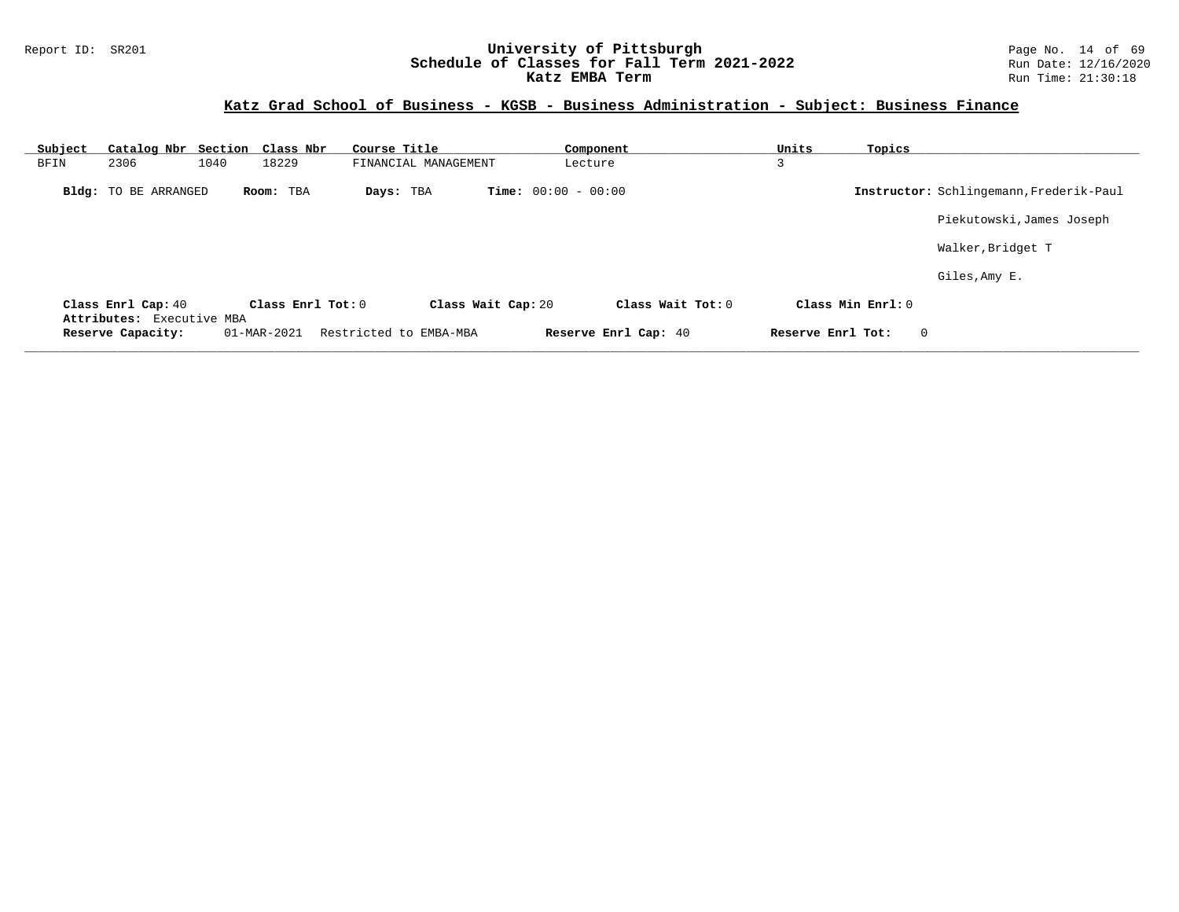## Katz Grad School of Business - KGSB - Business Administration - Subject: Business Finance

| Subject | Catalog Nbr | Section | Class Nbr | Course Title | Component | Units | Topics |
|---|---|---|---|---|---|---|---|
| BFIN | 2306 | 1040 | 18229 | FINANCIAL MANAGEMENT | Lecture | 3 | |

**Bldg:** TO BE ARRANGED **Room:** TBA **Days:** TBA **Time:** 00:00 - 00:00 **Instructor:** Schlingemann,Frederik-Paul

Piekutowski,James Joseph

Walker,Bridget T

Giles,Amy E.

**Class Enrl Cap:** 40 **Class Enrl Tot:** 0 **Class Wait Cap:** 20 **Class Wait Tot:** 0 **Class Min Enrl:** 0

**Attributes:** Executive MBA

**Reserve Capacity:** 01-MAR-2021 Restricted to EMBA-MBA **Reserve Enrl Cap:** 40 **Reserve Enrl Tot:** 0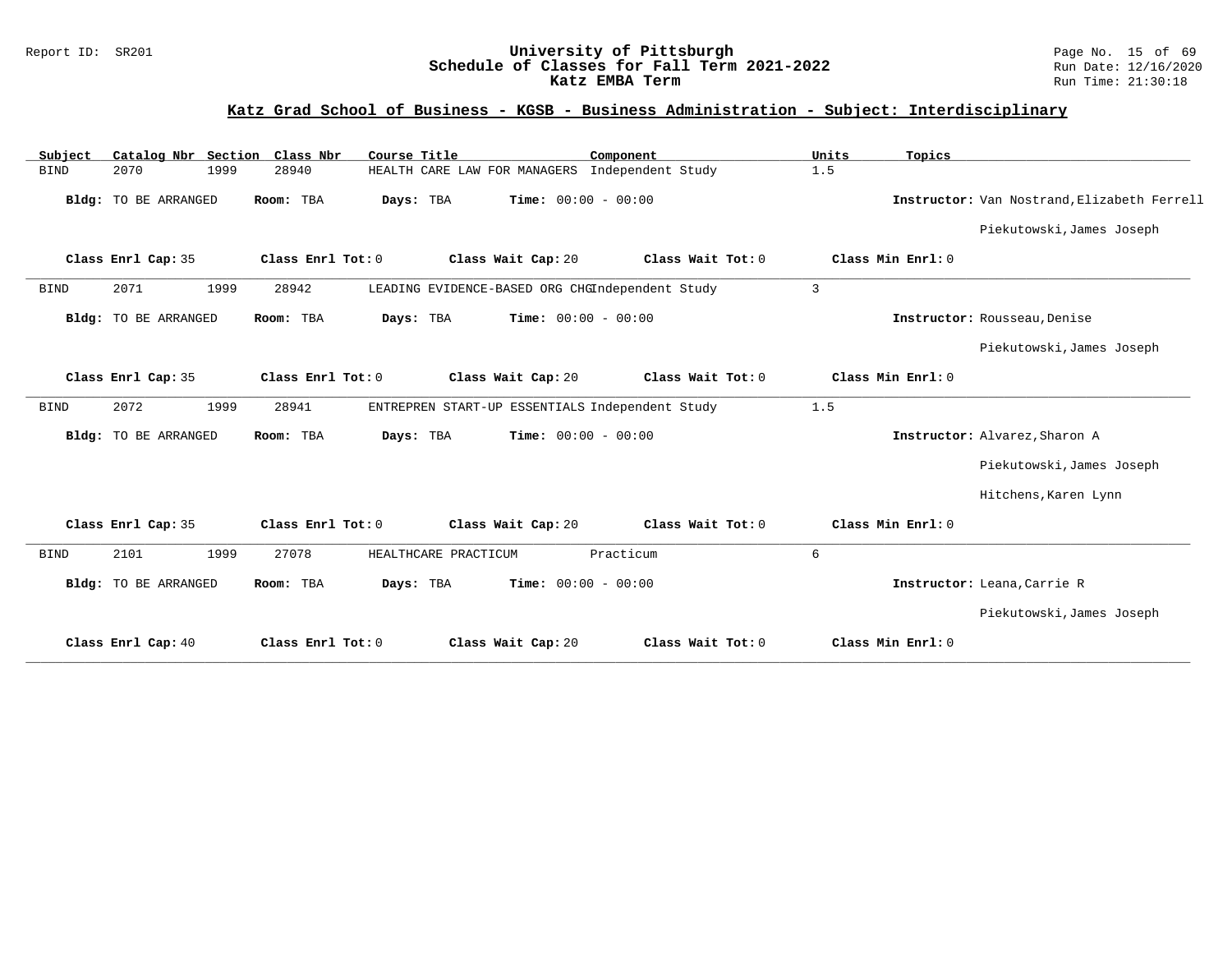## Katz Grad School of Business - KGSB - Business Administration - Subject: Interdisciplinary

| Subject | Catalog Nbr | Section | Class Nbr | Course Title | Component | Units | Topics |
|---|---|---|---|---|---|---|---|
| BIND | 2070 | 1999 | 28940 | HEALTH CARE LAW FOR MANAGERS | Independent Study | 1.5 | |

**Bldg:** TO BE ARRANGED **Room:** TBA **Days:** TBA **Time:** 00:00 - 00:00 **Instructor:** Van Nostrand,Elizabeth Ferrell; Piekutowski,James Joseph

**Class Enrl Cap:** 35 **Class Enrl Tot:** 0 **Class Wait Cap:** 20 **Class Wait Tot:** 0 **Class Min Enrl:** 0

---

| Subject | Catalog Nbr | Section | Class Nbr | Course Title | Component | Units | Topics |
|---|---|---|---|---|---|---|---|
| BIND | 2071 | 1999 | 28942 | LEADING EVIDENCE-BASED ORG CHG | Independent Study | 3 | |

**Bldg:** TO BE ARRANGED **Room:** TBA **Days:** TBA **Time:** 00:00 - 00:00 **Instructor:** Rousseau,Denise; Piekutowski,James Joseph

**Class Enrl Cap:** 35 **Class Enrl Tot:** 0 **Class Wait Cap:** 20 **Class Wait Tot:** 0 **Class Min Enrl:** 0

---

| Subject | Catalog Nbr | Section | Class Nbr | Course Title | Component | Units | Topics |
|---|---|---|---|---|---|---|---|
| BIND | 2072 | 1999 | 28941 | ENTREPREN START-UP ESSENTIALS | Independent Study | 1.5 | |

**Bldg:** TO BE ARRANGED **Room:** TBA **Days:** TBA **Time:** 00:00 - 00:00 **Instructor:** Alvarez,Sharon A; Piekutowski,James Joseph; Hitchens,Karen Lynn

**Class Enrl Cap:** 35 **Class Enrl Tot:** 0 **Class Wait Cap:** 20 **Class Wait Tot:** 0 **Class Min Enrl:** 0

---

| Subject | Catalog Nbr | Section | Class Nbr | Course Title | Component | Units | Topics |
|---|---|---|---|---|---|---|---|
| BIND | 2101 | 1999 | 27078 | HEALTHCARE PRACTICUM | Practicum | 6 | |

**Bldg:** TO BE ARRANGED **Room:** TBA **Days:** TBA **Time:** 00:00 - 00:00 **Instructor:** Leana,Carrie R; Piekutowski,James Joseph

**Class Enrl Cap:** 40 **Class Enrl Tot:** 0 **Class Wait Cap:** 20 **Class Wait Tot:** 0 **Class Min Enrl:** 0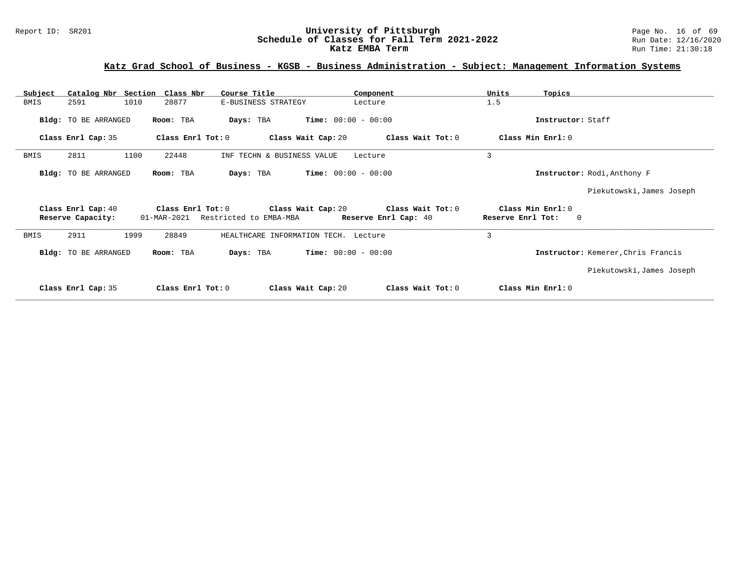## Katz Grad School of Business - KGSB - Business Administration - Subject: Management Information Systems

| Subject | Catalog Nbr | Section | Class Nbr | Course Title | Component | Units | Topics |
|---|---|---|---|---|---|---|---|
| BMIS | 2591 | 1010 | 28877 | E-BUSINESS STRATEGY | Lecture | 1.5 | |

**Bldg:** TO BE ARRANGED **Room:** TBA **Days:** TBA **Time:** 00:00 - 00:00 **Instructor:** Staff

**Class Enrl Cap:** 35 **Class Enrl Tot:** 0 **Class Wait Cap:** 20 **Class Wait Tot:** 0 **Class Min Enrl:** 0

---

| Subject | Catalog Nbr | Section | Class Nbr | Course Title | Component | Units | Topics |
|---|---|---|---|---|---|---|---|
| BMIS | 2811 | 1100 | 22448 | INF TECHN & BUSINESS VALUE | Lecture | 3 | |

**Bldg:** TO BE ARRANGED **Room:** TBA **Days:** TBA **Time:** 00:00 - 00:00 **Instructor:** Rodi,Anthony F

Piekutowski,James Joseph

**Class Enrl Cap:** 40 **Class Enrl Tot:** 0 **Class Wait Cap:** 20 **Class Wait Tot:** 0 **Class Min Enrl:** 0

**Reserve Capacity:** 01-MAR-2021 Restricted to EMBA-MBA **Reserve Enrl Cap:** 40 **Reserve Enrl Tot:** 0

---

| Subject | Catalog Nbr | Section | Class Nbr | Course Title | Component | Units | Topics |
|---|---|---|---|---|---|---|---|
| BMIS | 2911 | 1999 | 28849 | HEALTHCARE INFORMATION TECH. | Lecture | 3 | |

**Bldg:** TO BE ARRANGED **Room:** TBA **Days:** TBA **Time:** 00:00 - 00:00 **Instructor:** Kemerer,Chris Francis

Piekutowski,James Joseph

**Class Enrl Cap:** 35 **Class Enrl Tot:** 0 **Class Wait Cap:** 20 **Class Wait Tot:** 0 **Class Min Enrl:** 0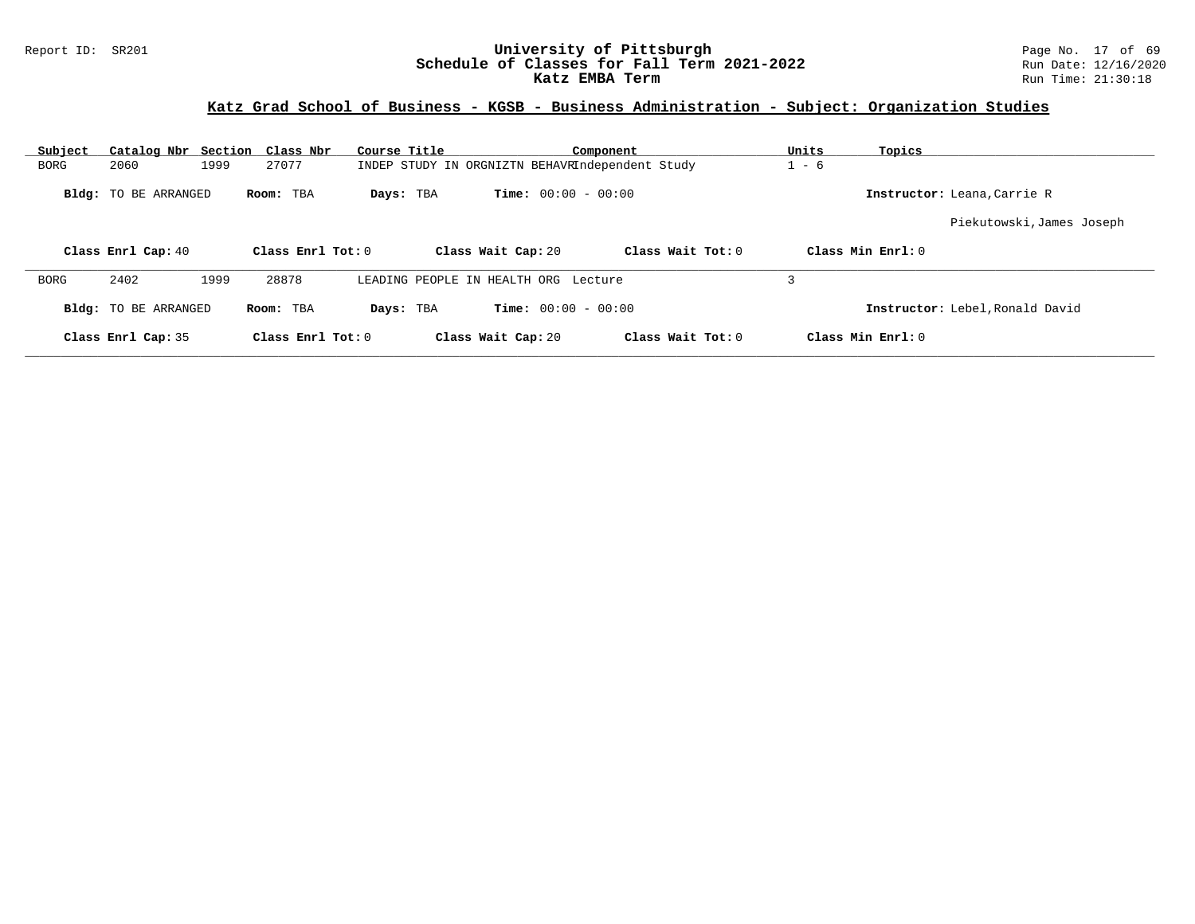University of Pittsburgh
Schedule of Classes for Fall Term 2021-2022
Katz EMBA Term

## Katz Grad School of Business - KGSB - Business Administration - Subject: Organization Studies

| Subject | Catalog Nbr | Section | Class Nbr | Course Title | Component | Units | Topics |
|---|---|---|---|---|---|---|---|
| BORG | 2060 | 1999 | 27077 | INDEP STUDY IN ORGNIZTN BEHAVR | Independent Study | 1 - 6 | |

**Bldg:** TO BE ARRANGED **Room:** TBA **Days:** TBA **Time:** 00:00 - 00:00 **Instructor:** Leana,Carrie R
Piekutowski,James Joseph

**Class Enrl Cap:** 40 **Class Enrl Tot:** 0 **Class Wait Cap:** 20 **Class Wait Tot:** 0 **Class Min Enrl:** 0

| Subject | Catalog Nbr | Section | Class Nbr | Course Title | Component | Units | Topics |
|---|---|---|---|---|---|---|---|
| BORG | 2402 | 1999 | 28878 | LEADING PEOPLE IN HEALTH ORG | Lecture | 3 | |

**Bldg:** TO BE ARRANGED **Room:** TBA **Days:** TBA **Time:** 00:00 - 00:00 **Instructor:** Lebel,Ronald David

**Class Enrl Cap:** 35 **Class Enrl Tot:** 0 **Class Wait Cap:** 20 **Class Wait Tot:** 0 **Class Min Enrl:** 0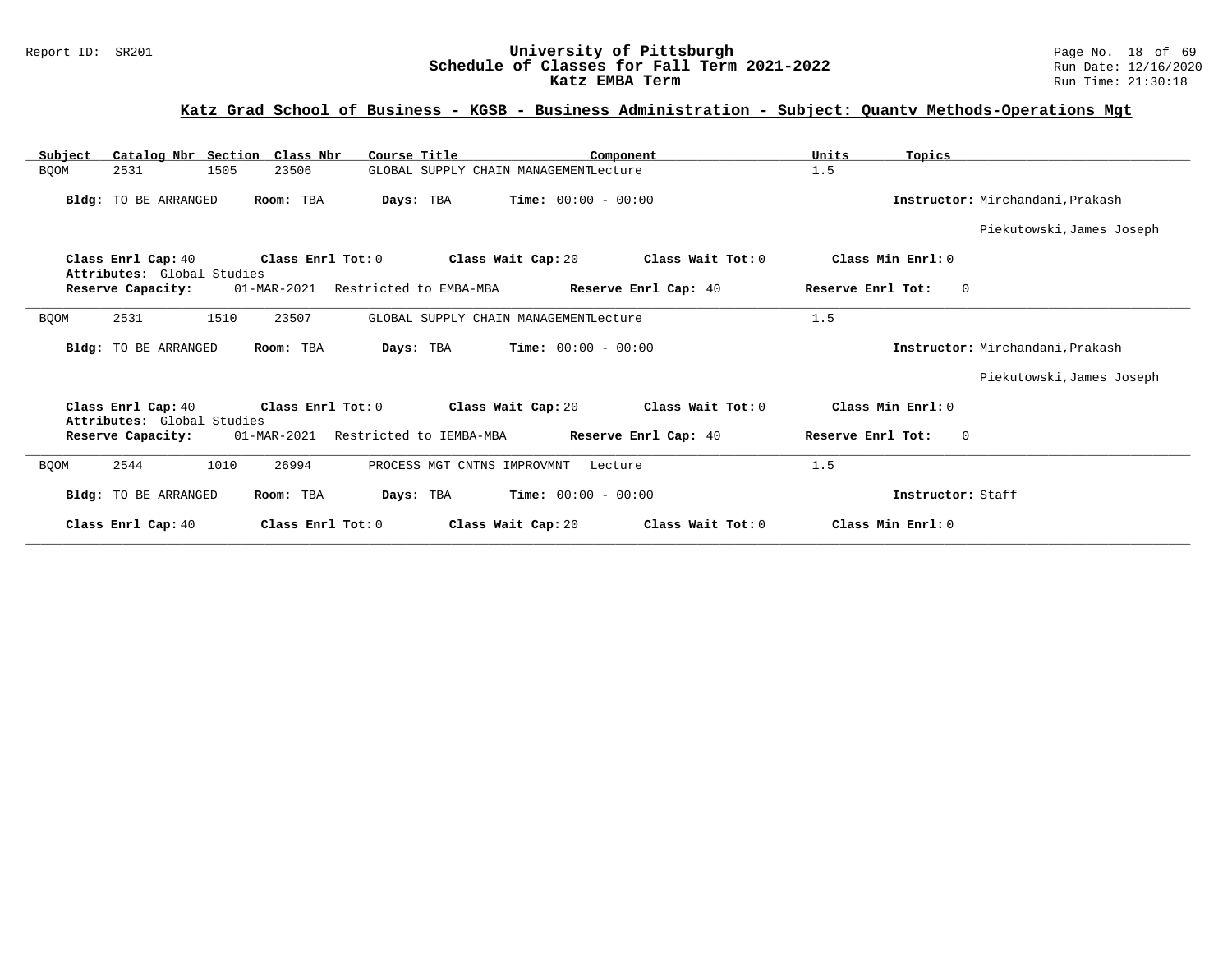# University of Pittsburgh
## Schedule of Classes for Fall Term 2021-2022
## Katz EMBA Term

Report ID: SR201 | Run Date: 12/16/2020 | Run Time: 21:30:18

### Katz Grad School of Business - KGSB - Business Administration - Subject: Quantv Methods-Operations Mgt

| Subject | Catalog Nbr | Section | Class Nbr | Course Title | Component | Units | Topics |
|---|---|---|---|---|---|---|---|
| BQOM | 2531 | 1505 | 23506 | GLOBAL SUPPLY CHAIN MANAGEMENT | Lecture | 1.5 | |

**Bldg:** TO BE ARRANGED **Room:** TBA **Days:** TBA **Time:** 00:00 - 00:00 **Instructor:** Mirchandani,Prakash; Piekutowski,James Joseph

**Class Enrl Cap:** 40 **Class Enrl Tot:** 0 **Class Wait Cap:** 20 **Class Wait Tot:** 0 **Class Min Enrl:** 0

**Attributes:** Global Studies

**Reserve Capacity:** 01-MAR-2021 Restricted to EMBA-MBA **Reserve Enrl Cap:** 40 **Reserve Enrl Tot:** 0

---

| Subject | Catalog Nbr | Section | Class Nbr | Course Title | Component | Units | Topics |
|---|---|---|---|---|---|---|---|
| BQOM | 2531 | 1510 | 23507 | GLOBAL SUPPLY CHAIN MANAGEMENT | Lecture | 1.5 | |

**Bldg:** TO BE ARRANGED **Room:** TBA **Days:** TBA **Time:** 00:00 - 00:00 **Instructor:** Mirchandani,Prakash; Piekutowski,James Joseph

**Class Enrl Cap:** 40 **Class Enrl Tot:** 0 **Class Wait Cap:** 20 **Class Wait Tot:** 0 **Class Min Enrl:** 0

**Attributes:** Global Studies

**Reserve Capacity:** 01-MAR-2021 Restricted to IEMBA-MBA **Reserve Enrl Cap:** 40 **Reserve Enrl Tot:** 0

---

| Subject | Catalog Nbr | Section | Class Nbr | Course Title | Component | Units | Topics |
|---|---|---|---|---|---|---|---|
| BQOM | 2544 | 1010 | 26994 | PROCESS MGT CNTNS IMPROVMNT | Lecture | 1.5 | |

**Bldg:** TO BE ARRANGED **Room:** TBA **Days:** TBA **Time:** 00:00 - 00:00 **Instructor:** Staff

**Class Enrl Cap:** 40 **Class Enrl Tot:** 0 **Class Wait Cap:** 20 **Class Wait Tot:** 0 **Class Min Enrl:** 0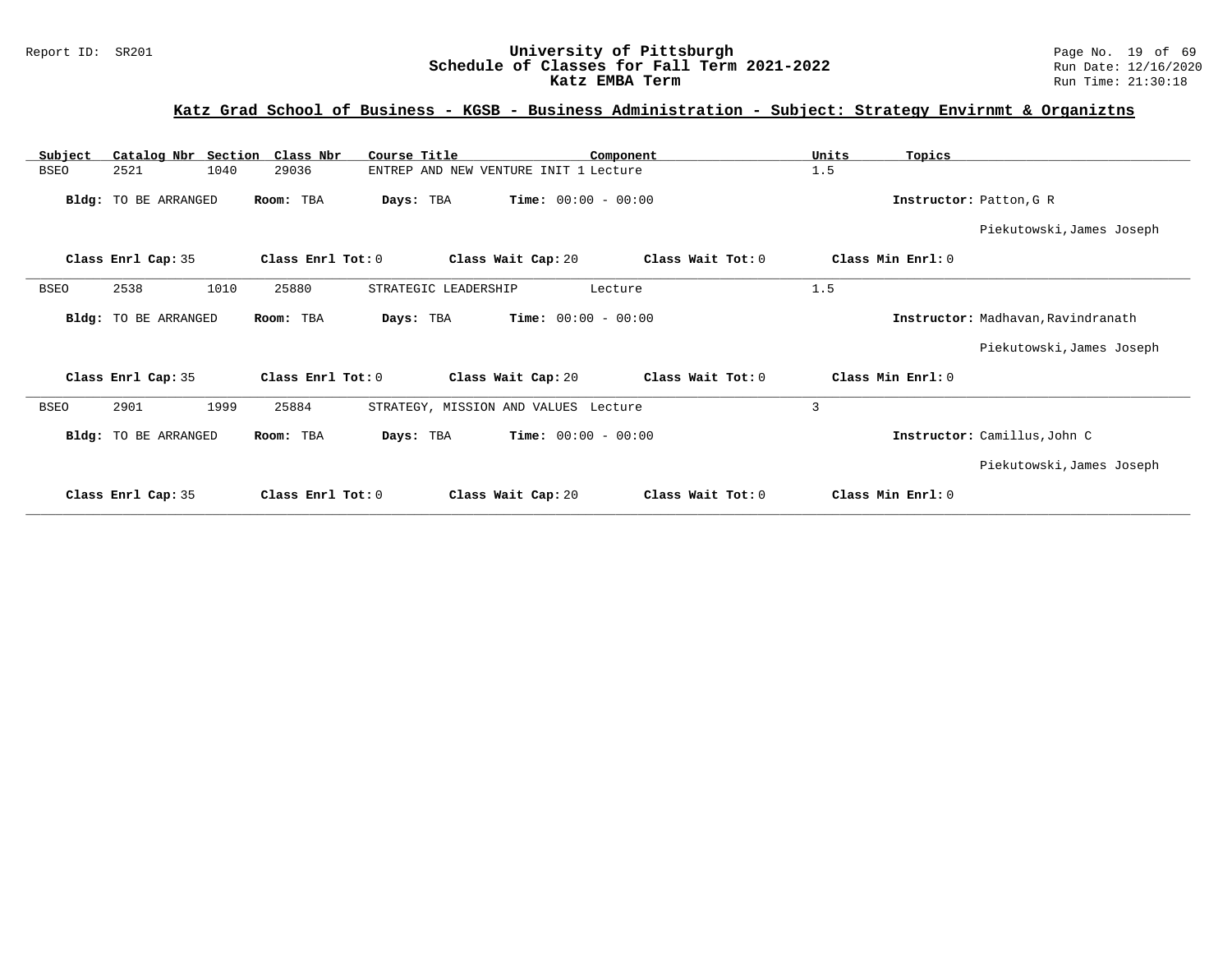## Katz Grad School of Business - KGSB - Business Administration - Subject: Strategy Envirnmt & Organiztns

| Subject | Catalog Nbr | Section | Class Nbr | Course Title | Component | Units | Topics |
|---|---|---|---|---|---|---|---|
| BSEO | 2521 | 1040 | 29036 | ENTREP AND NEW VENTURE INIT 1 | Lecture | 1.5 | |

**Bldg:** TO BE ARRANGED **Room:** TBA **Days:** TBA **Time:** 00:00 - 00:00 **Instructor:** Patton,G R

Piekutowski,James Joseph

**Class Enrl Cap:** 35 **Class Enrl Tot:** 0 **Class Wait Cap:** 20 **Class Wait Tot:** 0 **Class Min Enrl:** 0

| Subject | Catalog Nbr | Section | Class Nbr | Course Title | Component | Units | Topics |
|---|---|---|---|---|---|---|---|
| BSEO | 2538 | 1010 | 25880 | STRATEGIC LEADERSHIP | Lecture | 1.5 | |

**Bldg:** TO BE ARRANGED **Room:** TBA **Days:** TBA **Time:** 00:00 - 00:00 **Instructor:** Madhavan,Ravindranath

Piekutowski,James Joseph

**Class Enrl Cap:** 35 **Class Enrl Tot:** 0 **Class Wait Cap:** 20 **Class Wait Tot:** 0 **Class Min Enrl:** 0

| Subject | Catalog Nbr | Section | Class Nbr | Course Title | Component | Units | Topics |
|---|---|---|---|---|---|---|---|
| BSEO | 2901 | 1999 | 25884 | STRATEGY, MISSION AND VALUES | Lecture | 3 | |

**Bldg:** TO BE ARRANGED **Room:** TBA **Days:** TBA **Time:** 00:00 - 00:00 **Instructor:** Camillus,John C

Piekutowski,James Joseph

**Class Enrl Cap:** 35 **Class Enrl Tot:** 0 **Class Wait Cap:** 20 **Class Wait Tot:** 0 **Class Min Enrl:** 0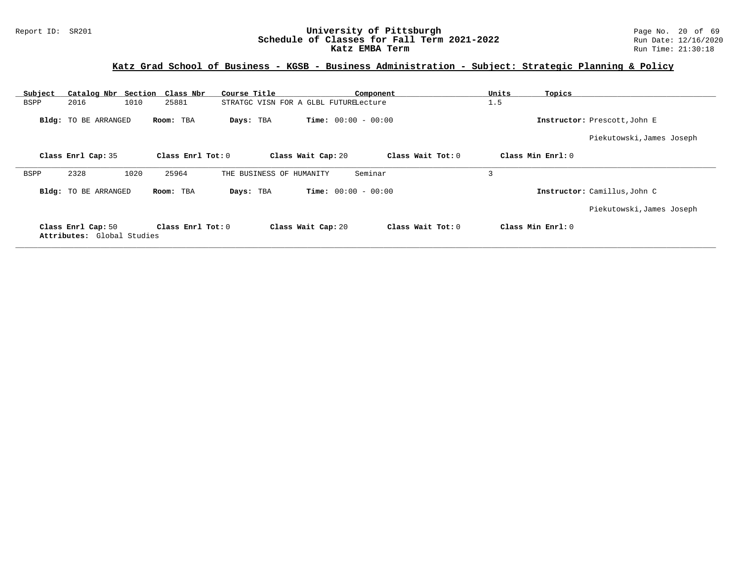## Katz Grad School of Business - KGSB - Business Administration - Subject: Strategic Planning & Policy

| Subject | Catalog Nbr | Section | Class Nbr | Course Title | Component | Units | Topics |
|---|---|---|---|---|---|---|---|
| BSPP | 2016 | 1010 | 25881 | STRATGC VISN FOR A GLBL FUTURE | Lecture | 1.5 | |

**Bldg:** TO BE ARRANGED **Room:** TBA **Days:** TBA **Time:** 00:00 - 00:00 **Instructor:** Prescott,John E

Piekutowski,James Joseph

**Class Enrl Cap:** 35 **Class Enrl Tot:** 0 **Class Wait Cap:** 20 **Class Wait Tot:** 0 **Class Min Enrl:** 0

| Subject | Catalog Nbr | Section | Class Nbr | Course Title | Component | Units | Topics |
|---|---|---|---|---|---|---|---|
| BSPP | 2328 | 1020 | 25964 | THE BUSINESS OF HUMANITY | Seminar | 3 | |

**Bldg:** TO BE ARRANGED **Room:** TBA **Days:** TBA **Time:** 00:00 - 00:00 **Instructor:** Camillus,John C

Piekutowski,James Joseph

**Class Enrl Cap:** 50 **Class Enrl Tot:** 0 **Class Wait Cap:** 20 **Class Wait Tot:** 0 **Class Min Enrl:** 0

**Attributes:** Global Studies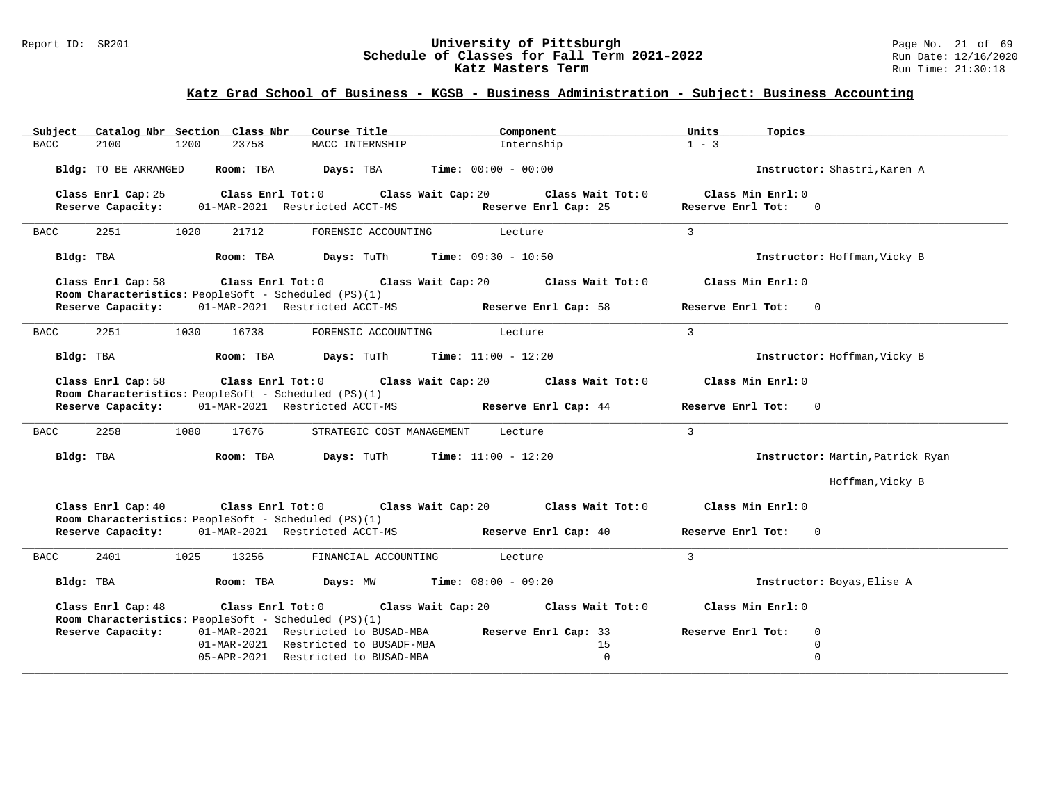## Katz Grad School of Business - KGSB - Business Administration - Subject: Business Accounting

| Subject | Catalog Nbr | Section | Class Nbr | Course Title | Component | Units | Topics |
|---|---|---|---|---|---|---|---|
| BACC | 2100 | 1200 | 23758 | MACC INTERNSHIP | Internship | 1 - 3 | |

**Bldg:** TO BE ARRANGED **Room:** TBA **Days:** TBA **Time:** 00:00 - 00:00 **Instructor:** Shastri,Karen A

**Class Enrl Cap:** 25 **Class Enrl Tot:** 0 **Class Wait Cap:** 20 **Class Wait Tot:** 0 **Class Min Enrl:** 0
**Reserve Capacity:** 01-MAR-2021 Restricted ACCT-MS **Reserve Enrl Cap:** 25 **Reserve Enrl Tot:** 0

---

| Subject | Catalog Nbr | Section | Class Nbr | Course Title | Component | Units | Topics |
|---|---|---|---|---|---|---|---|
| BACC | 2251 | 1020 | 21712 | FORENSIC ACCOUNTING | Lecture | 3 | |

**Bldg:** TBA **Room:** TBA **Days:** TuTh **Time:** 09:30 - 10:50 **Instructor:** Hoffman,Vicky B

**Class Enrl Cap:** 58 **Class Enrl Tot:** 0 **Class Wait Cap:** 20 **Class Wait Tot:** 0 **Class Min Enrl:** 0
**Room Characteristics:** PeopleSoft - Scheduled (PS)(1)
**Reserve Capacity:** 01-MAR-2021 Restricted ACCT-MS **Reserve Enrl Cap:** 58 **Reserve Enrl Tot:** 0

---

| Subject | Catalog Nbr | Section | Class Nbr | Course Title | Component | Units | Topics |
|---|---|---|---|---|---|---|---|
| BACC | 2251 | 1030 | 16738 | FORENSIC ACCOUNTING | Lecture | 3 | |

**Bldg:** TBA **Room:** TBA **Days:** TuTh **Time:** 11:00 - 12:20 **Instructor:** Hoffman,Vicky B

**Class Enrl Cap:** 58 **Class Enrl Tot:** 0 **Class Wait Cap:** 20 **Class Wait Tot:** 0 **Class Min Enrl:** 0
**Room Characteristics:** PeopleSoft - Scheduled (PS)(1)
**Reserve Capacity:** 01-MAR-2021 Restricted ACCT-MS **Reserve Enrl Cap:** 44 **Reserve Enrl Tot:** 0

---

| Subject | Catalog Nbr | Section | Class Nbr | Course Title | Component | Units | Topics |
|---|---|---|---|---|---|---|---|
| BACC | 2258 | 1080 | 17676 | STRATEGIC COST MANAGEMENT | Lecture | 3 | |

**Bldg:** TBA **Room:** TBA **Days:** TuTh **Time:** 11:00 - 12:20 **Instructor:** Martin,Patrick Ryan
Hoffman,Vicky B

**Class Enrl Cap:** 40 **Class Enrl Tot:** 0 **Class Wait Cap:** 20 **Class Wait Tot:** 0 **Class Min Enrl:** 0
**Room Characteristics:** PeopleSoft - Scheduled (PS)(1)
**Reserve Capacity:** 01-MAR-2021 Restricted ACCT-MS **Reserve Enrl Cap:** 40 **Reserve Enrl Tot:** 0

---

| Subject | Catalog Nbr | Section | Class Nbr | Course Title | Component | Units | Topics |
|---|---|---|---|---|---|---|---|
| BACC | 2401 | 1025 | 13256 | FINANCIAL ACCOUNTING | Lecture | 3 | |

**Bldg:** TBA **Room:** TBA **Days:** MW **Time:** 08:00 - 09:20 **Instructor:** Boyas,Elise A

**Class Enrl Cap:** 48 **Class Enrl Tot:** 0 **Class Wait Cap:** 20 **Class Wait Tot:** 0 **Class Min Enrl:** 0
**Room Characteristics:** PeopleSoft - Scheduled (PS)(1)

| Reserve Capacity | Restriction | Reserve Enrl Cap | Reserve Enrl Tot |
|---|---|---|---|
| 01-MAR-2021 | Restricted to BUSAD-MBA | 33 | 0 |
| 01-MAR-2021 | Restricted to BUSADF-MBA | 15 | 0 |
| 05-APR-2021 | Restricted to BUSAD-MBA | 0 | 0 |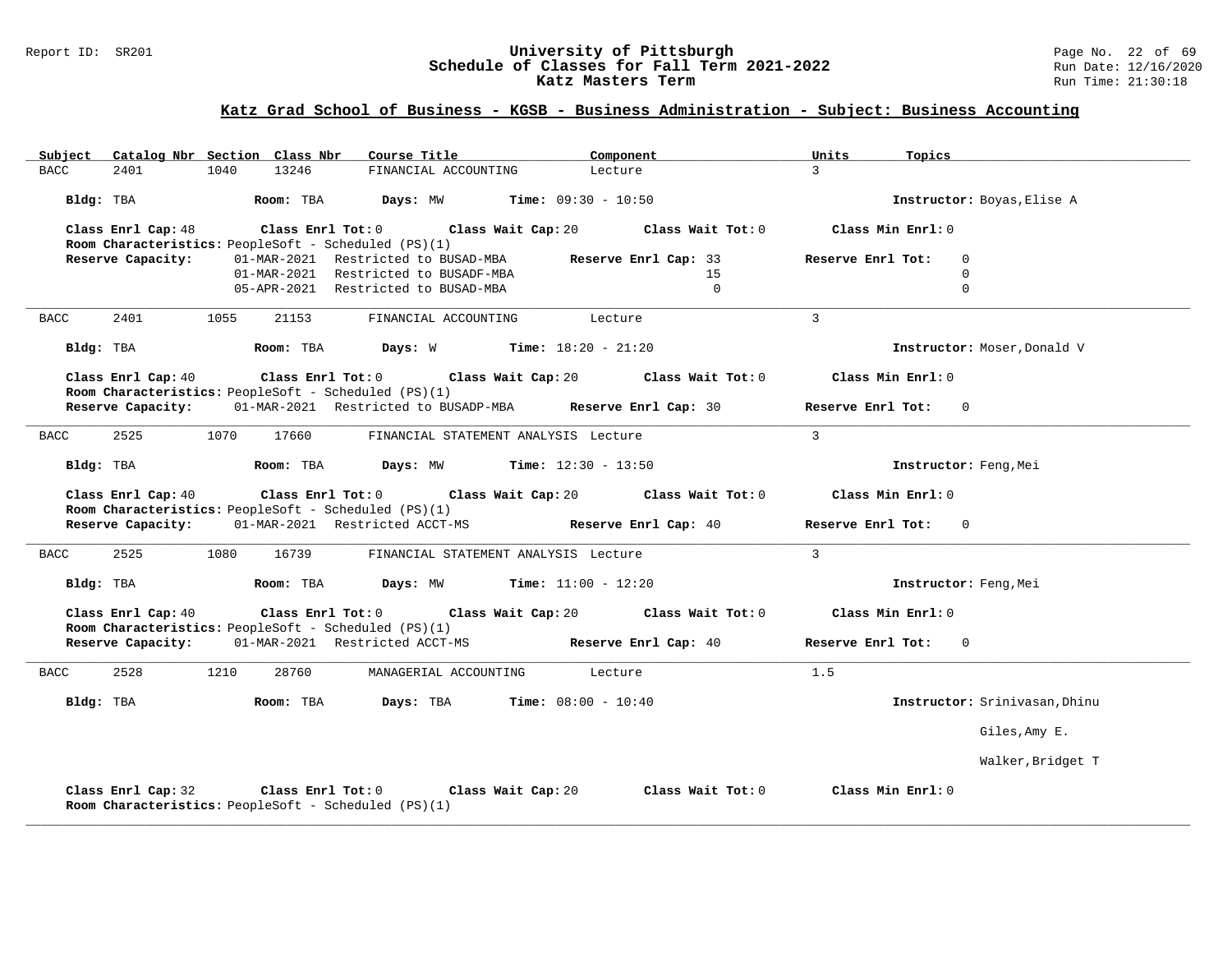# University of Pittsburgh
## Schedule of Classes for Fall Term 2021-2022
### Katz Masters Term

Report ID: SR201

Run Date: 12/16/2020
Run Time: 21:30:18

## Katz Grad School of Business - KGSB - Business Administration - Subject: Business Accounting

| Subject | Catalog Nbr | Section | Class Nbr | Course Title | Component | Units | Topics |
|---|---|---|---|---|---|---|---|
| BACC | 2401 | 1040 | 13246 | FINANCIAL ACCOUNTING | Lecture | 3 | |

**Bldg:** TBA  **Room:** TBA  **Days:** MW  **Time:** 09:30 - 10:50  **Instructor:** Boyas,Elise A

**Class Enrl Cap:** 48  **Class Enrl Tot:** 0  **Class Wait Cap:** 20  **Class Wait Tot:** 0  **Class Min Enrl:** 0

**Room Characteristics:** PeopleSoft - Scheduled (PS)(1)

| Reserve Capacity: | Date | Restriction | Reserve Enrl Cap | Reserve Enrl Tot |
|---|---|---|---|---|
| | 01-MAR-2021 | Restricted to BUSAD-MBA | 33 | 0 |
| | 01-MAR-2021 | Restricted to BUSADF-MBA | 15 | 0 |
| | 05-APR-2021 | Restricted to BUSAD-MBA | 0 | 0 |

---

| Subject | Catalog Nbr | Section | Class Nbr | Course Title | Component | Units | Topics |
|---|---|---|---|---|---|---|---|
| BACC | 2401 | 1055 | 21153 | FINANCIAL ACCOUNTING | Lecture | 3 | |

**Bldg:** TBA  **Room:** TBA  **Days:** W  **Time:** 18:20 - 21:20  **Instructor:** Moser,Donald V

**Class Enrl Cap:** 40  **Class Enrl Tot:** 0  **Class Wait Cap:** 20  **Class Wait Tot:** 0  **Class Min Enrl:** 0

**Room Characteristics:** PeopleSoft - Scheduled (PS)(1)

**Reserve Capacity:** 01-MAR-2021 Restricted to BUSADP-MBA  **Reserve Enrl Cap:** 30  **Reserve Enrl Tot:** 0

---

| Subject | Catalog Nbr | Section | Class Nbr | Course Title | Component | Units | Topics |
|---|---|---|---|---|---|---|---|
| BACC | 2525 | 1070 | 17660 | FINANCIAL STATEMENT ANALYSIS | Lecture | 3 | |

**Bldg:** TBA  **Room:** TBA  **Days:** MW  **Time:** 12:30 - 13:50  **Instructor:** Feng,Mei

**Class Enrl Cap:** 40  **Class Enrl Tot:** 0  **Class Wait Cap:** 20  **Class Wait Tot:** 0  **Class Min Enrl:** 0

**Room Characteristics:** PeopleSoft - Scheduled (PS)(1)

**Reserve Capacity:** 01-MAR-2021 Restricted ACCT-MS  **Reserve Enrl Cap:** 40  **Reserve Enrl Tot:** 0

---

| Subject | Catalog Nbr | Section | Class Nbr | Course Title | Component | Units | Topics |
|---|---|---|---|---|---|---|---|
| BACC | 2525 | 1080 | 16739 | FINANCIAL STATEMENT ANALYSIS | Lecture | 3 | |

**Bldg:** TBA  **Room:** TBA  **Days:** MW  **Time:** 11:00 - 12:20  **Instructor:** Feng,Mei

**Class Enrl Cap:** 40  **Class Enrl Tot:** 0  **Class Wait Cap:** 20  **Class Wait Tot:** 0  **Class Min Enrl:** 0

**Room Characteristics:** PeopleSoft - Scheduled (PS)(1)

**Reserve Capacity:** 01-MAR-2021 Restricted ACCT-MS  **Reserve Enrl Cap:** 40  **Reserve Enrl Tot:** 0

---

| Subject | Catalog Nbr | Section | Class Nbr | Course Title | Component | Units | Topics |
|---|---|---|---|---|---|---|---|
| BACC | 2528 | 1210 | 28760 | MANAGERIAL ACCOUNTING | Lecture | 1.5 | |

**Bldg:** TBA  **Room:** TBA  **Days:** TBA  **Time:** 08:00 - 10:40  **Instructor:** Srinivasan,Dhinu; Giles,Amy E.; Walker,Bridget T

**Class Enrl Cap:** 32  **Class Enrl Tot:** 0  **Class Wait Cap:** 20  **Class Wait Tot:** 0  **Class Min Enrl:** 0

**Room Characteristics:** PeopleSoft - Scheduled (PS)(1)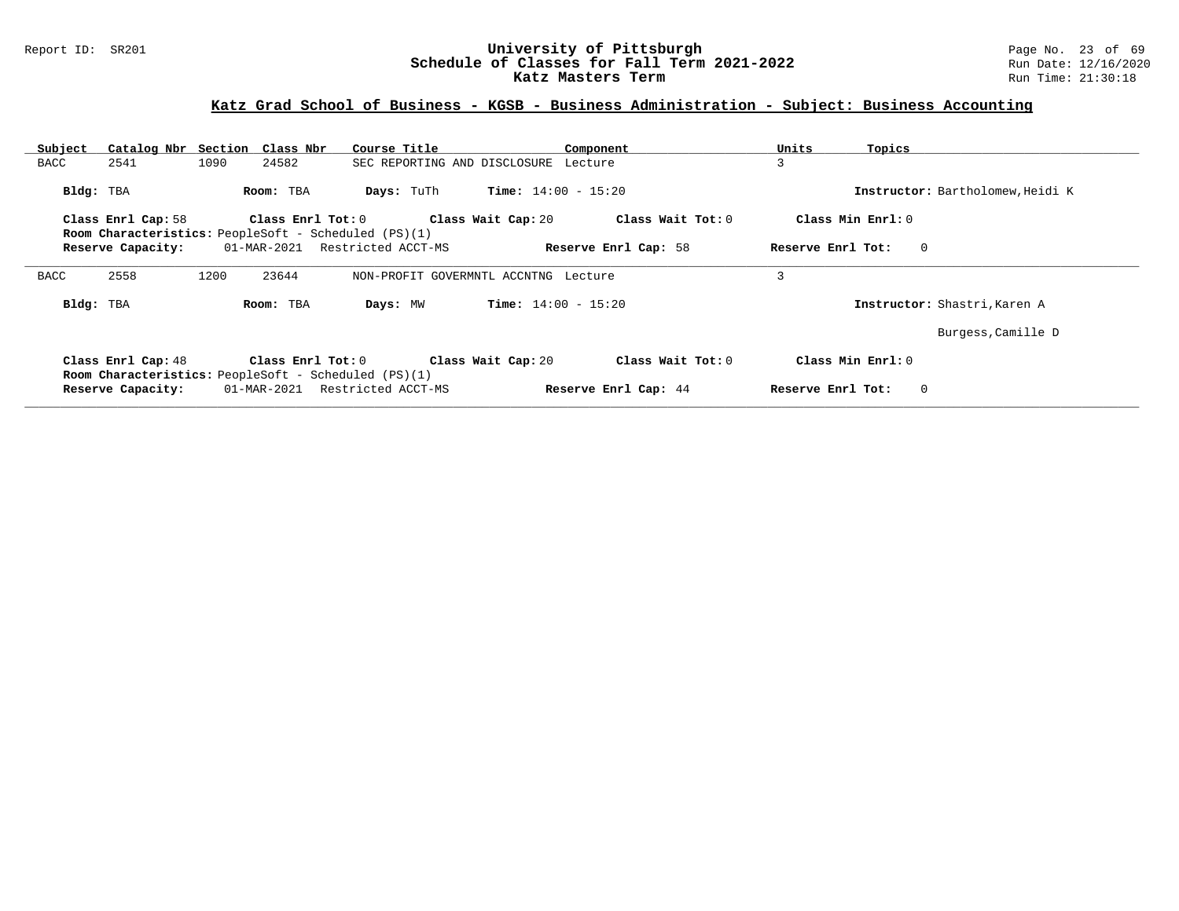## Katz Grad School of Business - KGSB - Business Administration - Subject: Business Accounting

| Subject | Catalog Nbr | Section | Class Nbr | Course Title | Component | Units | Topics |
|---|---|---|---|---|---|---|---|
| BACC | 2541 | 1090 | 24582 | SEC REPORTING AND DISCLOSURE | Lecture | 3 | |

**Bldg:** TBA **Room:** TBA **Days:** TuTh **Time:** 14:00 - 15:20 **Instructor:** Bartholomew,Heidi K

**Class Enrl Cap:** 58 **Class Enrl Tot:** 0 **Class Wait Cap:** 20 **Class Wait Tot:** 0 **Class Min Enrl:** 0

**Room Characteristics:** PeopleSoft - Scheduled (PS)(1)

**Reserve Capacity:** 01-MAR-2021 Restricted ACCT-MS **Reserve Enrl Cap:** 58 **Reserve Enrl Tot:** 0

---

| Subject | Catalog Nbr | Section | Class Nbr | Course Title | Component | Units | Topics |
|---|---|---|---|---|---|---|---|
| BACC | 2558 | 1200 | 23644 | NON-PROFIT GOVERMNTL ACCNTNG | Lecture | 3 | |

**Bldg:** TBA **Room:** TBA **Days:** MW **Time:** 14:00 - 15:20 **Instructor:** Shastri,Karen A

Burgess,Camille D

**Class Enrl Cap:** 48 **Class Enrl Tot:** 0 **Class Wait Cap:** 20 **Class Wait Tot:** 0 **Class Min Enrl:** 0

**Room Characteristics:** PeopleSoft - Scheduled (PS)(1)

**Reserve Capacity:** 01-MAR-2021 Restricted ACCT-MS **Reserve Enrl Cap:** 44 **Reserve Enrl Tot:** 0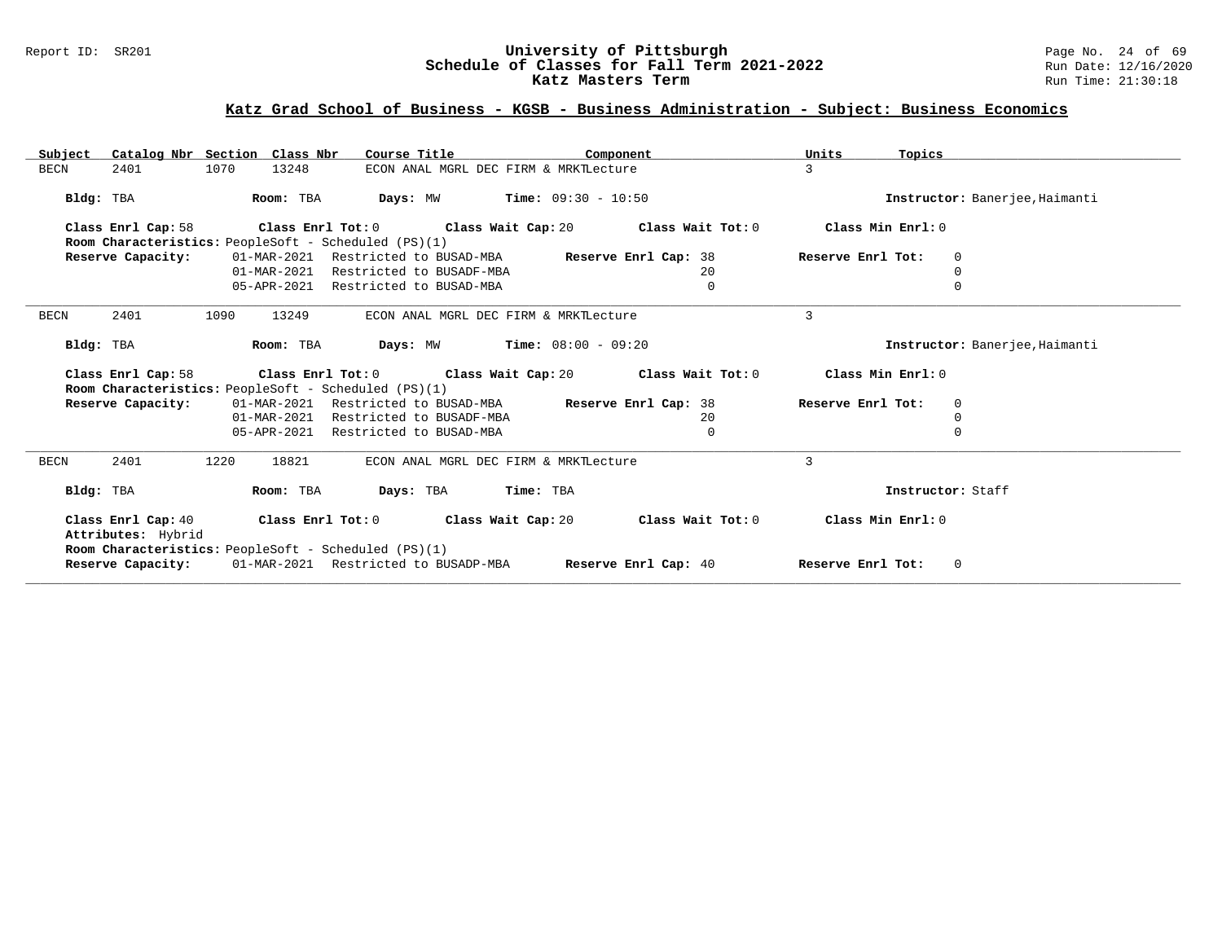## Katz Grad School of Business - KGSB - Business Administration - Subject: Business Economics

| Subject | Catalog Nbr | Section | Class Nbr | Course Title | Component | Units | Topics |
|---|---|---|---|---|---|---|---|
| BECN | 2401 | 1070 | 13248 | ECON ANAL MGRL DEC FIRM & MRKT | Lecture | 3 | |

**Bldg:** TBA **Room:** TBA **Days:** MW **Time:** 09:30 - 10:50 **Instructor:** Banerjee,Haimanti

**Class Enrl Cap:** 58 **Class Enrl Tot:** 0 **Class Wait Cap:** 20 **Class Wait Tot:** 0 **Class Min Enrl:** 0

**Room Characteristics:** PeopleSoft - Scheduled (PS)(1)

| Reserve Capacity: | Date | Restriction | Reserve Enrl Cap | Reserve Enrl Tot |
|---|---|---|---|---|
| | 01-MAR-2021 | Restricted to BUSAD-MBA | 38 | 0 |
| | 01-MAR-2021 | Restricted to BUSADF-MBA | 20 | 0 |
| | 05-APR-2021 | Restricted to BUSAD-MBA | 0 | 0 |

---

| Subject | Catalog Nbr | Section | Class Nbr | Course Title | Component | Units | Topics |
|---|---|---|---|---|---|---|---|
| BECN | 2401 | 1090 | 13249 | ECON ANAL MGRL DEC FIRM & MRKT | Lecture | 3 | |

**Bldg:** TBA **Room:** TBA **Days:** MW **Time:** 08:00 - 09:20 **Instructor:** Banerjee,Haimanti

**Class Enrl Cap:** 58 **Class Enrl Tot:** 0 **Class Wait Cap:** 20 **Class Wait Tot:** 0 **Class Min Enrl:** 0

**Room Characteristics:** PeopleSoft - Scheduled (PS)(1)

| Reserve Capacity: | Date | Restriction | Reserve Enrl Cap | Reserve Enrl Tot |
|---|---|---|---|---|
| | 01-MAR-2021 | Restricted to BUSAD-MBA | 38 | 0 |
| | 01-MAR-2021 | Restricted to BUSADF-MBA | 20 | 0 |
| | 05-APR-2021 | Restricted to BUSAD-MBA | 0 | 0 |

---

| Subject | Catalog Nbr | Section | Class Nbr | Course Title | Component | Units | Topics |
|---|---|---|---|---|---|---|---|
| BECN | 2401 | 1220 | 18821 | ECON ANAL MGRL DEC FIRM & MRKT | Lecture | 3 | |

**Bldg:** TBA **Room:** TBA **Days:** TBA **Time:** TBA **Instructor:** Staff

**Class Enrl Cap:** 40 **Class Enrl Tot:** 0 **Class Wait Cap:** 20 **Class Wait Tot:** 0 **Class Min Enrl:** 0

**Attributes:** Hybrid

**Room Characteristics:** PeopleSoft - Scheduled (PS)(1)

| Reserve Capacity: | Date | Restriction | Reserve Enrl Cap | Reserve Enrl Tot |
|---|---|---|---|---|
| | 01-MAR-2021 | Restricted to BUSADP-MBA | 40 | 0 |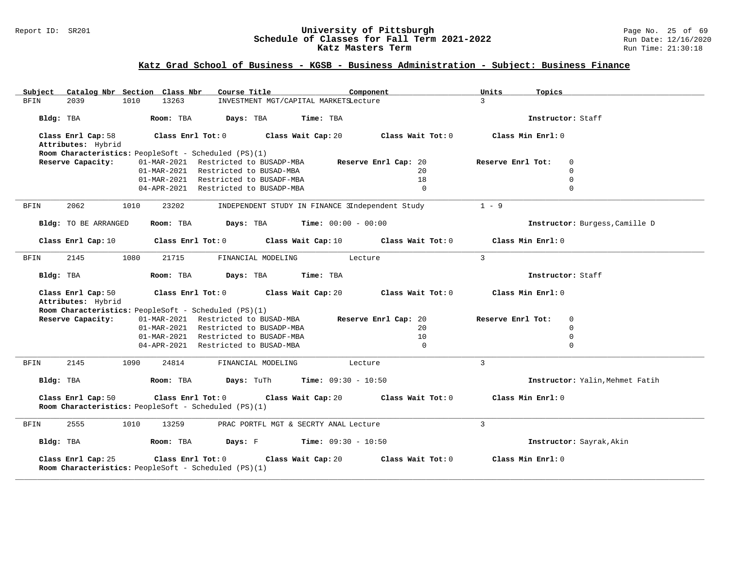## Katz Grad School of Business - KGSB - Business Administration - Subject: Business Finance

| Subject | Catalog Nbr | Section | Class Nbr | Course Title | Component | Units | Topics |
|---|---|---|---|---|---|---|---|
| BFIN | 2039 | 1010 | 13263 | INVESTMENT MGT/CAPITAL MARKETS | Lecture | 3 | |

**Bldg:** TBA **Room:** TBA **Days:** TBA **Time:** TBA **Instructor:** Staff

**Class Enrl Cap:** 58 **Class Enrl Tot:** 0 **Class Wait Cap:** 20 **Class Wait Tot:** 0 **Class Min Enrl:** 0

**Attributes:** Hybrid

**Room Characteristics:** PeopleSoft - Scheduled (PS)(1)

**Reserve Capacity:**

| Date | Restriction | Reserve Enrl Cap | Reserve Enrl Tot |
|---|---|---|---|
| 01-MAR-2021 | Restricted to BUSADP-MBA | 20 | 0 |
| 01-MAR-2021 | Restricted to BUSAD-MBA | 20 | 0 |
| 01-MAR-2021 | Restricted to BUSADF-MBA | 18 | 0 |
| 04-APR-2021 | Restricted to BUSADP-MBA | 0 | 0 |

---

| Subject | Catalog Nbr | Section | Class Nbr | Course Title | Component | Units | Topics |
|---|---|---|---|---|---|---|---|
| BFIN | 2062 | 1010 | 23202 | INDEPENDENT STUDY IN FINANCE 3 | Independent Study | 1 - 9 | |

**Bldg:** TO BE ARRANGED **Room:** TBA **Days:** TBA **Time:** 00:00 - 00:00 **Instructor:** Burgess,Camille D

**Class Enrl Cap:** 10 **Class Enrl Tot:** 0 **Class Wait Cap:** 10 **Class Wait Tot:** 0 **Class Min Enrl:** 0

---

| Subject | Catalog Nbr | Section | Class Nbr | Course Title | Component | Units | Topics |
|---|---|---|---|---|---|---|---|
| BFIN | 2145 | 1080 | 21715 | FINANCIAL MODELING | Lecture | 3 | |

**Bldg:** TBA **Room:** TBA **Days:** TBA **Time:** TBA **Instructor:** Staff

**Class Enrl Cap:** 50 **Class Enrl Tot:** 0 **Class Wait Cap:** 20 **Class Wait Tot:** 0 **Class Min Enrl:** 0

**Attributes:** Hybrid

**Room Characteristics:** PeopleSoft - Scheduled (PS)(1)

**Reserve Capacity:**

| Date | Restriction | Reserve Enrl Cap | Reserve Enrl Tot |
|---|---|---|---|
| 01-MAR-2021 | Restricted to BUSAD-MBA | 20 | 0 |
| 01-MAR-2021 | Restricted to BUSADP-MBA | 20 | 0 |
| 01-MAR-2021 | Restricted to BUSADF-MBA | 10 | 0 |
| 04-APR-2021 | Restricted to BUSAD-MBA | 0 | 0 |

---

| Subject | Catalog Nbr | Section | Class Nbr | Course Title | Component | Units | Topics |
|---|---|---|---|---|---|---|---|
| BFIN | 2145 | 1090 | 24814 | FINANCIAL MODELING | Lecture | 3 | |

**Bldg:** TBA **Room:** TBA **Days:** TuTh **Time:** 09:30 - 10:50 **Instructor:** Yalin,Mehmet Fatih

**Class Enrl Cap:** 50 **Class Enrl Tot:** 0 **Class Wait Cap:** 20 **Class Wait Tot:** 0 **Class Min Enrl:** 0

**Room Characteristics:** PeopleSoft - Scheduled (PS)(1)

---

| Subject | Catalog Nbr | Section | Class Nbr | Course Title | Component | Units | Topics |
|---|---|---|---|---|---|---|---|
| BFIN | 2555 | 1010 | 13259 | PRAC PORTFL MGT & SECRTY ANAL | Lecture | 3 | |

**Bldg:** TBA **Room:** TBA **Days:** F **Time:** 09:30 - 10:50 **Instructor:** Sayrak,Akin

**Class Enrl Cap:** 25 **Class Enrl Tot:** 0 **Class Wait Cap:** 20 **Class Wait Tot:** 0 **Class Min Enrl:** 0

**Room Characteristics:** PeopleSoft - Scheduled (PS)(1)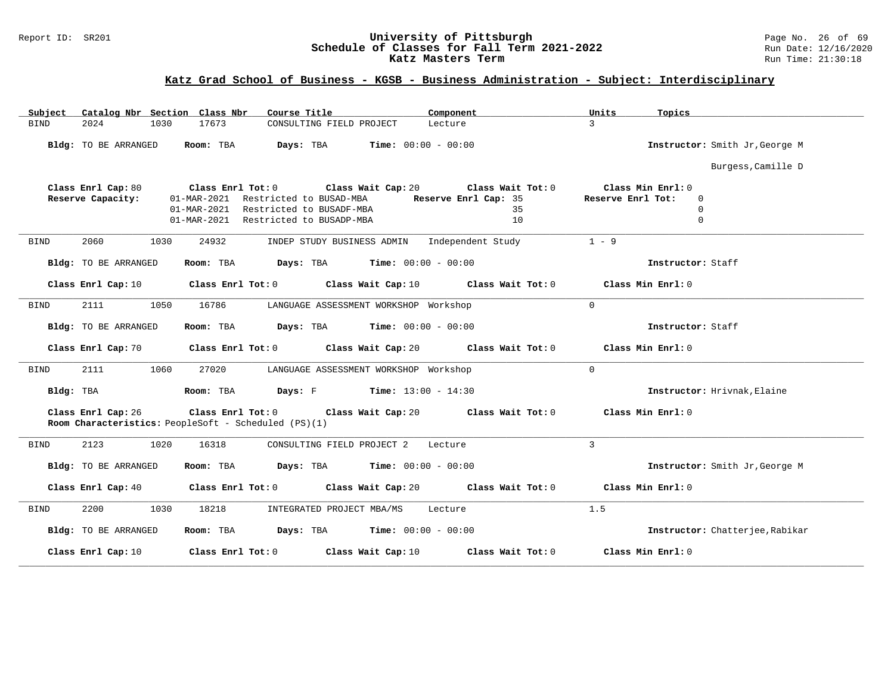## Katz Grad School of Business - KGSB - Business Administration - Subject: Interdisciplinary

| Subject | Catalog Nbr | Section | Class Nbr | Course Title | Component | Units | Topics |
|---|---|---|---|---|---|---|---|
| BIND | 2024 | 1030 | 17673 | CONSULTING FIELD PROJECT | Lecture | 3 | |

**Bldg:** TO BE ARRANGED **Room:** TBA **Days:** TBA **Time:** 00:00 - 00:00 **Instructor:** Smith Jr,George M; Burgess,Camille D

**Class Enrl Cap:** 80 **Class Enrl Tot:** 0 **Class Wait Cap:** 20 **Class Wait Tot:** 0 **Class Min Enrl:** 0

**Reserve Capacity:**

| Date | Restriction | Reserve Enrl Cap | Reserve Enrl Tot |
|---|---|---|---|
| 01-MAR-2021 | Restricted to BUSAD-MBA | 35 | 0 |
| 01-MAR-2021 | Restricted to BUSADF-MBA | 35 | 0 |
| 01-MAR-2021 | Restricted to BUSADP-MBA | 10 | 0 |

---

| Subject | Catalog Nbr | Section | Class Nbr | Course Title | Component | Units | Topics |
|---|---|---|---|---|---|---|---|
| BIND | 2060 | 1030 | 24932 | INDEP STUDY BUSINESS ADMIN | Independent Study | 1 - 9 | |

**Bldg:** TO BE ARRANGED **Room:** TBA **Days:** TBA **Time:** 00:00 - 00:00 **Instructor:** Staff

**Class Enrl Cap:** 10 **Class Enrl Tot:** 0 **Class Wait Cap:** 10 **Class Wait Tot:** 0 **Class Min Enrl:** 0

---

| Subject | Catalog Nbr | Section | Class Nbr | Course Title | Component | Units | Topics |
|---|---|---|---|---|---|---|---|
| BIND | 2111 | 1050 | 16786 | LANGUAGE ASSESSMENT WORKSHOP | Workshop | 0 | |

**Bldg:** TO BE ARRANGED **Room:** TBA **Days:** TBA **Time:** 00:00 - 00:00 **Instructor:** Staff

**Class Enrl Cap:** 70 **Class Enrl Tot:** 0 **Class Wait Cap:** 20 **Class Wait Tot:** 0 **Class Min Enrl:** 0

---

| Subject | Catalog Nbr | Section | Class Nbr | Course Title | Component | Units | Topics |
|---|---|---|---|---|---|---|---|
| BIND | 2111 | 1060 | 27020 | LANGUAGE ASSESSMENT WORKSHOP | Workshop | 0 | |

**Bldg:** TBA **Room:** TBA **Days:** F **Time:** 13:00 - 14:30 **Instructor:** Hrivnak,Elaine

**Class Enrl Cap:** 26 **Class Enrl Tot:** 0 **Class Wait Cap:** 20 **Class Wait Tot:** 0 **Class Min Enrl:** 0

**Room Characteristics:** PeopleSoft - Scheduled (PS)(1)

---

| Subject | Catalog Nbr | Section | Class Nbr | Course Title | Component | Units | Topics |
|---|---|---|---|---|---|---|---|
| BIND | 2123 | 1020 | 16318 | CONSULTING FIELD PROJECT 2 | Lecture | 3 | |

**Bldg:** TO BE ARRANGED **Room:** TBA **Days:** TBA **Time:** 00:00 - 00:00 **Instructor:** Smith Jr,George M

**Class Enrl Cap:** 40 **Class Enrl Tot:** 0 **Class Wait Cap:** 20 **Class Wait Tot:** 0 **Class Min Enrl:** 0

---

| Subject | Catalog Nbr | Section | Class Nbr | Course Title | Component | Units | Topics |
|---|---|---|---|---|---|---|---|
| BIND | 2200 | 1030 | 18218 | INTEGRATED PROJECT MBA/MS | Lecture | 1.5 | |

**Bldg:** TO BE ARRANGED **Room:** TBA **Days:** TBA **Time:** 00:00 - 00:00 **Instructor:** Chatterjee,Rabikar

**Class Enrl Cap:** 10 **Class Enrl Tot:** 0 **Class Wait Cap:** 10 **Class Wait Tot:** 0 **Class Min Enrl:** 0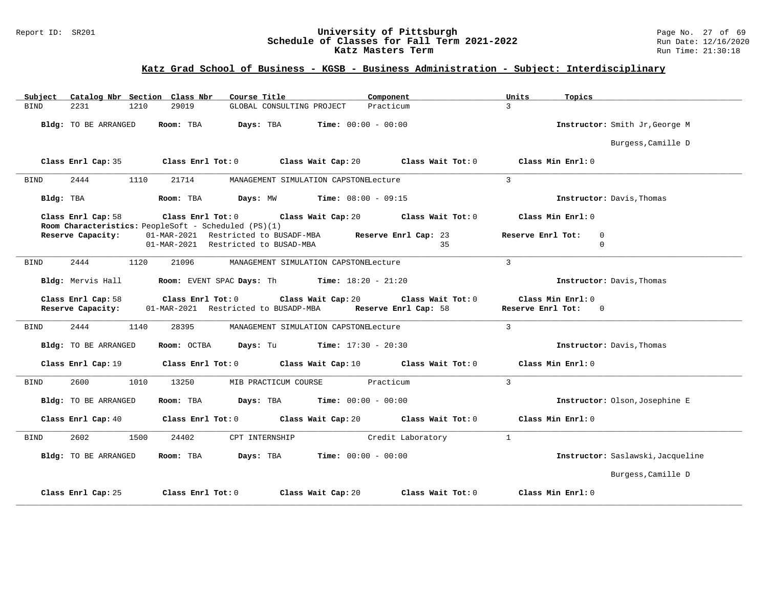# University of Pittsburgh
## Schedule of Classes for Fall Term 2021-2022
### Katz Masters Term

Report ID: SR201

Run Date: 12/16/2020
Run Time: 21:30:18

## Katz Grad School of Business - KGSB - Business Administration - Subject: Interdisciplinary

| Subject | Catalog Nbr | Section | Class Nbr | Course Title | Component | Units | Topics |
|---|---|---|---|---|---|---|---|
| BIND | 2231 | 1210 | 29019 | GLOBAL CONSULTING PROJECT | Practicum | 3 | |

**Bldg:** TO BE ARRANGED **Room:** TBA **Days:** TBA **Time:** 00:00 - 00:00 **Instructor:** Smith Jr,George M; Burgess,Camille D

**Class Enrl Cap:** 35 **Class Enrl Tot:** 0 **Class Wait Cap:** 20 **Class Wait Tot:** 0 **Class Min Enrl:** 0

---

| Subject | Catalog Nbr | Section | Class Nbr | Course Title | Component | Units | Topics |
|---|---|---|---|---|---|---|---|
| BIND | 2444 | 1110 | 21714 | MANAGEMENT SIMULATION CAPSTONE | Lecture | 3 | |

**Bldg:** TBA **Room:** TBA **Days:** MW **Time:** 08:00 - 09:15 **Instructor:** Davis,Thomas

**Class Enrl Cap:** 58 **Class Enrl Tot:** 0 **Class Wait Cap:** 20 **Class Wait Tot:** 0 **Class Min Enrl:** 0

**Room Characteristics:** PeopleSoft - Scheduled (PS)(1)

| Reserve Capacity: | Restriction | Reserve Enrl Cap | Reserve Enrl Tot |
|---|---|---|---|
| 01-MAR-2021 | Restricted to BUSADF-MBA | 23 | 0 |
| 01-MAR-2021 | Restricted to BUSAD-MBA | 35 | 0 |

---

| Subject | Catalog Nbr | Section | Class Nbr | Course Title | Component | Units | Topics |
|---|---|---|---|---|---|---|---|
| BIND | 2444 | 1120 | 21096 | MANAGEMENT SIMULATION CAPSTONE | Lecture | 3 | |

**Bldg:** Mervis Hall **Room:** EVENT SPAC **Days:** Th **Time:** 18:20 - 21:20 **Instructor:** Davis,Thomas

**Class Enrl Cap:** 58 **Class Enrl Tot:** 0 **Class Wait Cap:** 20 **Class Wait Tot:** 0 **Class Min Enrl:** 0

| Reserve Capacity: | Restriction | Reserve Enrl Cap | Reserve Enrl Tot |
|---|---|---|---|
| 01-MAR-2021 | Restricted to BUSADP-MBA | 58 | 0 |

---

| Subject | Catalog Nbr | Section | Class Nbr | Course Title | Component | Units | Topics |
|---|---|---|---|---|---|---|---|
| BIND | 2444 | 1140 | 28395 | MANAGEMENT SIMULATION CAPSTONE | Lecture | 3 | |

**Bldg:** TO BE ARRANGED **Room:** OCTBA **Days:** Tu **Time:** 17:30 - 20:30 **Instructor:** Davis,Thomas

**Class Enrl Cap:** 19 **Class Enrl Tot:** 0 **Class Wait Cap:** 10 **Class Wait Tot:** 0 **Class Min Enrl:** 0

---

| Subject | Catalog Nbr | Section | Class Nbr | Course Title | Component | Units | Topics |
|---|---|---|---|---|---|---|---|
| BIND | 2600 | 1010 | 13250 | MIB PRACTICUM COURSE | Practicum | 3 | |

**Bldg:** TO BE ARRANGED **Room:** TBA **Days:** TBA **Time:** 00:00 - 00:00 **Instructor:** Olson,Josephine E

**Class Enrl Cap:** 40 **Class Enrl Tot:** 0 **Class Wait Cap:** 20 **Class Wait Tot:** 0 **Class Min Enrl:** 0

---

| Subject | Catalog Nbr | Section | Class Nbr | Course Title | Component | Units | Topics |
|---|---|---|---|---|---|---|---|
| BIND | 2602 | 1500 | 24402 | CPT INTERNSHIP | Credit Laboratory | 1 | |

**Bldg:** TO BE ARRANGED **Room:** TBA **Days:** TBA **Time:** 00:00 - 00:00 **Instructor:** Saslawski,Jacqueline; Burgess,Camille D

**Class Enrl Cap:** 25 **Class Enrl Tot:** 0 **Class Wait Cap:** 20 **Class Wait Tot:** 0 **Class Min Enrl:** 0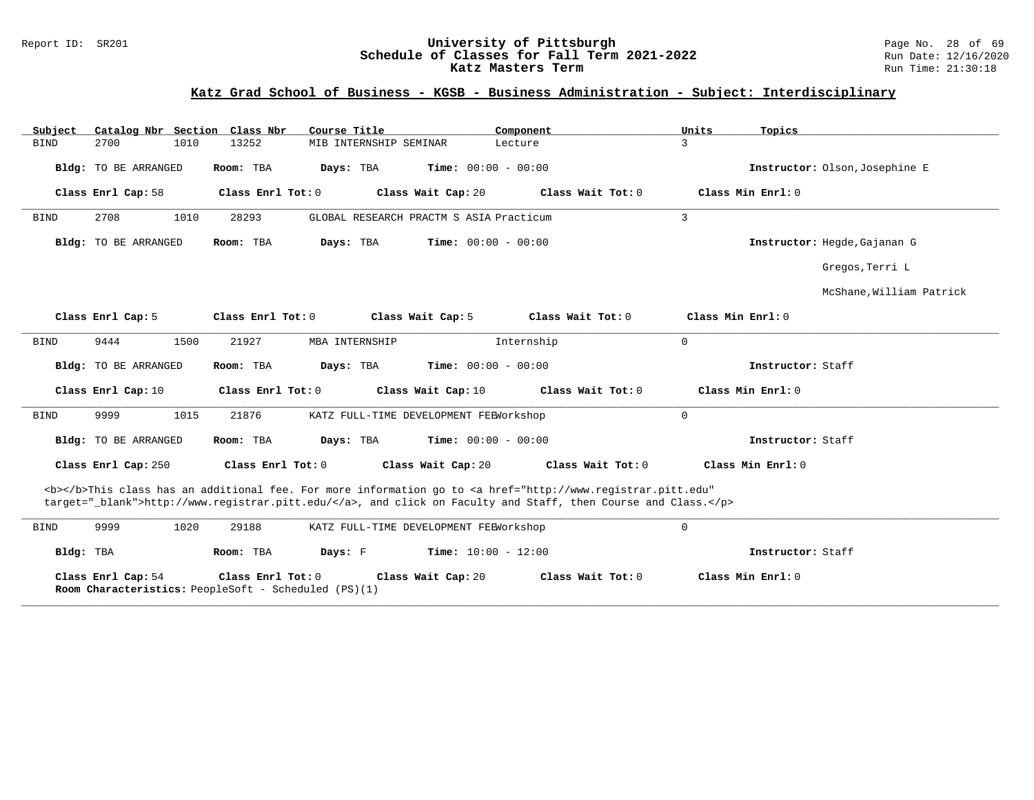## Katz Grad School of Business - KGSB - Business Administration - Subject: Interdisciplinary

| Subject | Catalog Nbr | Section | Class Nbr | Course Title | Component | Units | Topics |
|---|---|---|---|---|---|---|---|
| BIND | 2700 | 1010 | 13252 | MIB INTERNSHIP SEMINAR | Lecture | 3 | |

**Bldg:** TO BE ARRANGED **Room:** TBA **Days:** TBA **Time:** 00:00 - 00:00 **Instructor:** Olson,Josephine E

**Class Enrl Cap:** 58 **Class Enrl Tot:** 0 **Class Wait Cap:** 20 **Class Wait Tot:** 0 **Class Min Enrl:** 0

---

| Subject | Catalog Nbr | Section | Class Nbr | Course Title | Component | Units | Topics |
|---|---|---|---|---|---|---|---|
| BIND | 2708 | 1010 | 28293 | GLOBAL RESEARCH PRACTM S ASIA | Practicum | 3 | |

**Bldg:** TO BE ARRANGED **Room:** TBA **Days:** TBA **Time:** 00:00 - 00:00 **Instructor:** Hegde,Gajanan G

Gregos,Terri L

McShane,William Patrick

**Class Enrl Cap:** 5 **Class Enrl Tot:** 0 **Class Wait Cap:** 5 **Class Wait Tot:** 0 **Class Min Enrl:** 0

---

| Subject | Catalog Nbr | Section | Class Nbr | Course Title | Component | Units | Topics |
|---|---|---|---|---|---|---|---|
| BIND | 9444 | 1500 | 21927 | MBA INTERNSHIP | Internship | 0 | |

**Bldg:** TO BE ARRANGED **Room:** TBA **Days:** TBA **Time:** 00:00 - 00:00 **Instructor:** Staff

**Class Enrl Cap:** 10 **Class Enrl Tot:** 0 **Class Wait Cap:** 10 **Class Wait Tot:** 0 **Class Min Enrl:** 0

---

| Subject | Catalog Nbr | Section | Class Nbr | Course Title | Component | Units | Topics |
|---|---|---|---|---|---|---|---|
| BIND | 9999 | 1015 | 21876 | KATZ FULL-TIME DEVELOPMENT FEE | Workshop | 0 | |

**Bldg:** TO BE ARRANGED **Room:** TBA **Days:** TBA **Time:** 00:00 - 00:00 **Instructor:** Staff

**Class Enrl Cap:** 250 **Class Enrl Tot:** 0 **Class Wait Cap:** 20 **Class Wait Tot:** 0 **Class Min Enrl:** 0

<b></b>This class has an additional fee. For more information go to <a href="http://www.registrar.pitt.edu" target="_blank">http://www.registrar.pitt.edu/</a>, and click on Faculty and Staff, then Course and Class.</p>

---

| Subject | Catalog Nbr | Section | Class Nbr | Course Title | Component | Units | Topics |
|---|---|---|---|---|---|---|---|
| BIND | 9999 | 1020 | 29188 | KATZ FULL-TIME DEVELOPMENT FEE | Workshop | 0 | |

**Bldg:** TBA **Room:** TBA **Days:** F **Time:** 10:00 - 12:00 **Instructor:** Staff

**Class Enrl Cap:** 54 **Class Enrl Tot:** 0 **Class Wait Cap:** 20 **Class Wait Tot:** 0 **Class Min Enrl:** 0

**Room Characteristics:** PeopleSoft - Scheduled (PS)(1)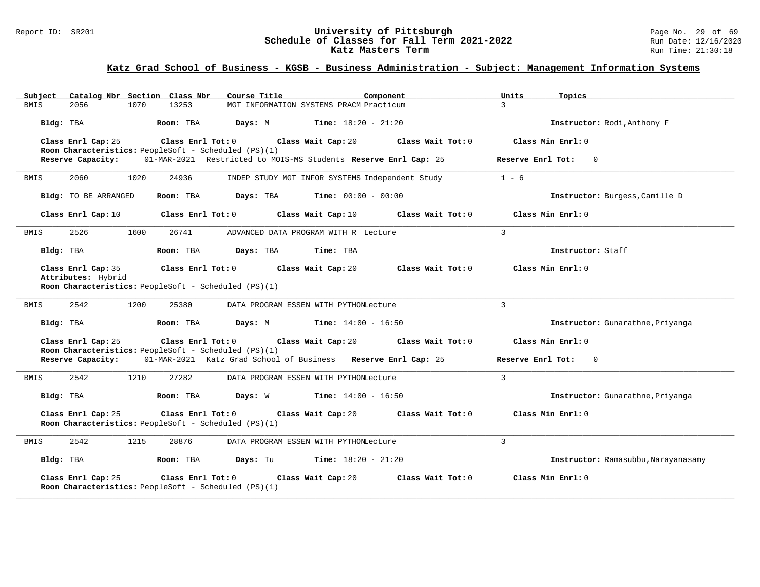## Katz Grad School of Business - KGSB - Business Administration - Subject: Management Information Systems

| Subject | Catalog Nbr | Section | Class Nbr | Course Title | Component | Units | Topics |
|---|---|---|---|---|---|---|---|
| BMIS | 2056 | 1070 | 13253 | MGT INFORMATION SYSTEMS PRACM | Practicum | 3 | |

**Bldg:** TBA **Room:** TBA **Days:** M **Time:** 18:20 - 21:20 **Instructor:** Rodi,Anthony F

**Class Enrl Cap:** 25 **Class Enrl Tot:** 0 **Class Wait Cap:** 20 **Class Wait Tot:** 0 **Class Min Enrl:** 0

**Room Characteristics:** PeopleSoft - Scheduled (PS)(1)

**Reserve Capacity:** 01-MAR-2021 Restricted to MOIS-MS Students **Reserve Enrl Cap:** 25 **Reserve Enrl Tot:** 0

---

| Subject | Catalog Nbr | Section | Class Nbr | Course Title | Component | Units | Topics |
|---|---|---|---|---|---|---|---|
| BMIS | 2060 | 1020 | 24936 | INDEP STUDY MGT INFOR SYSTEMS | Independent Study | 1 - 6 | |

**Bldg:** TO BE ARRANGED **Room:** TBA **Days:** TBA **Time:** 00:00 - 00:00 **Instructor:** Burgess,Camille D

**Class Enrl Cap:** 10 **Class Enrl Tot:** 0 **Class Wait Cap:** 10 **Class Wait Tot:** 0 **Class Min Enrl:** 0

---

| Subject | Catalog Nbr | Section | Class Nbr | Course Title | Component | Units | Topics |
|---|---|---|---|---|---|---|---|
| BMIS | 2526 | 1600 | 26741 | ADVANCED DATA PROGRAM WITH R | Lecture | 3 | |

**Bldg:** TBA **Room:** TBA **Days:** TBA **Time:** TBA **Instructor:** Staff

**Class Enrl Cap:** 35 **Class Enrl Tot:** 0 **Class Wait Cap:** 20 **Class Wait Tot:** 0 **Class Min Enrl:** 0

**Attributes:** Hybrid

**Room Characteristics:** PeopleSoft - Scheduled (PS)(1)

---

| Subject | Catalog Nbr | Section | Class Nbr | Course Title | Component | Units | Topics |
|---|---|---|---|---|---|---|---|
| BMIS | 2542 | 1200 | 25380 | DATA PROGRAM ESSEN WITH PYTHON | Lecture | 3 | |

**Bldg:** TBA **Room:** TBA **Days:** M **Time:** 14:00 - 16:50 **Instructor:** Gunarathne,Priyanga

**Class Enrl Cap:** 25 **Class Enrl Tot:** 0 **Class Wait Cap:** 20 **Class Wait Tot:** 0 **Class Min Enrl:** 0

**Room Characteristics:** PeopleSoft - Scheduled (PS)(1)

**Reserve Capacity:** 01-MAR-2021 Katz Grad School of Business **Reserve Enrl Cap:** 25 **Reserve Enrl Tot:** 0

---

| Subject | Catalog Nbr | Section | Class Nbr | Course Title | Component | Units | Topics |
|---|---|---|---|---|---|---|---|
| BMIS | 2542 | 1210 | 27282 | DATA PROGRAM ESSEN WITH PYTHON | Lecture | 3 | |

**Bldg:** TBA **Room:** TBA **Days:** W **Time:** 14:00 - 16:50 **Instructor:** Gunarathne,Priyanga

**Class Enrl Cap:** 25 **Class Enrl Tot:** 0 **Class Wait Cap:** 20 **Class Wait Tot:** 0 **Class Min Enrl:** 0

**Room Characteristics:** PeopleSoft - Scheduled (PS)(1)

---

| Subject | Catalog Nbr | Section | Class Nbr | Course Title | Component | Units | Topics |
|---|---|---|---|---|---|---|---|
| BMIS | 2542 | 1215 | 28876 | DATA PROGRAM ESSEN WITH PYTHON | Lecture | 3 | |

**Bldg:** TBA **Room:** TBA **Days:** Tu **Time:** 18:20 - 21:20 **Instructor:** Ramasubbu,Narayanasamy

**Class Enrl Cap:** 25 **Class Enrl Tot:** 0 **Class Wait Cap:** 20 **Class Wait Tot:** 0 **Class Min Enrl:** 0

**Room Characteristics:** PeopleSoft - Scheduled (PS)(1)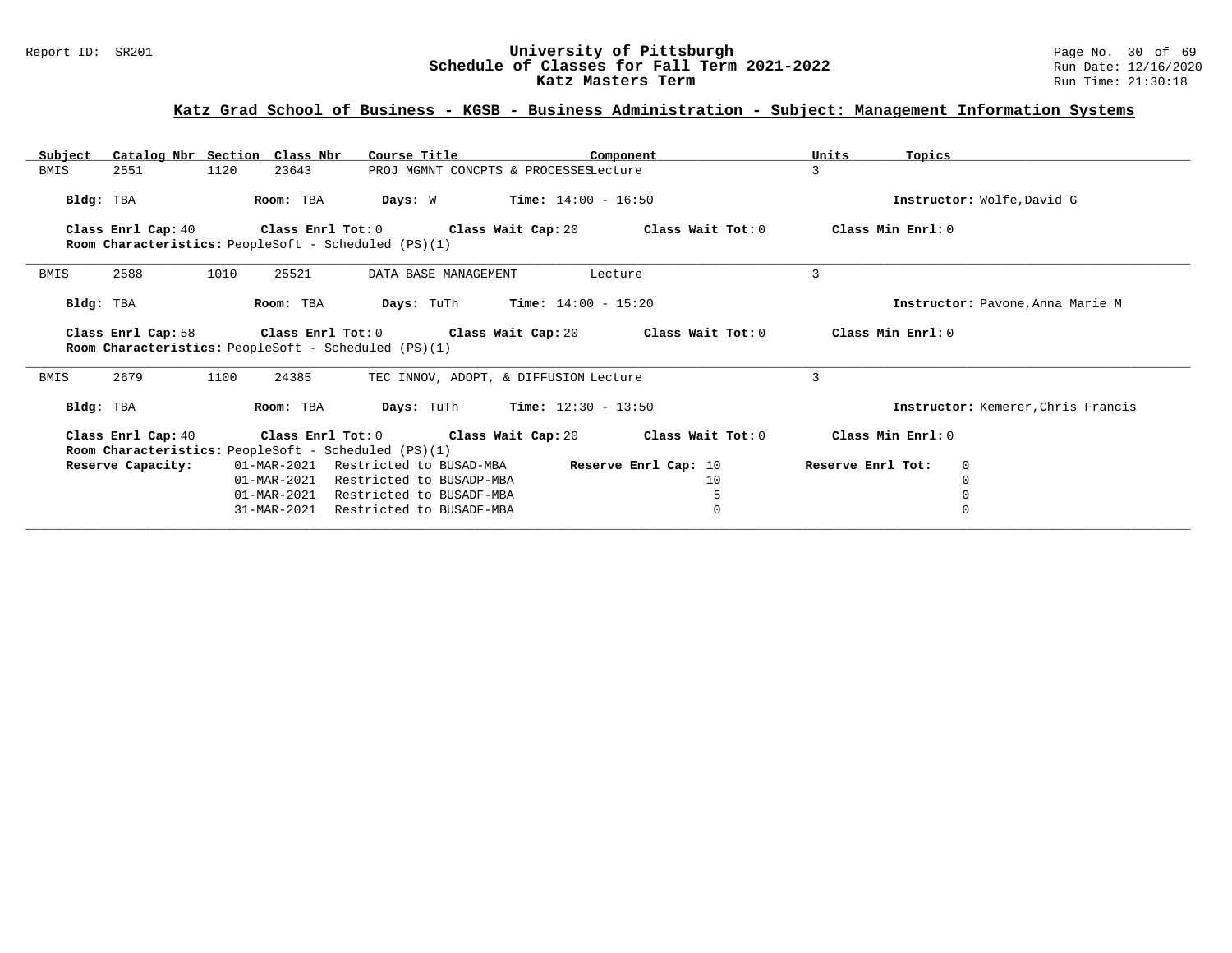# University of Pittsburgh
## Schedule of Classes for Fall Term 2021-2022
### Katz Masters Term

Report ID: SR201

Run Date: 12/16/2020
Run Time: 21:30:18

## Katz Grad School of Business - KGSB - Business Administration - Subject: Management Information Systems

| Subject | Catalog Nbr | Section | Class Nbr | Course Title | Component | Units | Topics |
|---|---|---|---|---|---|---|---|
| BMIS | 2551 | 1120 | 23643 | PROJ MGMNT CONCPTS & PROCESSES | Lecture | 3 | |

**Bldg:** TBA **Room:** TBA **Days:** W **Time:** 14:00 - 16:50 **Instructor:** Wolfe,David G

**Class Enrl Cap:** 40 **Class Enrl Tot:** 0 **Class Wait Cap:** 20 **Class Wait Tot:** 0 **Class Min Enrl:** 0

**Room Characteristics:** PeopleSoft - Scheduled (PS)(1)

---

| Subject | Catalog Nbr | Section | Class Nbr | Course Title | Component | Units | Topics |
|---|---|---|---|---|---|---|---|
| BMIS | 2588 | 1010 | 25521 | DATA BASE MANAGEMENT | Lecture | 3 | |

**Bldg:** TBA **Room:** TBA **Days:** TuTh **Time:** 14:00 - 15:20 **Instructor:** Pavone,Anna Marie M

**Class Enrl Cap:** 58 **Class Enrl Tot:** 0 **Class Wait Cap:** 20 **Class Wait Tot:** 0 **Class Min Enrl:** 0

**Room Characteristics:** PeopleSoft - Scheduled (PS)(1)

---

| Subject | Catalog Nbr | Section | Class Nbr | Course Title | Component | Units | Topics |
|---|---|---|---|---|---|---|---|
| BMIS | 2679 | 1100 | 24385 | TEC INNOV, ADOPT, & DIFFUSION | Lecture | 3 | |

**Bldg:** TBA **Room:** TBA **Days:** TuTh **Time:** 12:30 - 13:50 **Instructor:** Kemerer,Chris Francis

**Class Enrl Cap:** 40 **Class Enrl Tot:** 0 **Class Wait Cap:** 20 **Class Wait Tot:** 0 **Class Min Enrl:** 0

**Room Characteristics:** PeopleSoft - Scheduled (PS)(1)

| Reserve Capacity: | Date | Restriction | Reserve Enrl Cap | Reserve Enrl Tot |
|---|---|---|---|---|
| | 01-MAR-2021 | Restricted to BUSAD-MBA | 10 | 0 |
| | 01-MAR-2021 | Restricted to BUSADP-MBA | 10 | 0 |
| | 01-MAR-2021 | Restricted to BUSADF-MBA | 5 | 0 |
| | 31-MAR-2021 | Restricted to BUSADF-MBA | 0 | 0 |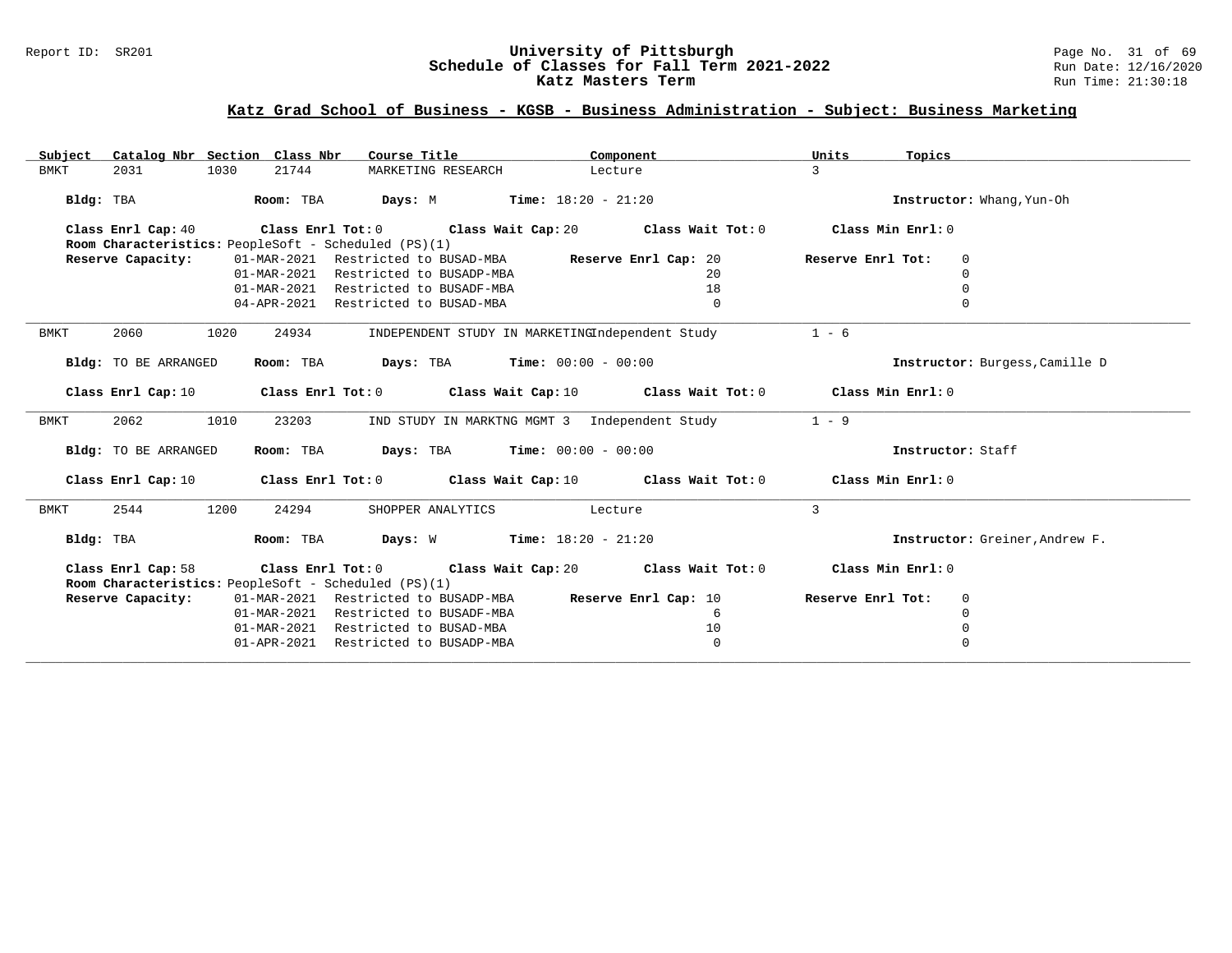## Katz Grad School of Business - KGSB - Business Administration - Subject: Business Marketing

| Subject | Catalog Nbr | Section | Class Nbr | Course Title | Component | Units | Topics |
|---|---|---|---|---|---|---|---|
| BMKT | 2031 | 1030 | 21744 | MARKETING RESEARCH | Lecture | 3 | |

**Bldg:** TBA **Room:** TBA **Days:** M **Time:** 18:20 - 21:20 **Instructor:** Whang,Yun-Oh

**Class Enrl Cap:** 40 **Class Enrl Tot:** 0 **Class Wait Cap:** 20 **Class Wait Tot:** 0 **Class Min Enrl:** 0

**Room Characteristics:** PeopleSoft - Scheduled (PS)(1)

| Reserve Capacity: | | Reserve Enrl Cap | Reserve Enrl Tot |
|---|---|---|---|
| 01-MAR-2021 | Restricted to BUSAD-MBA | 20 | 0 |
| 01-MAR-2021 | Restricted to BUSADP-MBA | 20 | 0 |
| 01-MAR-2021 | Restricted to BUSADF-MBA | 18 | 0 |
| 04-APR-2021 | Restricted to BUSAD-MBA | 0 | 0 |

| Subject | Catalog Nbr | Section | Class Nbr | Course Title | Component | Units | Topics |
|---|---|---|---|---|---|---|---|
| BMKT | 2060 | 1020 | 24934 | INDEPENDENT STUDY IN MARKETING | Independent Study | 1 - 6 | |

**Bldg:** TO BE ARRANGED **Room:** TBA **Days:** TBA **Time:** 00:00 - 00:00 **Instructor:** Burgess,Camille D

**Class Enrl Cap:** 10 **Class Enrl Tot:** 0 **Class Wait Cap:** 10 **Class Wait Tot:** 0 **Class Min Enrl:** 0

| Subject | Catalog Nbr | Section | Class Nbr | Course Title | Component | Units | Topics |
|---|---|---|---|---|---|---|---|
| BMKT | 2062 | 1010 | 23203 | IND STUDY IN MARKTNG MGMT 3 | Independent Study | 1 - 9 | |

**Bldg:** TO BE ARRANGED **Room:** TBA **Days:** TBA **Time:** 00:00 - 00:00 **Instructor:** Staff

**Class Enrl Cap:** 10 **Class Enrl Tot:** 0 **Class Wait Cap:** 10 **Class Wait Tot:** 0 **Class Min Enrl:** 0

| Subject | Catalog Nbr | Section | Class Nbr | Course Title | Component | Units | Topics |
|---|---|---|---|---|---|---|---|
| BMKT | 2544 | 1200 | 24294 | SHOPPER ANALYTICS | Lecture | 3 | |

**Bldg:** TBA **Room:** TBA **Days:** W **Time:** 18:20 - 21:20 **Instructor:** Greiner,Andrew F.

**Class Enrl Cap:** 58 **Class Enrl Tot:** 0 **Class Wait Cap:** 20 **Class Wait Tot:** 0 **Class Min Enrl:** 0

**Room Characteristics:** PeopleSoft - Scheduled (PS)(1)

| Reserve Capacity: | | Reserve Enrl Cap | Reserve Enrl Tot |
|---|---|---|---|
| 01-MAR-2021 | Restricted to BUSADP-MBA | 10 | 0 |
| 01-MAR-2021 | Restricted to BUSADF-MBA | 6 | 0 |
| 01-MAR-2021 | Restricted to BUSAD-MBA | 10 | 0 |
| 01-APR-2021 | Restricted to BUSADP-MBA | 0 | 0 |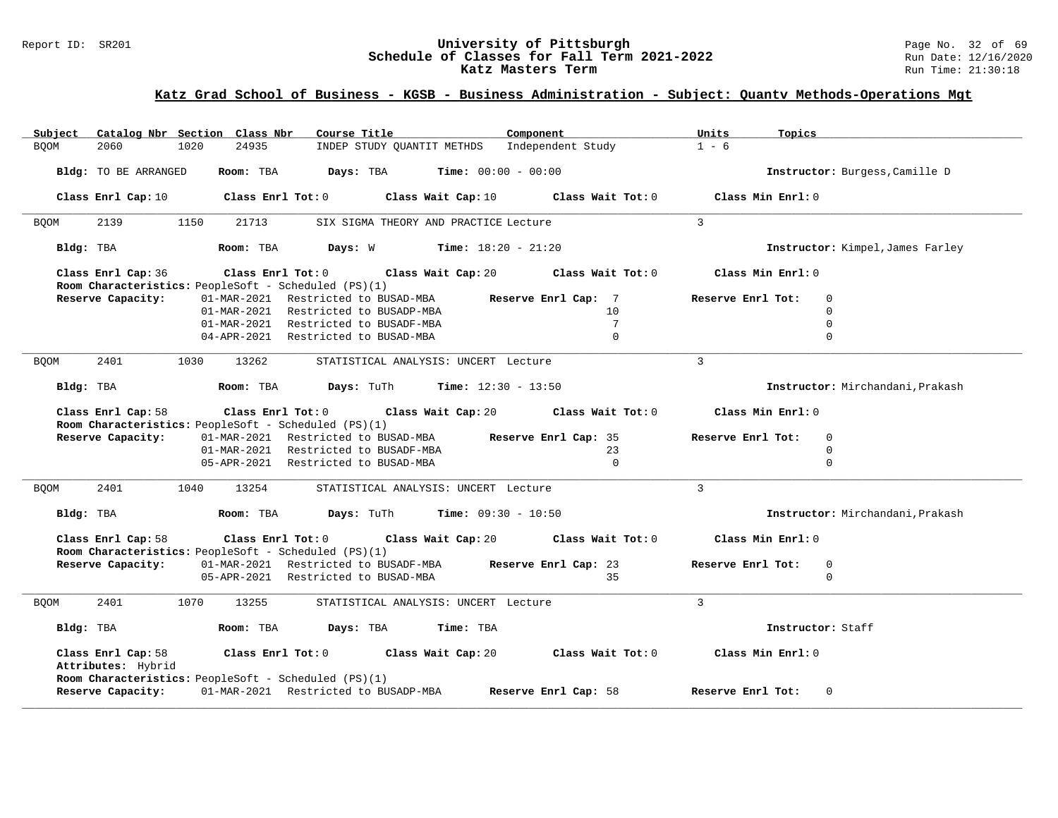## Katz Grad School of Business - KGSB - Business Administration - Subject: Quantv Methods-Operations Mgt

| Subject | Catalog Nbr | Section | Class Nbr | Course Title | Component | Units | Topics |
|---|---|---|---|---|---|---|---|
| BQOM | 2060 | 1020 | 24935 | INDEP STUDY QUANTIT METHDS | Independent Study | 1 - 6 | |

**Bldg:** TO BE ARRANGED **Room:** TBA **Days:** TBA **Time:** 00:00 - 00:00 **Instructor:** Burgess,Camille D

**Class Enrl Cap:** 10 **Class Enrl Tot:** 0 **Class Wait Cap:** 10 **Class Wait Tot:** 0 **Class Min Enrl:** 0

---

| Subject | Catalog Nbr | Section | Class Nbr | Course Title | Component | Units | Topics |
|---|---|---|---|---|---|---|---|
| BQOM | 2139 | 1150 | 21713 | SIX SIGMA THEORY AND PRACTICE | Lecture | 3 | |

**Bldg:** TBA **Room:** TBA **Days:** W **Time:** 18:20 - 21:20 **Instructor:** Kimpel,James Farley

**Class Enrl Cap:** 36 **Class Enrl Tot:** 0 **Class Wait Cap:** 20 **Class Wait Tot:** 0 **Class Min Enrl:** 0

**Room Characteristics:** PeopleSoft - Scheduled (PS)(1)

| Reserve Capacity: | Restriction | Reserve Enrl Cap | Reserve Enrl Tot |
|---|---|---|---|
| 01-MAR-2021 | Restricted to BUSAD-MBA | 7 | 0 |
| 01-MAR-2021 | Restricted to BUSADP-MBA | 10 | 0 |
| 01-MAR-2021 | Restricted to BUSADF-MBA | 7 | 0 |
| 04-APR-2021 | Restricted to BUSAD-MBA | 0 | 0 |

---

| Subject | Catalog Nbr | Section | Class Nbr | Course Title | Component | Units | Topics |
|---|---|---|---|---|---|---|---|
| BQOM | 2401 | 1030 | 13262 | STATISTICAL ANALYSIS: UNCERT | Lecture | 3 | |

**Bldg:** TBA **Room:** TBA **Days:** TuTh **Time:** 12:30 - 13:50 **Instructor:** Mirchandani,Prakash

**Class Enrl Cap:** 58 **Class Enrl Tot:** 0 **Class Wait Cap:** 20 **Class Wait Tot:** 0 **Class Min Enrl:** 0

**Room Characteristics:** PeopleSoft - Scheduled (PS)(1)

| Reserve Capacity: | Restriction | Reserve Enrl Cap | Reserve Enrl Tot |
|---|---|---|---|
| 01-MAR-2021 | Restricted to BUSAD-MBA | 35 | 0 |
| 01-MAR-2021 | Restricted to BUSADF-MBA | 23 | 0 |
| 05-APR-2021 | Restricted to BUSAD-MBA | 0 | 0 |

---

| Subject | Catalog Nbr | Section | Class Nbr | Course Title | Component | Units | Topics |
|---|---|---|---|---|---|---|---|
| BQOM | 2401 | 1040 | 13254 | STATISTICAL ANALYSIS: UNCERT | Lecture | 3 | |

**Bldg:** TBA **Room:** TBA **Days:** TuTh **Time:** 09:30 - 10:50 **Instructor:** Mirchandani,Prakash

**Class Enrl Cap:** 58 **Class Enrl Tot:** 0 **Class Wait Cap:** 20 **Class Wait Tot:** 0 **Class Min Enrl:** 0

**Room Characteristics:** PeopleSoft - Scheduled (PS)(1)

| Reserve Capacity: | Restriction | Reserve Enrl Cap | Reserve Enrl Tot |
|---|---|---|---|
| 01-MAR-2021 | Restricted to BUSADF-MBA | 23 | 0 |
| 05-APR-2021 | Restricted to BUSAD-MBA | 35 | 0 |

---

| Subject | Catalog Nbr | Section | Class Nbr | Course Title | Component | Units | Topics |
|---|---|---|---|---|---|---|---|
| BQOM | 2401 | 1070 | 13255 | STATISTICAL ANALYSIS: UNCERT | Lecture | 3 | |

**Bldg:** TBA **Room:** TBA **Days:** TBA **Time:** TBA **Instructor:** Staff

**Class Enrl Cap:** 58 **Class Enrl Tot:** 0 **Class Wait Cap:** 20 **Class Wait Tot:** 0 **Class Min Enrl:** 0

**Attributes:** Hybrid

**Room Characteristics:** PeopleSoft - Scheduled (PS)(1)

| Reserve Capacity: | Restriction | Reserve Enrl Cap | Reserve Enrl Tot |
|---|---|---|---|
| 01-MAR-2021 | Restricted to BUSADP-MBA | 58 | 0 |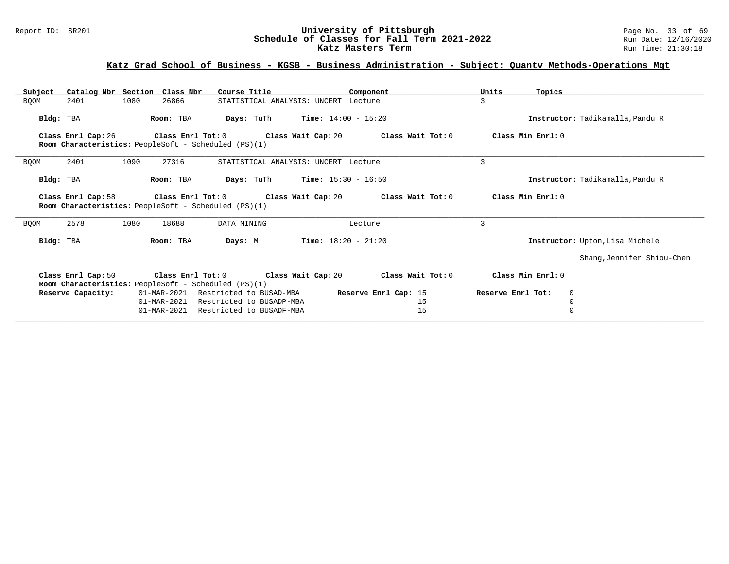# University of Pittsburgh
## Schedule of Classes for Fall Term 2021-2022
### Katz Masters Term

Report ID: SR201

Run Date: 12/16/2020
Run Time: 21:30:18

## Katz Grad School of Business - KGSB - Business Administration - Subject: Quantv Methods-Operations Mgt

| Subject | Catalog Nbr | Section | Class Nbr | Course Title | Component | Units | Topics |
|---|---|---|---|---|---|---|---|
| BQOM | 2401 | 1080 | 26866 | STATISTICAL ANALYSIS: UNCERT | Lecture | 3 | |

**Bldg:** TBA **Room:** TBA **Days:** TuTh **Time:** 14:00 - 15:20 **Instructor:** Tadikamalla,Pandu R

**Class Enrl Cap:** 26 **Class Enrl Tot:** 0 **Class Wait Cap:** 20 **Class Wait Tot:** 0 **Class Min Enrl:** 0
**Room Characteristics:** PeopleSoft - Scheduled (PS)(1)

---

| Subject | Catalog Nbr | Section | Class Nbr | Course Title | Component | Units | Topics |
|---|---|---|---|---|---|---|---|
| BQOM | 2401 | 1090 | 27316 | STATISTICAL ANALYSIS: UNCERT | Lecture | 3 | |

**Bldg:** TBA **Room:** TBA **Days:** TuTh **Time:** 15:30 - 16:50 **Instructor:** Tadikamalla,Pandu R

**Class Enrl Cap:** 58 **Class Enrl Tot:** 0 **Class Wait Cap:** 20 **Class Wait Tot:** 0 **Class Min Enrl:** 0
**Room Characteristics:** PeopleSoft - Scheduled (PS)(1)

---

| Subject | Catalog Nbr | Section | Class Nbr | Course Title | Component | Units | Topics |
|---|---|---|---|---|---|---|---|
| BQOM | 2578 | 1080 | 18688 | DATA MINING | Lecture | 3 | |

**Bldg:** TBA **Room:** TBA **Days:** M **Time:** 18:20 - 21:20 **Instructor:** Upton,Lisa Michele
Shang,Jennifer Shiou-Chen

**Class Enrl Cap:** 50 **Class Enrl Tot:** 0 **Class Wait Cap:** 20 **Class Wait Tot:** 0 **Class Min Enrl:** 0
**Room Characteristics:** PeopleSoft - Scheduled (PS)(1)

| Reserve Capacity: | Date | Restriction | Reserve Enrl Cap | Reserve Enrl Tot |
|---|---|---|---|---|
| | 01-MAR-2021 | Restricted to BUSAD-MBA | 15 | 0 |
| | 01-MAR-2021 | Restricted to BUSADP-MBA | 15 | 0 |
| | 01-MAR-2021 | Restricted to BUSADF-MBA | 15 | 0 |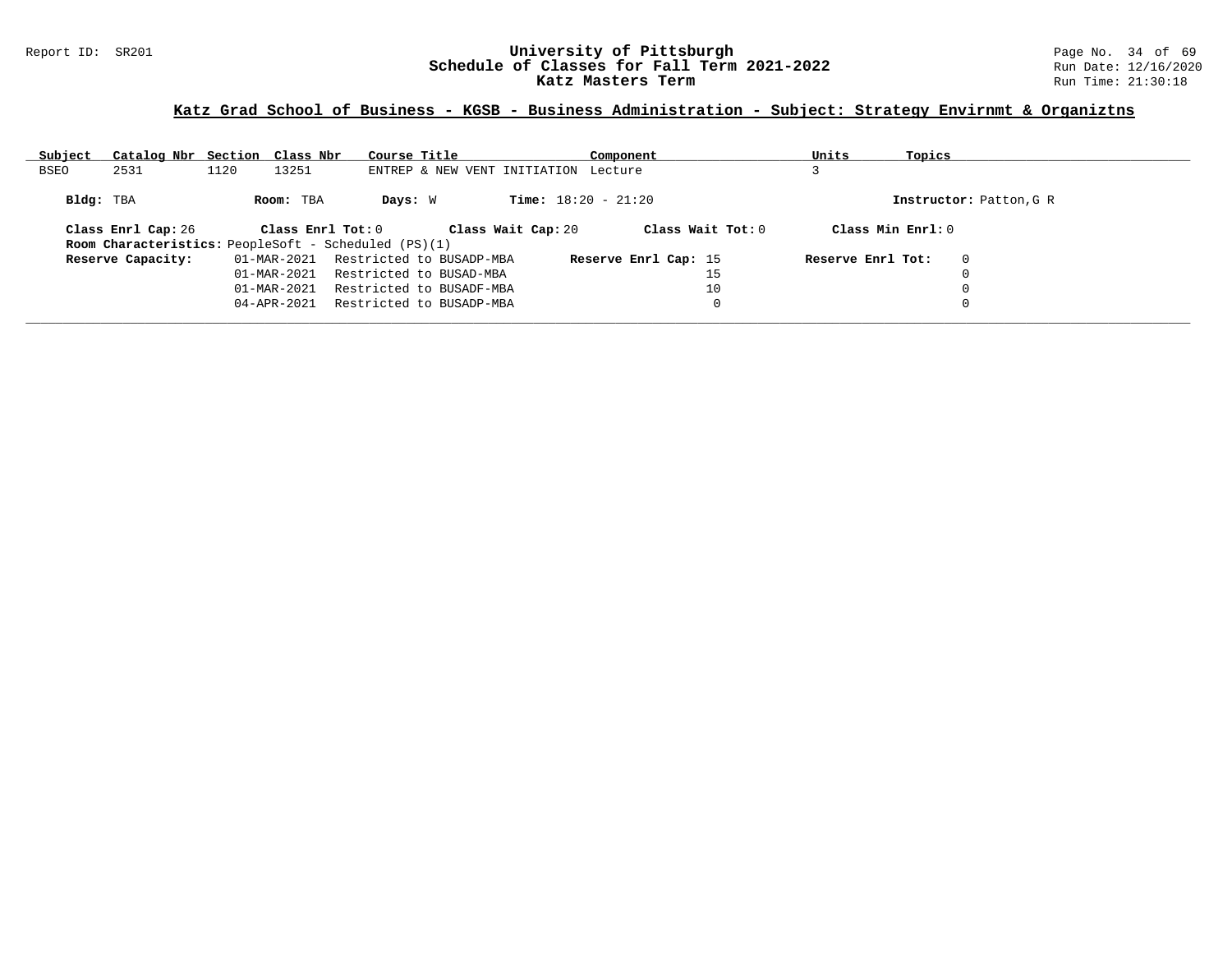## Katz Grad School of Business - KGSB - Business Administration - Subject: Strategy Envirnmt & Organiztns

| Subject | Catalog Nbr | Section | Class Nbr | Course Title | Component | Units | Topics |
|---|---|---|---|---|---|---|---|
| BSEO | 2531 | 1120 | 13251 | ENTREP & NEW VENT INITIATION | Lecture | 3 | |

**Bldg:** TBA **Room:** TBA **Days:** W **Time:** 18:20 - 21:20 **Instructor:** Patton,G R

**Class Enrl Cap:** 26 **Class Enrl Tot:** 0 **Class Wait Cap:** 20 **Class Wait Tot:** 0 **Class Min Enrl:** 0

**Room Characteristics:** PeopleSoft - Scheduled (PS)(1)

| Reserve Capacity: | Date | Restriction | Reserve Enrl Cap: | Reserve Enrl Tot: |
|---|---|---|---|---|
| | 01-MAR-2021 | Restricted to BUSADP-MBA | 15 | 0 |
| | 01-MAR-2021 | Restricted to BUSAD-MBA | 15 | 0 |
| | 01-MAR-2021 | Restricted to BUSADF-MBA | 10 | 0 |
| | 04-APR-2021 | Restricted to BUSADP-MBA | 0 | 0 |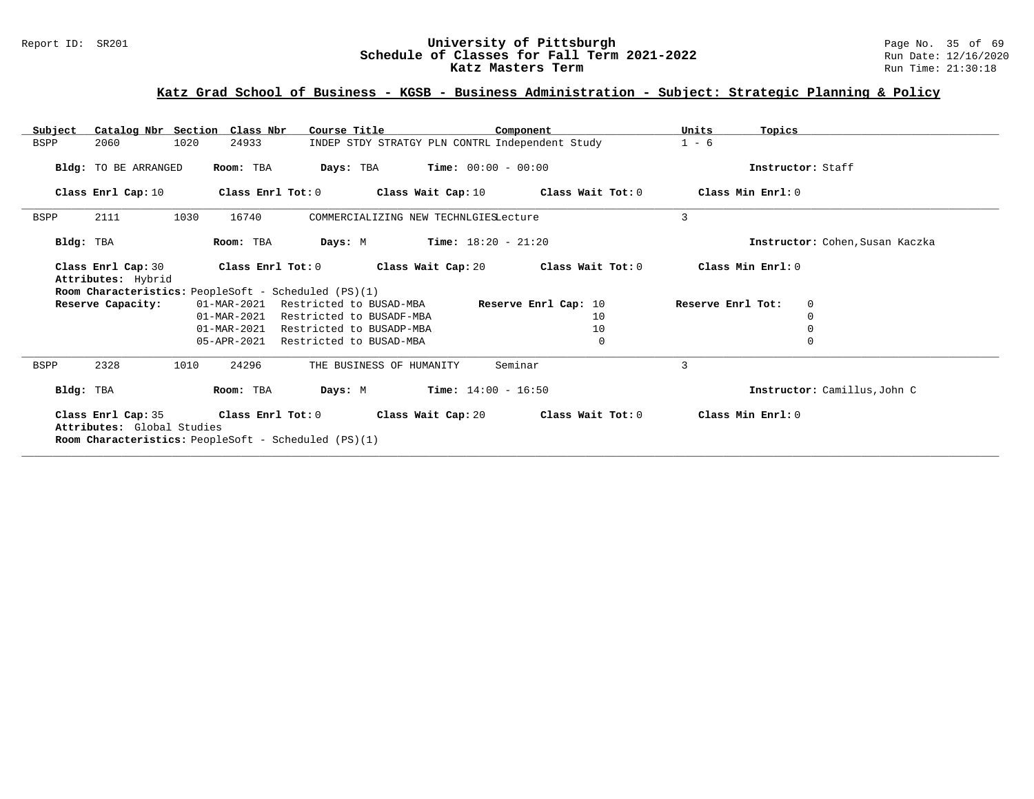## Katz Grad School of Business - KGSB - Business Administration - Subject: Strategic Planning & Policy

| Subject | Catalog Nbr | Section | Class Nbr | Course Title | Component | Units | Topics |
|---|---|---|---|---|---|---|---|
| BSPP | 2060 | 1020 | 24933 | INDEP STDY STRATGY PLN CONTRL | Independent Study | 1 - 6 | |

**Bldg:** TO BE ARRANGED **Room:** TBA **Days:** TBA **Time:** 00:00 - 00:00 **Instructor:** Staff

**Class Enrl Cap:** 10 **Class Enrl Tot:** 0 **Class Wait Cap:** 10 **Class Wait Tot:** 0 **Class Min Enrl:** 0

---

| Subject | Catalog Nbr | Section | Class Nbr | Course Title | Component | Units | Topics |
|---|---|---|---|---|---|---|---|
| BSPP | 2111 | 1030 | 16740 | COMMERCIALIZING NEW TECHNLGIES | Lecture | 3 | |

**Bldg:** TBA **Room:** TBA **Days:** M **Time:** 18:20 - 21:20 **Instructor:** Cohen,Susan Kaczka

**Class Enrl Cap:** 30 **Class Enrl Tot:** 0 **Class Wait Cap:** 20 **Class Wait Tot:** 0 **Class Min Enrl:** 0

**Attributes:** Hybrid

**Room Characteristics:** PeopleSoft - Scheduled (PS)(1)

| Reserve Capacity: | | Reserve Enrl Cap: | Reserve Enrl Tot: |
|---|---|---|---|
| 01-MAR-2021 | Restricted to BUSAD-MBA | 10 | 0 |
| 01-MAR-2021 | Restricted to BUSADF-MBA | 10 | 0 |
| 01-MAR-2021 | Restricted to BUSADP-MBA | 10 | 0 |
| 05-APR-2021 | Restricted to BUSAD-MBA | 0 | 0 |

---

| Subject | Catalog Nbr | Section | Class Nbr | Course Title | Component | Units | Topics |
|---|---|---|---|---|---|---|---|
| BSPP | 2328 | 1010 | 24296 | THE BUSINESS OF HUMANITY | Seminar | 3 | |

**Bldg:** TBA **Room:** TBA **Days:** M **Time:** 14:00 - 16:50 **Instructor:** Camillus,John C

**Class Enrl Cap:** 35 **Class Enrl Tot:** 0 **Class Wait Cap:** 20 **Class Wait Tot:** 0 **Class Min Enrl:** 0

**Attributes:** Global Studies

**Room Characteristics:** PeopleSoft - Scheduled (PS)(1)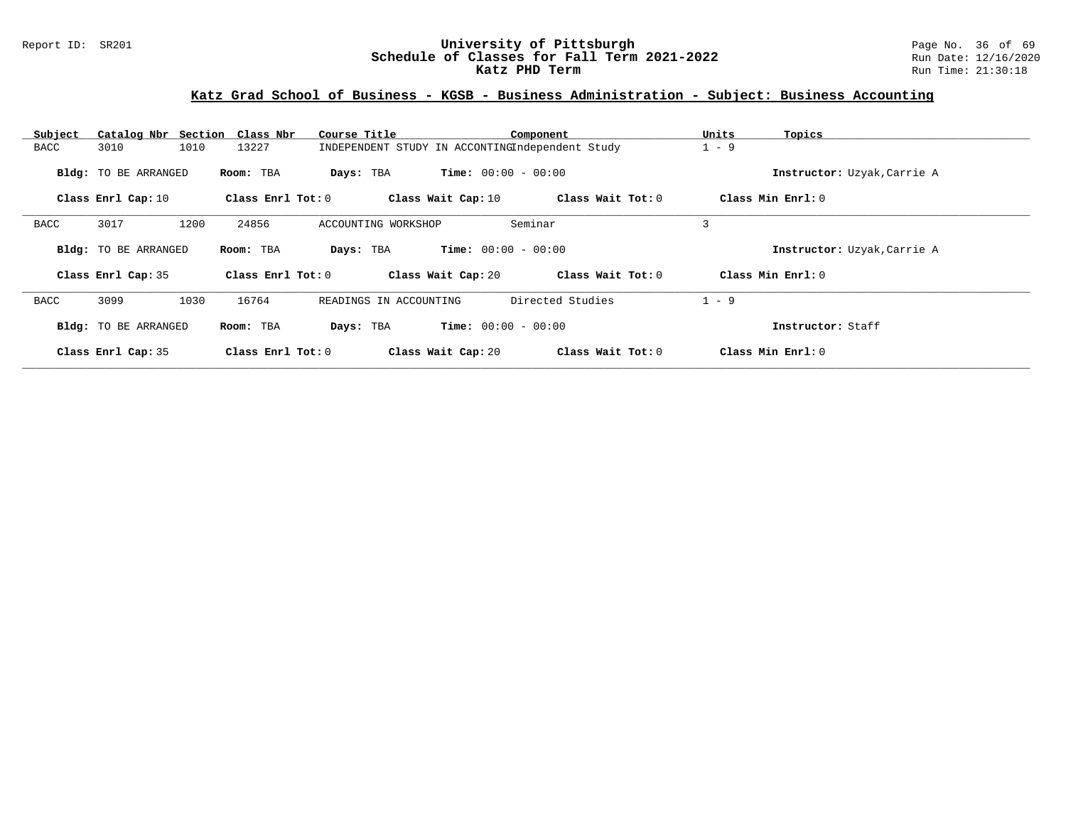## Katz Grad School of Business - KGSB - Business Administration - Subject: Business Accounting

| Subject | Catalog Nbr | Section | Class Nbr | Course Title | Component | Units | Topics |
|---|---|---|---|---|---|---|---|
| BACC | 3010 | 1010 | 13227 | INDEPENDENT STUDY IN ACCONTING | Independent Study | 1 - 9 | |

**Bldg:** TO BE ARRANGED **Room:** TBA **Days:** TBA **Time:** 00:00 - 00:00 **Instructor:** Uzyak,Carrie A

**Class Enrl Cap:** 10 **Class Enrl Tot:** 0 **Class Wait Cap:** 10 **Class Wait Tot:** 0 **Class Min Enrl:** 0

| Subject | Catalog Nbr | Section | Class Nbr | Course Title | Component | Units | Topics |
|---|---|---|---|---|---|---|---|
| BACC | 3017 | 1200 | 24856 | ACCOUNTING WORKSHOP | Seminar | 3 | |

**Bldg:** TO BE ARRANGED **Room:** TBA **Days:** TBA **Time:** 00:00 - 00:00 **Instructor:** Uzyak,Carrie A

**Class Enrl Cap:** 35 **Class Enrl Tot:** 0 **Class Wait Cap:** 20 **Class Wait Tot:** 0 **Class Min Enrl:** 0

| Subject | Catalog Nbr | Section | Class Nbr | Course Title | Component | Units | Topics |
|---|---|---|---|---|---|---|---|
| BACC | 3099 | 1030 | 16764 | READINGS IN ACCOUNTING | Directed Studies | 1 - 9 | |

**Bldg:** TO BE ARRANGED **Room:** TBA **Days:** TBA **Time:** 00:00 - 00:00 **Instructor:** Staff

**Class Enrl Cap:** 35 **Class Enrl Tot:** 0 **Class Wait Cap:** 20 **Class Wait Tot:** 0 **Class Min Enrl:** 0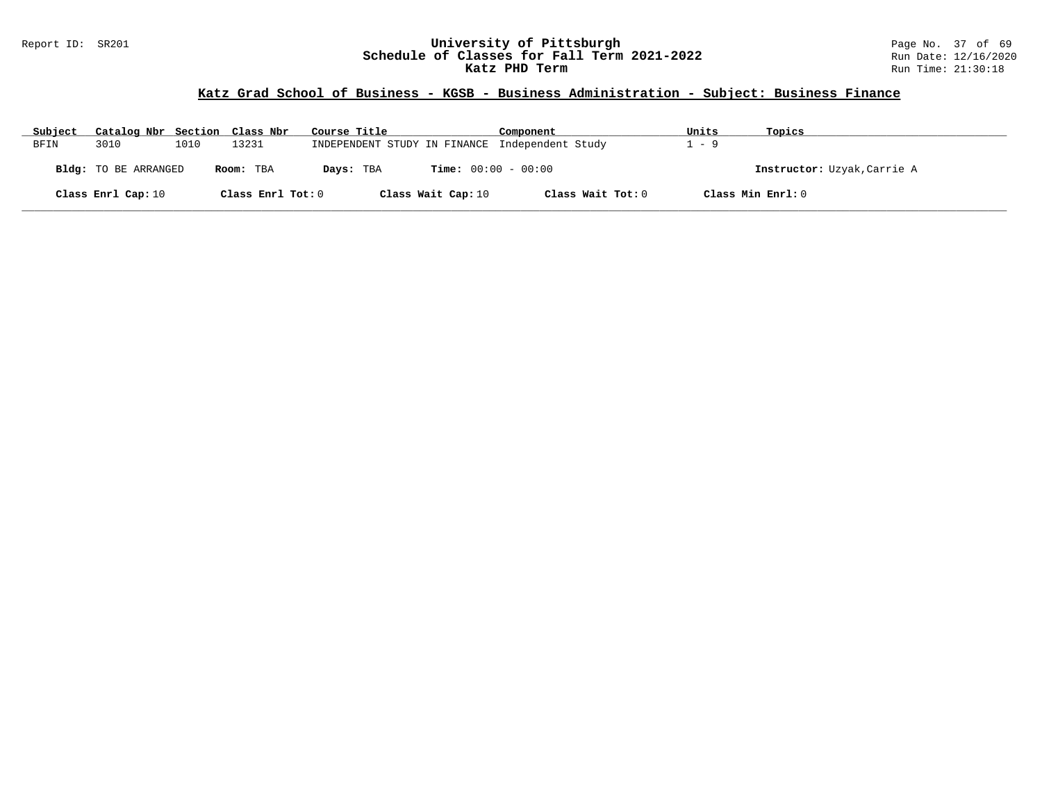## Katz Grad School of Business - KGSB - Business Administration - Subject: Business Finance

| Subject | Catalog Nbr | Section | Class Nbr | Course Title | Component | Units | Topics |
|---|---|---|---|---|---|---|---|
| BFIN | 3010 | 1010 | 13231 | INDEPENDENT STUDY IN FINANCE | Independent Study | 1 - 9 | |

**Bldg:** TO BE ARRANGED **Room:** TBA **Days:** TBA **Time:** 00:00 - 00:00 **Instructor:** Uzyak,Carrie A

**Class Enrl Cap:** 10 **Class Enrl Tot:** 0 **Class Wait Cap:** 10 **Class Wait Tot:** 0 **Class Min Enrl:** 0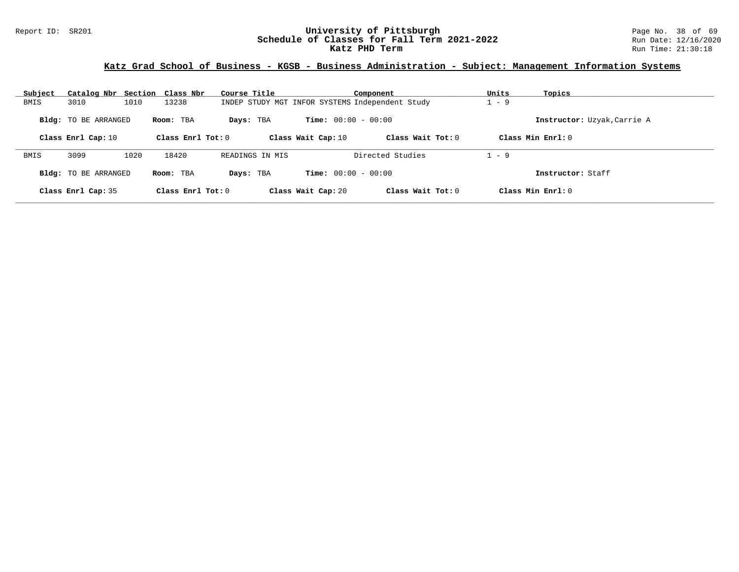## Katz Grad School of Business - KGSB - Business Administration - Subject: Management Information Systems

| Subject | Catalog Nbr | Section | Class Nbr | Course Title | Component | Units | Topics |
|---|---|---|---|---|---|---|---|
| BMIS | 3010 | 1010 | 13238 | INDEP STUDY MGT INFOR SYSTEMS | Independent Study | 1 - 9 | |

**Bldg:** TO BE ARRANGED **Room:** TBA **Days:** TBA **Time:** 00:00 - 00:00 **Instructor:** Uzyak,Carrie A

**Class Enrl Cap:** 10 **Class Enrl Tot:** 0 **Class Wait Cap:** 10 **Class Wait Tot:** 0 **Class Min Enrl:** 0

| Subject | Catalog Nbr | Section | Class Nbr | Course Title | Component | Units | Topics |
|---|---|---|---|---|---|---|---|
| BMIS | 3099 | 1020 | 18420 | READINGS IN MIS | Directed Studies | 1 - 9 | |

**Bldg:** TO BE ARRANGED **Room:** TBA **Days:** TBA **Time:** 00:00 - 00:00 **Instructor:** Staff

**Class Enrl Cap:** 35 **Class Enrl Tot:** 0 **Class Wait Cap:** 20 **Class Wait Tot:** 0 **Class Min Enrl:** 0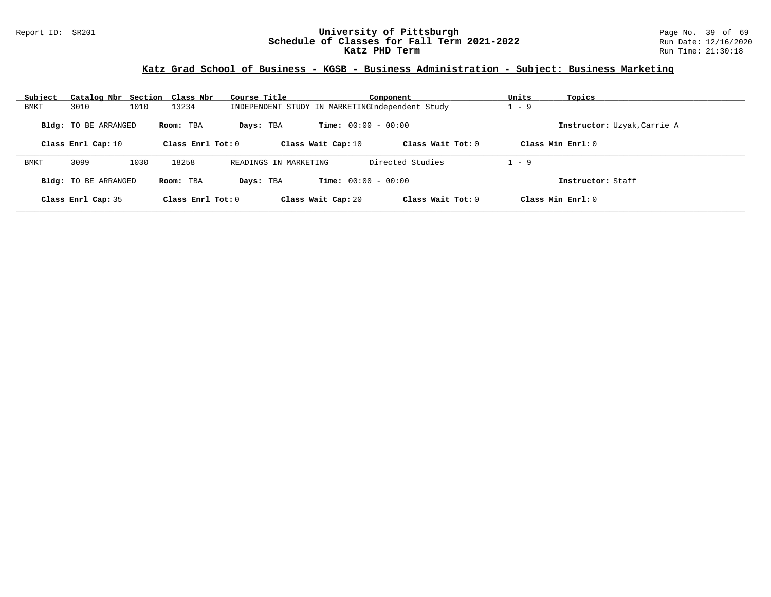## Katz Grad School of Business - KGSB - Business Administration - Subject: Business Marketing

| Subject | Catalog Nbr | Section | Class Nbr | Course Title | Component | Units | Topics |
|---|---|---|---|---|---|---|---|
| BMKT | 3010 | 1010 | 13234 | INDEPENDENT STUDY IN MARKETING | Independent Study | 1 - 9 | |

**Bldg:** TO BE ARRANGED **Room:** TBA **Days:** TBA **Time:** 00:00 - 00:00 **Instructor:** Uzyak,Carrie A

**Class Enrl Cap:** 10 **Class Enrl Tot:** 0 **Class Wait Cap:** 10 **Class Wait Tot:** 0 **Class Min Enrl:** 0

| Subject | Catalog Nbr | Section | Class Nbr | Course Title | Component | Units | Topics |
|---|---|---|---|---|---|---|---|
| BMKT | 3099 | 1030 | 18258 | READINGS IN MARKETING | Directed Studies | 1 - 9 | |

**Bldg:** TO BE ARRANGED **Room:** TBA **Days:** TBA **Time:** 00:00 - 00:00 **Instructor:** Staff

**Class Enrl Cap:** 35 **Class Enrl Tot:** 0 **Class Wait Cap:** 20 **Class Wait Tot:** 0 **Class Min Enrl:** 0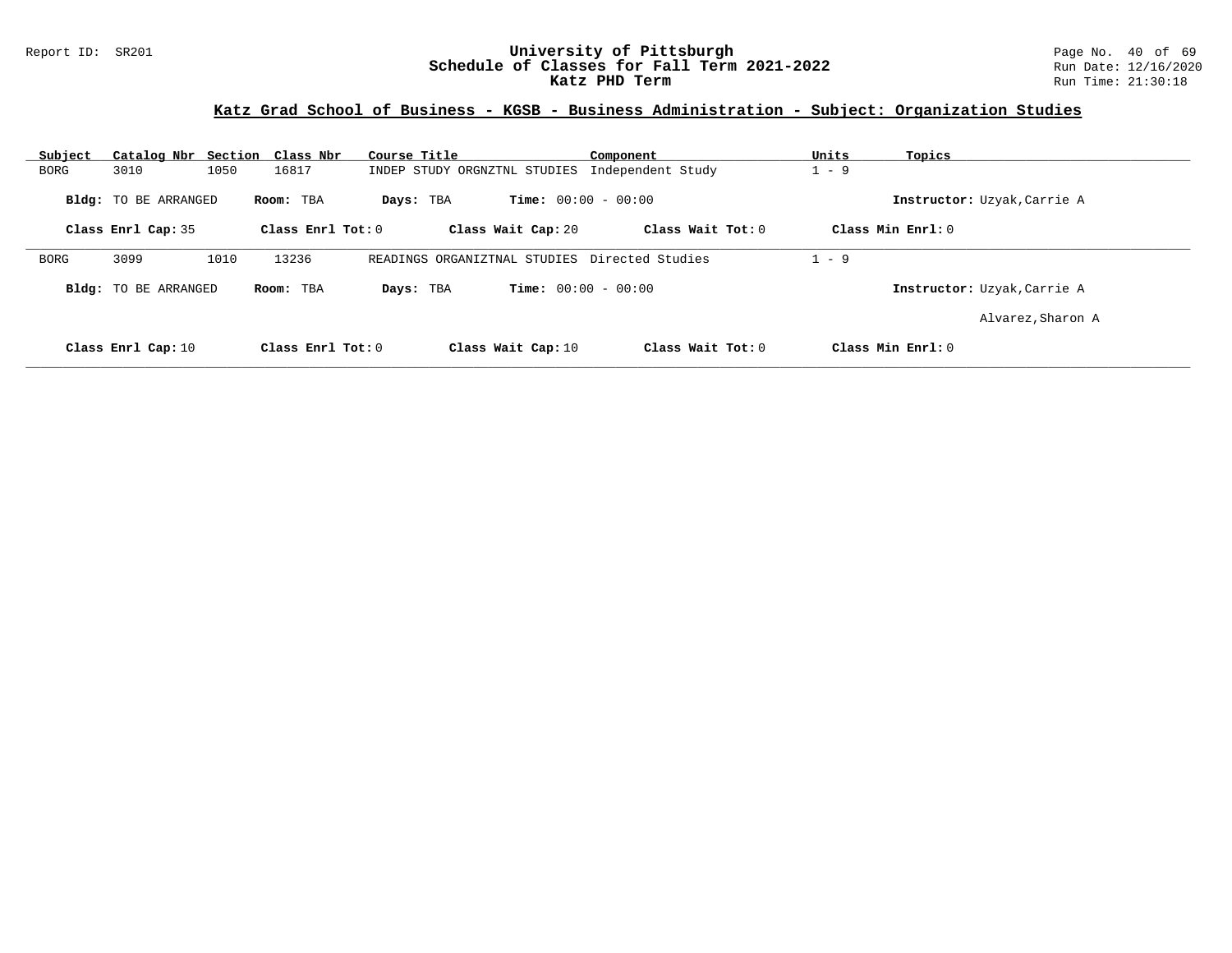## Katz Grad School of Business - KGSB - Business Administration - Subject: Organization Studies

| Subject | Catalog Nbr | Section | Class Nbr | Course Title | Component | Units | Topics |
|---|---|---|---|---|---|---|---|
| BORG | 3010 | 1050 | 16817 | INDEP STUDY ORGNZTNL STUDIES | Independent Study | 1 - 9 | |

**Bldg:** TO BE ARRANGED **Room:** TBA **Days:** TBA **Time:** 00:00 - 00:00 **Instructor:** Uzyak,Carrie A

**Class Enrl Cap:** 35 **Class Enrl Tot:** 0 **Class Wait Cap:** 20 **Class Wait Tot:** 0 **Class Min Enrl:** 0

---

| Subject | Catalog Nbr | Section | Class Nbr | Course Title | Component | Units | Topics |
|---|---|---|---|---|---|---|---|
| BORG | 3099 | 1010 | 13236 | READINGS ORGANIZTNAL STUDIES | Directed Studies | 1 - 9 | |

**Bldg:** TO BE ARRANGED **Room:** TBA **Days:** TBA **Time:** 00:00 - 00:00 **Instructor:** Uzyak,Carrie A

Alvarez,Sharon A

**Class Enrl Cap:** 10 **Class Enrl Tot:** 0 **Class Wait Cap:** 10 **Class Wait Tot:** 0 **Class Min Enrl:** 0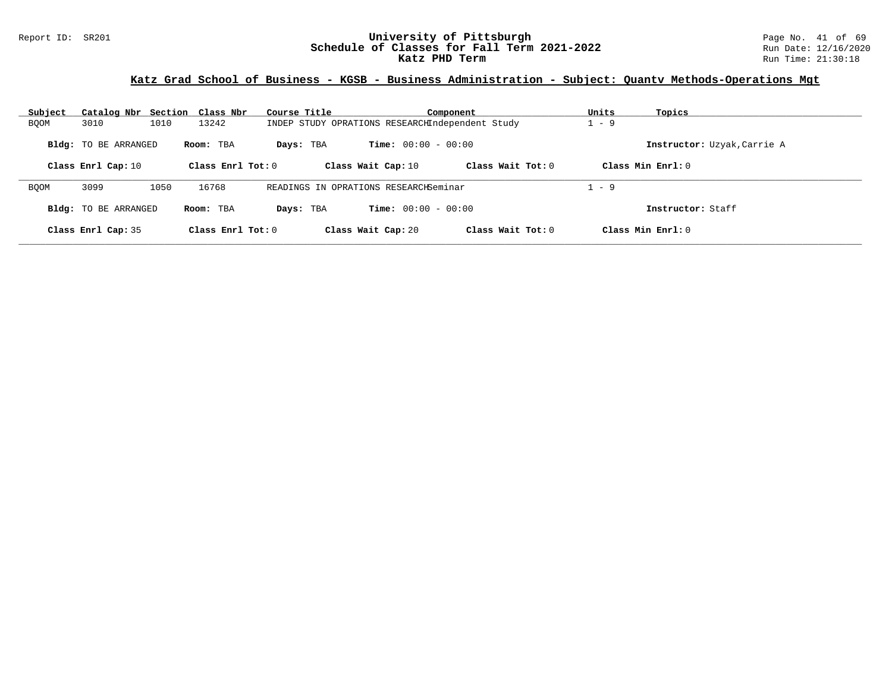# University of Pittsburgh
## Schedule of Classes for Fall Term 2021-2022
### Katz PHD Term

Report ID: SR201

Run Date: 12/16/2020
Run Time: 21:30:18

**Katz Grad School of Business - KGSB - Business Administration - Subject: Quantv Methods-Operations Mgt**

| Subject | Catalog Nbr | Section | Class Nbr | Course Title | Component | Units | Topics |
|---|---|---|---|---|---|---|---|
| BQOM | 3010 | 1010 | 13242 | INDEP STUDY OPRATIONS RESEARCH | Independent Study | 1 - 9 | |

**Bldg:** TO BE ARRANGED **Room:** TBA **Days:** TBA **Time:** 00:00 - 00:00 **Instructor:** Uzyak,Carrie A

**Class Enrl Cap:** 10 **Class Enrl Tot:** 0 **Class Wait Cap:** 10 **Class Wait Tot:** 0 **Class Min Enrl:** 0

| Subject | Catalog Nbr | Section | Class Nbr | Course Title | Component | Units | Topics |
|---|---|---|---|---|---|---|---|
| BQOM | 3099 | 1050 | 16768 | READINGS IN OPRATIONS RESEARCH | Seminar | 1 - 9 | |

**Bldg:** TO BE ARRANGED **Room:** TBA **Days:** TBA **Time:** 00:00 - 00:00 **Instructor:** Staff

**Class Enrl Cap:** 35 **Class Enrl Tot:** 0 **Class Wait Cap:** 20 **Class Wait Tot:** 0 **Class Min Enrl:** 0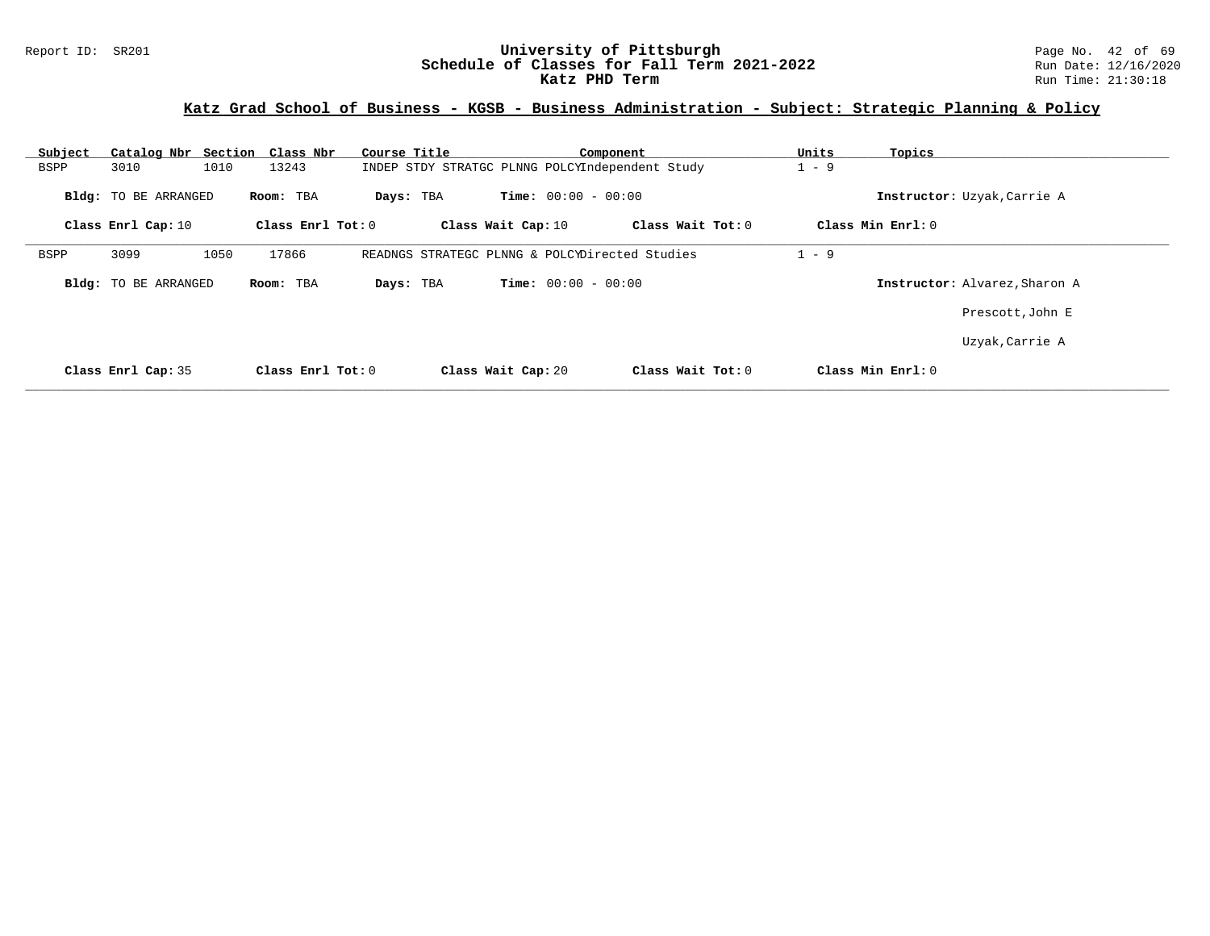## Katz Grad School of Business - KGSB - Business Administration - Subject: Strategic Planning & Policy

| Subject | Catalog Nbr | Section | Class Nbr | Course Title | Component | Units | Topics |
|---|---|---|---|---|---|---|---|
| BSPP | 3010 | 1010 | 13243 | INDEP STDY STRATGC PLNNG POLCY | Independent Study | 1 - 9 | |

**Bldg:** TO BE ARRANGED **Room:** TBA **Days:** TBA **Time:** 00:00 - 00:00 **Instructor:** Uzyak,Carrie A

**Class Enrl Cap:** 10 **Class Enrl Tot:** 0 **Class Wait Cap:** 10 **Class Wait Tot:** 0 **Class Min Enrl:** 0

---

| Subject | Catalog Nbr | Section | Class Nbr | Course Title | Component | Units | Topics |
|---|---|---|---|---|---|---|---|
| BSPP | 3099 | 1050 | 17866 | READNGS STRATEGC PLNNG & POLCY | Directed Studies | 1 - 9 | |

**Bldg:** TO BE ARRANGED **Room:** TBA **Days:** TBA **Time:** 00:00 - 00:00 **Instructor:** Alvarez,Sharon A

Prescott,John E

Uzyak,Carrie A

**Class Enrl Cap:** 35 **Class Enrl Tot:** 0 **Class Wait Cap:** 20 **Class Wait Tot:** 0 **Class Min Enrl:** 0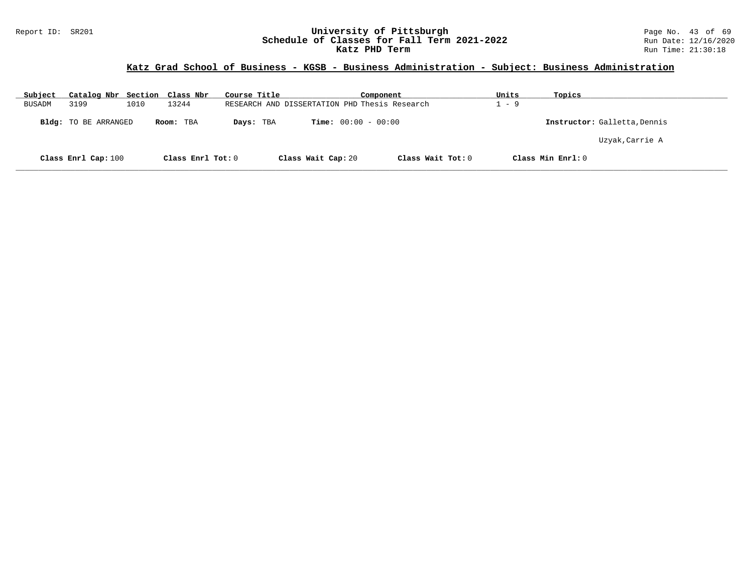## Katz Grad School of Business - KGSB - Business Administration - Subject: Business Administration

| Subject | Catalog Nbr | Section | Class Nbr | Course Title | Component | Units | Topics |
|---|---|---|---|---|---|---|---|
| BUSADM | 3199 | 1010 | 13244 | RESEARCH AND DISSERTATION PHD | Thesis Research | 1 - 9 | |

**Bldg:** TO BE ARRANGED **Room:** TBA **Days:** TBA **Time:** 00:00 - 00:00 **Instructor:** Galletta,Dennis

Uzyak,Carrie A

**Class Enrl Cap:** 100 **Class Enrl Tot:** 0 **Class Wait Cap:** 20 **Class Wait Tot:** 0 **Class Min Enrl:** 0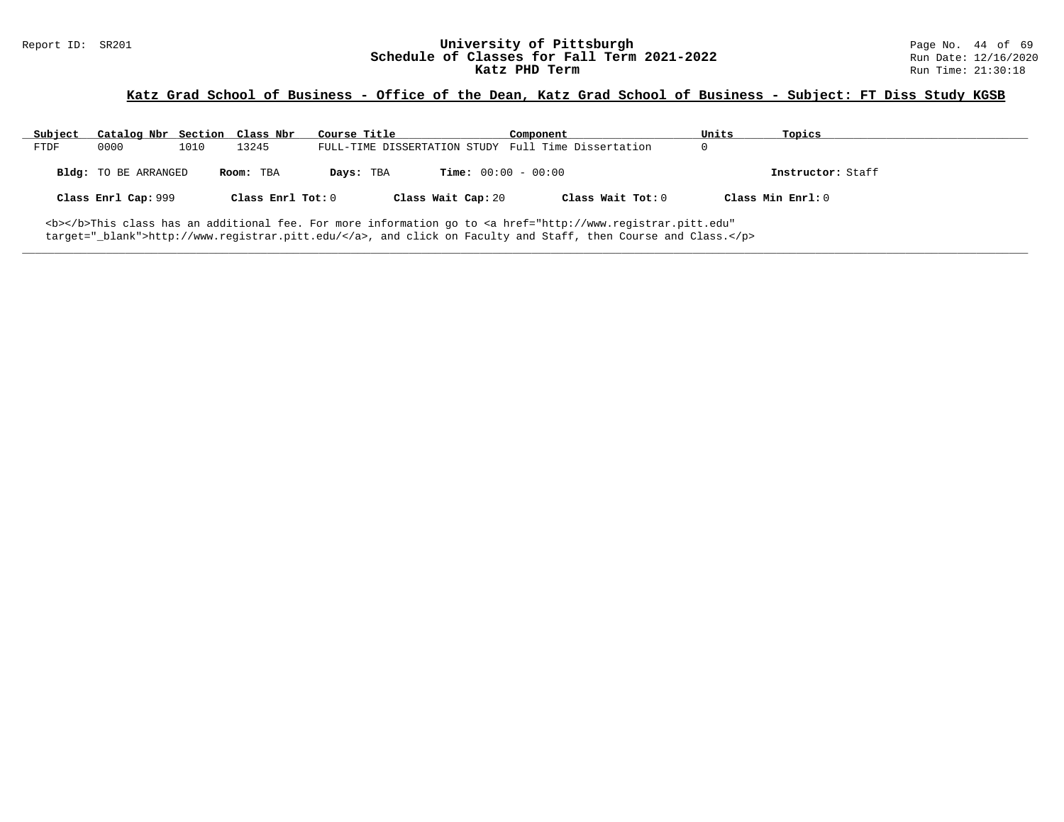## Katz Grad School of Business - Office of the Dean, Katz Grad School of Business - Subject: FT Diss Study KGSB

| Subject | Catalog Nbr | Section | Class Nbr | Course Title | Component | Units | Topics |
|---|---|---|---|---|---|---|---|
| FTDF | 0000 | 1010 | 13245 | FULL-TIME DISSERTATION STUDY | Full Time Dissertation | 0 | |

**Bldg:** TO BE ARRANGED **Room:** TBA **Days:** TBA **Time:** 00:00 - 00:00 **Instructor:** Staff

**Class Enrl Cap:** 999 **Class Enrl Tot:** 0 **Class Wait Cap:** 20 **Class Wait Tot:** 0 **Class Min Enrl:** 0

<b></b>This class has an additional fee. For more information go to <a href="http://www.registrar.pitt.edu" target="_blank">http://www.registrar.pitt.edu/</a>, and click on Faculty and Staff, then Course and Class.</p>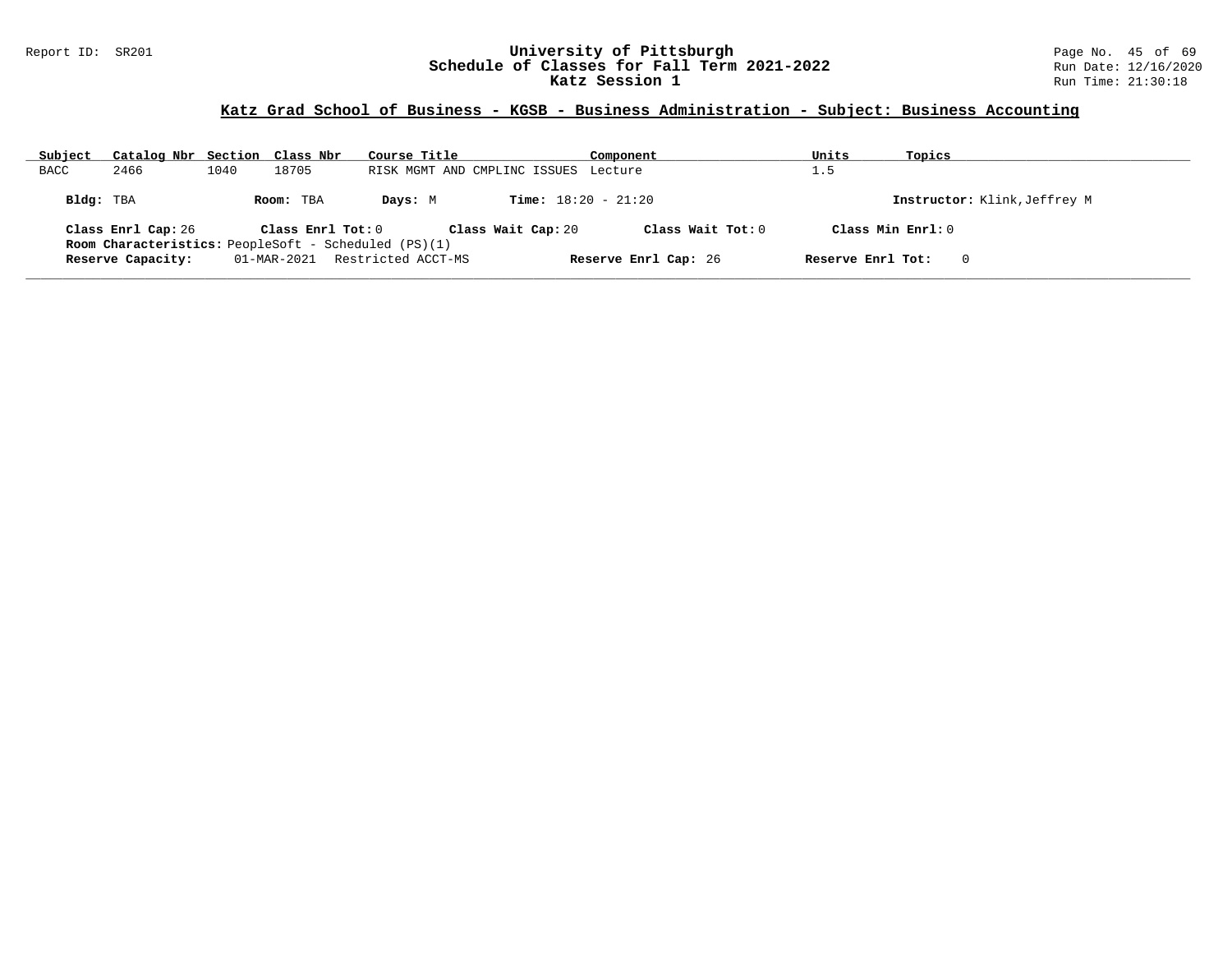## Katz Grad School of Business - KGSB - Business Administration - Subject: Business Accounting

| Subject | Catalog Nbr | Section | Class Nbr | Course Title | Component | Units | Topics |
|---|---|---|---|---|---|---|---|
| BACC | 2466 | 1040 | 18705 | RISK MGMT AND CMPLINC ISSUES | Lecture | 1.5 | |

**Bldg:** TBA **Room:** TBA **Days:** M **Time:** 18:20 - 21:20 **Instructor:** Klink,Jeffrey M

**Class Enrl Cap:** 26 **Class Enrl Tot:** 0 **Class Wait Cap:** 20 **Class Wait Tot:** 0 **Class Min Enrl:** 0

**Room Characteristics:** PeopleSoft - Scheduled (PS)(1)

**Reserve Capacity:** 01-MAR-2021 Restricted ACCT-MS **Reserve Enrl Cap:** 26 **Reserve Enrl Tot:** 0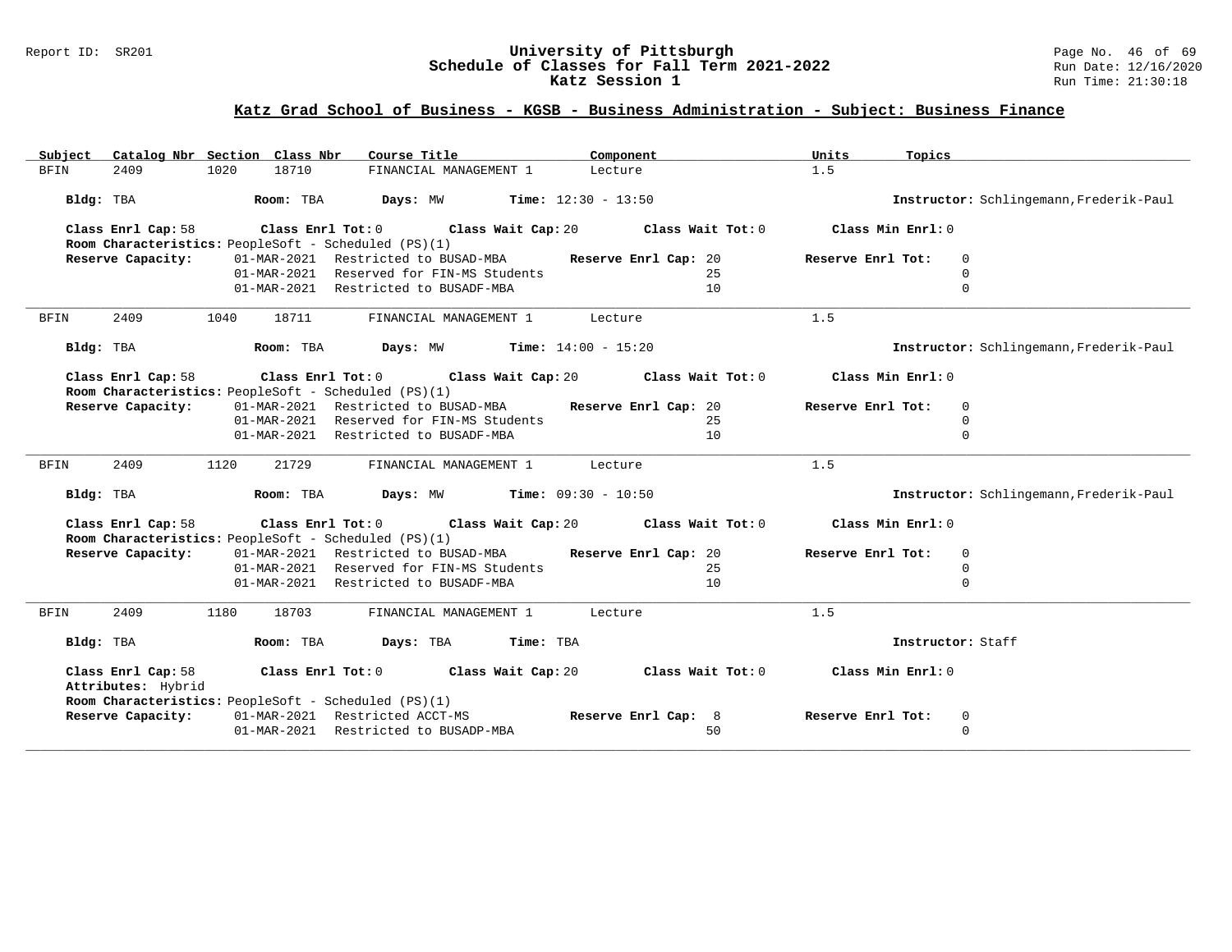## Katz Grad School of Business - KGSB - Business Administration - Subject: Business Finance

| Subject | Catalog Nbr | Section | Class Nbr | Course Title | Component | Units | Topics |
|---|---|---|---|---|---|---|---|
| BFIN | 2409 | 1020 | 18710 | FINANCIAL MANAGEMENT 1 | Lecture | 1.5 | |

**Bldg:** TBA **Room:** TBA **Days:** MW **Time:** 12:30 - 13:50 **Instructor:** Schlingemann,Frederik-Paul

**Class Enrl Cap:** 58 **Class Enrl Tot:** 0 **Class Wait Cap:** 20 **Class Wait Tot:** 0 **Class Min Enrl:** 0

**Room Characteristics:** PeopleSoft - Scheduled (PS)(1)

| Reserve Capacity: | | Reserve Enrl Cap | Reserve Enrl Tot |
|---|---|---|---|
| 01-MAR-2021 | Restricted to BUSAD-MBA | 20 | 0 |
| 01-MAR-2021 | Reserved for FIN-MS Students | 25 | 0 |
| 01-MAR-2021 | Restricted to BUSADF-MBA | 10 | 0 |

---

| Subject | Catalog Nbr | Section | Class Nbr | Course Title | Component | Units | Topics |
|---|---|---|---|---|---|---|---|
| BFIN | 2409 | 1040 | 18711 | FINANCIAL MANAGEMENT 1 | Lecture | 1.5 | |

**Bldg:** TBA **Room:** TBA **Days:** MW **Time:** 14:00 - 15:20 **Instructor:** Schlingemann,Frederik-Paul

**Class Enrl Cap:** 58 **Class Enrl Tot:** 0 **Class Wait Cap:** 20 **Class Wait Tot:** 0 **Class Min Enrl:** 0

**Room Characteristics:** PeopleSoft - Scheduled (PS)(1)

| Reserve Capacity: | | Reserve Enrl Cap | Reserve Enrl Tot |
|---|---|---|---|
| 01-MAR-2021 | Restricted to BUSAD-MBA | 20 | 0 |
| 01-MAR-2021 | Reserved for FIN-MS Students | 25 | 0 |
| 01-MAR-2021 | Restricted to BUSADF-MBA | 10 | 0 |

---

| Subject | Catalog Nbr | Section | Class Nbr | Course Title | Component | Units | Topics |
|---|---|---|---|---|---|---|---|
| BFIN | 2409 | 1120 | 21729 | FINANCIAL MANAGEMENT 1 | Lecture | 1.5 | |

**Bldg:** TBA **Room:** TBA **Days:** MW **Time:** 09:30 - 10:50 **Instructor:** Schlingemann,Frederik-Paul

**Class Enrl Cap:** 58 **Class Enrl Tot:** 0 **Class Wait Cap:** 20 **Class Wait Tot:** 0 **Class Min Enrl:** 0

**Room Characteristics:** PeopleSoft - Scheduled (PS)(1)

| Reserve Capacity: | | Reserve Enrl Cap | Reserve Enrl Tot |
|---|---|---|---|
| 01-MAR-2021 | Restricted to BUSAD-MBA | 20 | 0 |
| 01-MAR-2021 | Reserved for FIN-MS Students | 25 | 0 |
| 01-MAR-2021 | Restricted to BUSADF-MBA | 10 | 0 |

---

| Subject | Catalog Nbr | Section | Class Nbr | Course Title | Component | Units | Topics |
|---|---|---|---|---|---|---|---|
| BFIN | 2409 | 1180 | 18703 | FINANCIAL MANAGEMENT 1 | Lecture | 1.5 | |

**Bldg:** TBA **Room:** TBA **Days:** TBA **Time:** TBA **Instructor:** Staff

**Class Enrl Cap:** 58 **Class Enrl Tot:** 0 **Class Wait Cap:** 20 **Class Wait Tot:** 0 **Class Min Enrl:** 0

**Attributes:** Hybrid

**Room Characteristics:** PeopleSoft - Scheduled (PS)(1)

| Reserve Capacity: | | Reserve Enrl Cap | Reserve Enrl Tot |
|---|---|---|---|
| 01-MAR-2021 | Restricted ACCT-MS | 8 | 0 |
| 01-MAR-2021 | Restricted to BUSADP-MBA | 50 | 0 |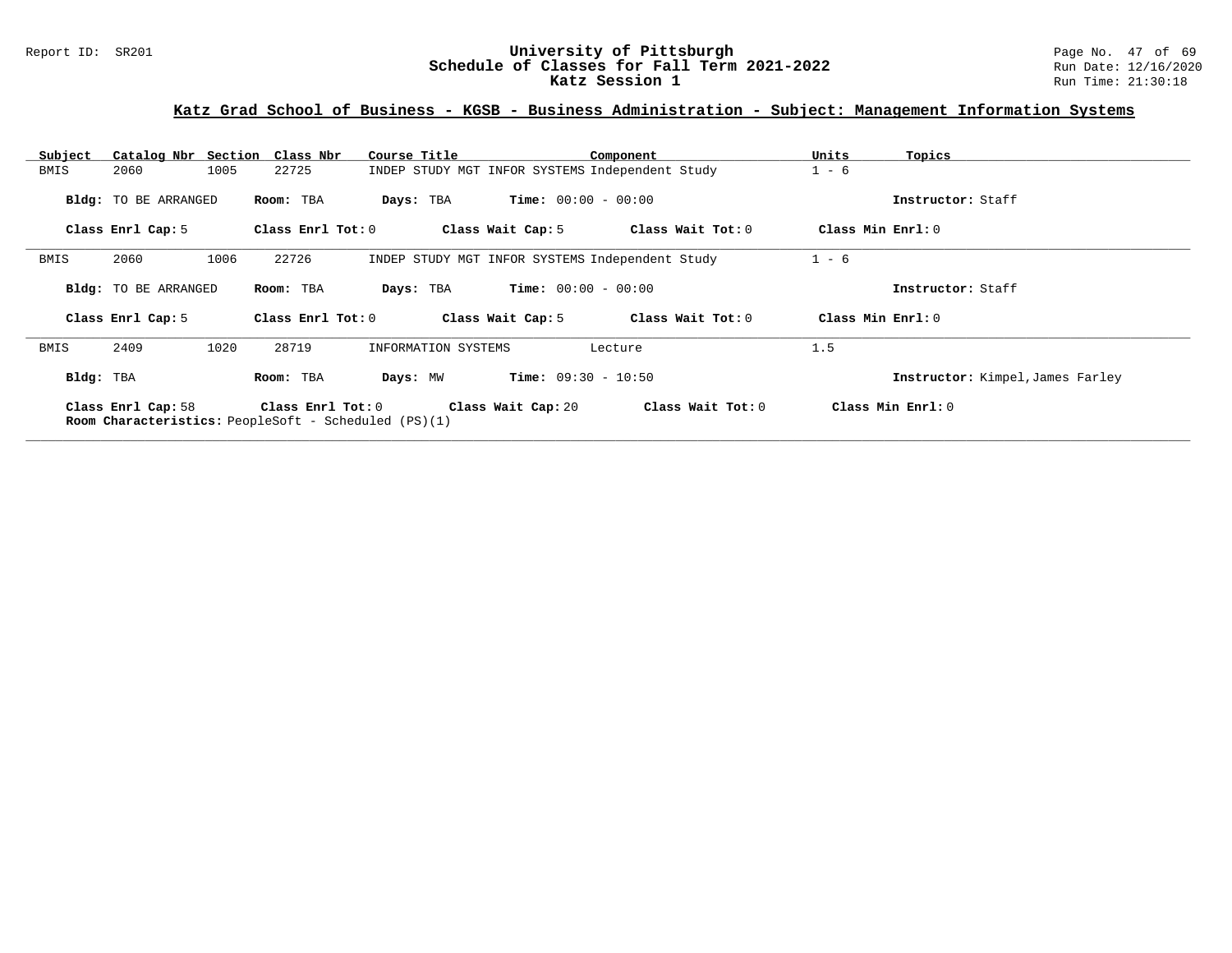## Katz Grad School of Business - KGSB - Business Administration - Subject: Management Information Systems

| Subject | Catalog Nbr | Section | Class Nbr | Course Title | Component | Units | Topics |
|---|---|---|---|---|---|---|---|
| BMIS | 2060 | 1005 | 22725 | INDEP STUDY MGT INFOR SYSTEMS | Independent Study | 1 - 6 | |

**Bldg:** TO BE ARRANGED **Room:** TBA **Days:** TBA **Time:** 00:00 - 00:00 **Instructor:** Staff

**Class Enrl Cap:** 5 **Class Enrl Tot:** 0 **Class Wait Cap:** 5 **Class Wait Tot:** 0 **Class Min Enrl:** 0

---

| Subject | Catalog Nbr | Section | Class Nbr | Course Title | Component | Units | Topics |
|---|---|---|---|---|---|---|---|
| BMIS | 2060 | 1006 | 22726 | INDEP STUDY MGT INFOR SYSTEMS | Independent Study | 1 - 6 | |

**Bldg:** TO BE ARRANGED **Room:** TBA **Days:** TBA **Time:** 00:00 - 00:00 **Instructor:** Staff

**Class Enrl Cap:** 5 **Class Enrl Tot:** 0 **Class Wait Cap:** 5 **Class Wait Tot:** 0 **Class Min Enrl:** 0

---

| Subject | Catalog Nbr | Section | Class Nbr | Course Title | Component | Units | Topics |
|---|---|---|---|---|---|---|---|
| BMIS | 2409 | 1020 | 28719 | INFORMATION SYSTEMS | Lecture | 1.5 | |

**Bldg:** TBA **Room:** TBA **Days:** MW **Time:** 09:30 - 10:50 **Instructor:** Kimpel,James Farley

**Class Enrl Cap:** 58 **Class Enrl Tot:** 0 **Class Wait Cap:** 20 **Class Wait Tot:** 0 **Class Min Enrl:** 0

**Room Characteristics:** PeopleSoft - Scheduled (PS)(1)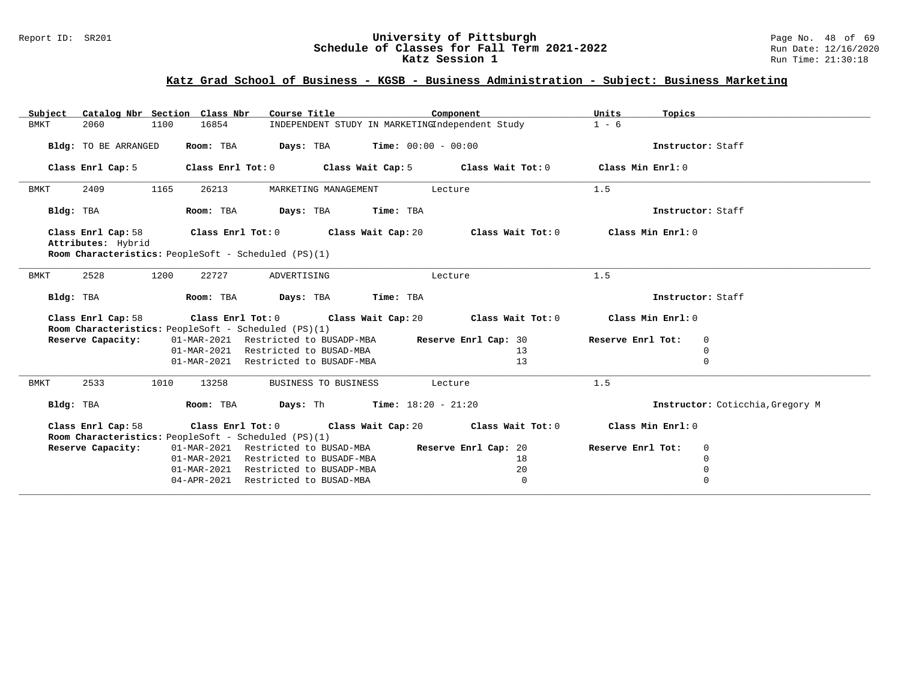## Katz Grad School of Business - KGSB - Business Administration - Subject: Business Marketing

| Subject | Catalog Nbr | Section | Class Nbr | Course Title | Component | Units | Topics |
|---|---|---|---|---|---|---|---|
| BMKT | 2060 | 1100 | 16854 | INDEPENDENT STUDY IN MARKETING | Independent Study | 1 - 6 | |

**Bldg:** TO BE ARRANGED **Room:** TBA **Days:** TBA **Time:** 00:00 - 00:00 **Instructor:** Staff

**Class Enrl Cap:** 5 **Class Enrl Tot:** 0 **Class Wait Cap:** 5 **Class Wait Tot:** 0 **Class Min Enrl:** 0

---

| Subject | Catalog Nbr | Section | Class Nbr | Course Title | Component | Units | Topics |
|---|---|---|---|---|---|---|---|
| BMKT | 2409 | 1165 | 26213 | MARKETING MANAGEMENT | Lecture | 1.5 | |

**Bldg:** TBA **Room:** TBA **Days:** TBA **Time:** TBA **Instructor:** Staff

**Class Enrl Cap:** 58 **Class Enrl Tot:** 0 **Class Wait Cap:** 20 **Class Wait Tot:** 0 **Class Min Enrl:** 0

**Attributes:** Hybrid

**Room Characteristics:** PeopleSoft - Scheduled (PS)(1)

---

| Subject | Catalog Nbr | Section | Class Nbr | Course Title | Component | Units | Topics |
|---|---|---|---|---|---|---|---|
| BMKT | 2528 | 1200 | 22727 | ADVERTISING | Lecture | 1.5 | |

**Bldg:** TBA **Room:** TBA **Days:** TBA **Time:** TBA **Instructor:** Staff

**Class Enrl Cap:** 58 **Class Enrl Tot:** 0 **Class Wait Cap:** 20 **Class Wait Tot:** 0 **Class Min Enrl:** 0

**Room Characteristics:** PeopleSoft - Scheduled (PS)(1)

| Reserve Capacity: | Date | Restriction | Reserve Enrl Cap | Reserve Enrl Tot |
|---|---|---|---|---|
| | 01-MAR-2021 | Restricted to BUSADP-MBA | 30 | 0 |
| | 01-MAR-2021 | Restricted to BUSAD-MBA | 13 | 0 |
| | 01-MAR-2021 | Restricted to BUSADF-MBA | 13 | 0 |

---

| Subject | Catalog Nbr | Section | Class Nbr | Course Title | Component | Units | Topics |
|---|---|---|---|---|---|---|---|
| BMKT | 2533 | 1010 | 13258 | BUSINESS TO BUSINESS | Lecture | 1.5 | |

**Bldg:** TBA **Room:** TBA **Days:** Th **Time:** 18:20 - 21:20 **Instructor:** Coticchia,Gregory M

**Class Enrl Cap:** 58 **Class Enrl Tot:** 0 **Class Wait Cap:** 20 **Class Wait Tot:** 0 **Class Min Enrl:** 0

**Room Characteristics:** PeopleSoft - Scheduled (PS)(1)

| Reserve Capacity: | Date | Restriction | Reserve Enrl Cap | Reserve Enrl Tot |
|---|---|---|---|---|
| | 01-MAR-2021 | Restricted to BUSAD-MBA | 20 | 0 |
| | 01-MAR-2021 | Restricted to BUSADF-MBA | 18 | 0 |
| | 01-MAR-2021 | Restricted to BUSADP-MBA | 20 | 0 |
| | 04-APR-2021 | Restricted to BUSAD-MBA | 0 | 0 |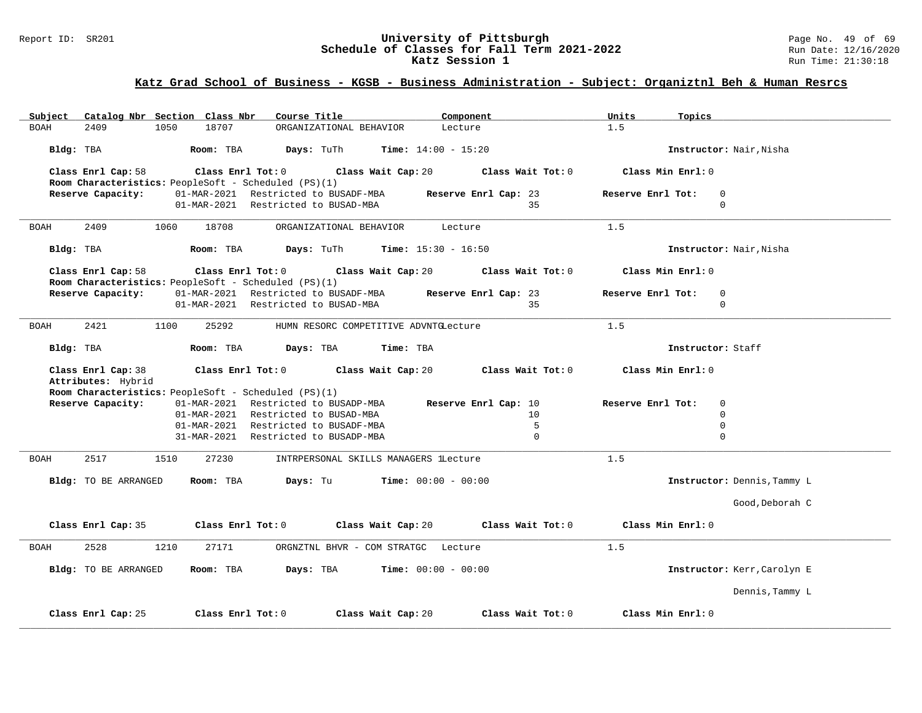## Katz Grad School of Business - KGSB - Business Administration - Subject: Organiztnl Beh & Human Resrcs

| Subject | Catalog Nbr | Section | Class Nbr | Course Title | Component | Units | Topics |
|---|---|---|---|---|---|---|---|
| BOAH | 2409 | 1050 | 18707 | ORGANIZATIONAL BEHAVIOR | Lecture | 1.5 | |

**Bldg:** TBA **Room:** TBA **Days:** TuTh **Time:** 14:00 - 15:20 **Instructor:** Nair,Nisha

**Class Enrl Cap:** 58 **Class Enrl Tot:** 0 **Class Wait Cap:** 20 **Class Wait Tot:** 0 **Class Min Enrl:** 0

**Room Characteristics:** PeopleSoft - Scheduled (PS)(1)

| Reserve Capacity: | | Reserve Enrl Cap | Reserve Enrl Tot |
|---|---|---|---|
| 01-MAR-2021 | Restricted to BUSADF-MBA | 23 | 0 |
| 01-MAR-2021 | Restricted to BUSAD-MBA | 35 | 0 |

---

| Subject | Catalog Nbr | Section | Class Nbr | Course Title | Component | Units | Topics |
|---|---|---|---|---|---|---|---|
| BOAH | 2409 | 1060 | 18708 | ORGANIZATIONAL BEHAVIOR | Lecture | 1.5 | |

**Bldg:** TBA **Room:** TBA **Days:** TuTh **Time:** 15:30 - 16:50 **Instructor:** Nair,Nisha

**Class Enrl Cap:** 58 **Class Enrl Tot:** 0 **Class Wait Cap:** 20 **Class Wait Tot:** 0 **Class Min Enrl:** 0

**Room Characteristics:** PeopleSoft - Scheduled (PS)(1)

| Reserve Capacity: | | Reserve Enrl Cap | Reserve Enrl Tot |
|---|---|---|---|
| 01-MAR-2021 | Restricted to BUSADF-MBA | 23 | 0 |
| 01-MAR-2021 | Restricted to BUSAD-MBA | 35 | 0 |

---

| Subject | Catalog Nbr | Section | Class Nbr | Course Title | Component | Units | Topics |
|---|---|---|---|---|---|---|---|
| BOAH | 2421 | 1100 | 25292 | HUMN RESORC COMPETITIVE ADVNTG | Lecture | 1.5 | |

**Bldg:** TBA **Room:** TBA **Days:** TBA **Time:** TBA **Instructor:** Staff

**Class Enrl Cap:** 38 **Class Enrl Tot:** 0 **Class Wait Cap:** 20 **Class Wait Tot:** 0 **Class Min Enrl:** 0

**Attributes:** Hybrid

**Room Characteristics:** PeopleSoft - Scheduled (PS)(1)

| Reserve Capacity: | | Reserve Enrl Cap | Reserve Enrl Tot |
|---|---|---|---|
| 01-MAR-2021 | Restricted to BUSADP-MBA | 10 | 0 |
| 01-MAR-2021 | Restricted to BUSAD-MBA | 10 | 0 |
| 01-MAR-2021 | Restricted to BUSADF-MBA | 5 | 0 |
| 31-MAR-2021 | Restricted to BUSADP-MBA | 0 | 0 |

---

| Subject | Catalog Nbr | Section | Class Nbr | Course Title | Component | Units | Topics |
|---|---|---|---|---|---|---|---|
| BOAH | 2517 | 1510 | 27230 | INTRPERSONAL SKILLS MANAGERS 1 | Lecture | 1.5 | |

**Bldg:** TO BE ARRANGED **Room:** TBA **Days:** Tu **Time:** 00:00 - 00:00 **Instructor:** Dennis,Tammy L; Good,Deborah C

**Class Enrl Cap:** 35 **Class Enrl Tot:** 0 **Class Wait Cap:** 20 **Class Wait Tot:** 0 **Class Min Enrl:** 0

---

| Subject | Catalog Nbr | Section | Class Nbr | Course Title | Component | Units | Topics |
|---|---|---|---|---|---|---|---|
| BOAH | 2528 | 1210 | 27171 | ORGNZTNL BHVR - COM STRATGC | Lecture | 1.5 | |

**Bldg:** TO BE ARRANGED **Room:** TBA **Days:** TBA **Time:** 00:00 - 00:00 **Instructor:** Kerr,Carolyn E; Dennis,Tammy L

**Class Enrl Cap:** 25 **Class Enrl Tot:** 0 **Class Wait Cap:** 20 **Class Wait Tot:** 0 **Class Min Enrl:** 0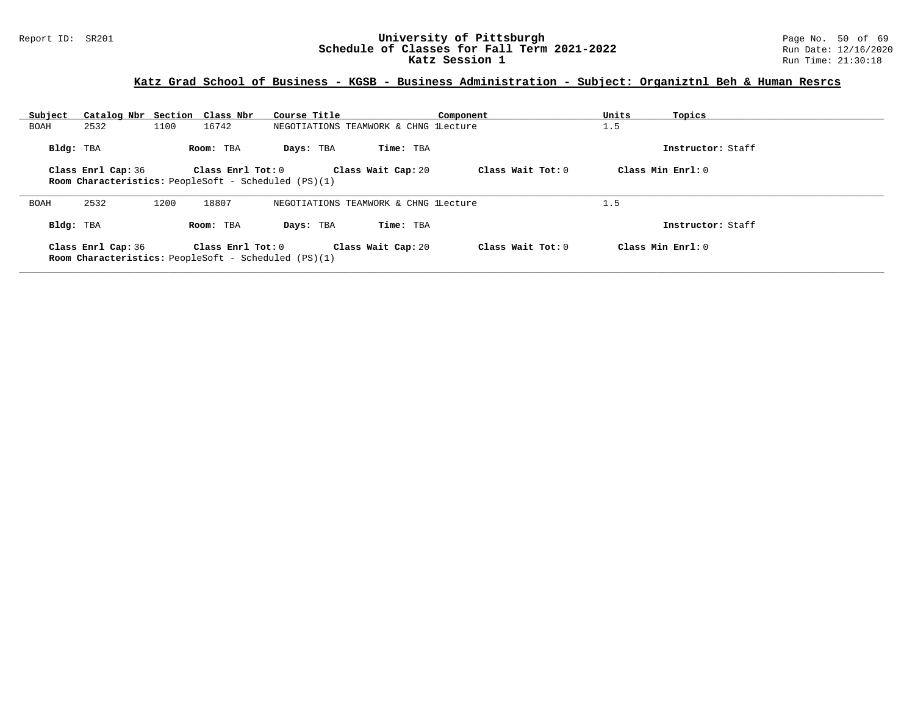## Katz Grad School of Business - KGSB - Business Administration - Subject: Organiztnl Beh & Human Resrcs

| Subject | Catalog Nbr | Section | Class Nbr | Course Title | Component | Units | Topics |
|---|---|---|---|---|---|---|---|
| BOAH | 2532 | 1100 | 16742 | NEGOTIATIONS TEAMWORK & CHNG 1 | Lecture | 1.5 | |

**Bldg:** TBA **Room:** TBA **Days:** TBA **Time:** TBA **Instructor:** Staff

**Class Enrl Cap:** 36 **Class Enrl Tot:** 0 **Class Wait Cap:** 20 **Class Wait Tot:** 0 **Class Min Enrl:** 0

**Room Characteristics:** PeopleSoft - Scheduled (PS)(1)

---

| Subject | Catalog Nbr | Section | Class Nbr | Course Title | Component | Units | Topics |
|---|---|---|---|---|---|---|---|
| BOAH | 2532 | 1200 | 18807 | NEGOTIATIONS TEAMWORK & CHNG 1 | Lecture | 1.5 | |

**Bldg:** TBA **Room:** TBA **Days:** TBA **Time:** TBA **Instructor:** Staff

**Class Enrl Cap:** 36 **Class Enrl Tot:** 0 **Class Wait Cap:** 20 **Class Wait Tot:** 0 **Class Min Enrl:** 0

**Room Characteristics:** PeopleSoft - Scheduled (PS)(1)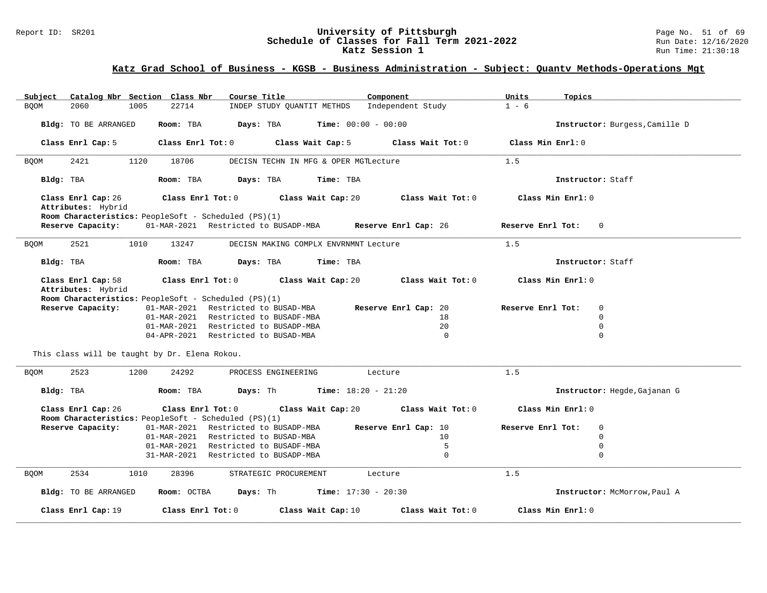## Katz Grad School of Business - KGSB - Business Administration - Subject: Quantv Methods-Operations Mgt

| Subject | Catalog Nbr | Section | Class Nbr | Course Title | Component | Units | Topics |
|---|---|---|---|---|---|---|---|
| BQOM | 2060 | 1005 | 22714 | INDEP STUDY QUANTIT METHDS | Independent Study | 1 - 6 | |

**Bldg:** TO BE ARRANGED **Room:** TBA **Days:** TBA **Time:** 00:00 - 00:00 **Instructor:** Burgess,Camille D

**Class Enrl Cap:** 5 **Class Enrl Tot:** 0 **Class Wait Cap:** 5 **Class Wait Tot:** 0 **Class Min Enrl:** 0

---

| Subject | Catalog Nbr | Section | Class Nbr | Course Title | Component | Units | Topics |
|---|---|---|---|---|---|---|---|
| BQOM | 2421 | 1120 | 18706 | DECISN TECHN IN MFG & OPER MGT | Lecture | 1.5 | |

**Bldg:** TBA **Room:** TBA **Days:** TBA **Time:** TBA **Instructor:** Staff

**Class Enrl Cap:** 26 **Class Enrl Tot:** 0 **Class Wait Cap:** 20 **Class Wait Tot:** 0 **Class Min Enrl:** 0

**Attributes:** Hybrid

**Room Characteristics:** PeopleSoft - Scheduled (PS)(1)

| Reserve Capacity: | Restriction | Reserve Enrl Cap | Reserve Enrl Tot |
|---|---|---|---|
| 01-MAR-2021 | Restricted to BUSADP-MBA | 26 | 0 |

---

| Subject | Catalog Nbr | Section | Class Nbr | Course Title | Component | Units | Topics |
|---|---|---|---|---|---|---|---|
| BQOM | 2521 | 1010 | 13247 | DECISN MAKING COMPLX ENVRNMNT | Lecture | 1.5 | |

**Bldg:** TBA **Room:** TBA **Days:** TBA **Time:** TBA **Instructor:** Staff

**Class Enrl Cap:** 58 **Class Enrl Tot:** 0 **Class Wait Cap:** 20 **Class Wait Tot:** 0 **Class Min Enrl:** 0

**Attributes:** Hybrid

**Room Characteristics:** PeopleSoft - Scheduled (PS)(1)

| Reserve Capacity: | Restriction | Reserve Enrl Cap | Reserve Enrl Tot |
|---|---|---|---|
| 01-MAR-2021 | Restricted to BUSAD-MBA | 20 | 0 |
| 01-MAR-2021 | Restricted to BUSADF-MBA | 18 | 0 |
| 01-MAR-2021 | Restricted to BUSADP-MBA | 20 | 0 |
| 04-APR-2021 | Restricted to BUSAD-MBA | 0 | 0 |

This class will be taught by Dr. Elena Rokou.

---

| Subject | Catalog Nbr | Section | Class Nbr | Course Title | Component | Units | Topics |
|---|---|---|---|---|---|---|---|
| BQOM | 2523 | 1200 | 24292 | PROCESS ENGINEERING | Lecture | 1.5 | |

**Bldg:** TBA **Room:** TBA **Days:** Th **Time:** 18:20 - 21:20 **Instructor:** Hegde,Gajanan G

**Class Enrl Cap:** 26 **Class Enrl Tot:** 0 **Class Wait Cap:** 20 **Class Wait Tot:** 0 **Class Min Enrl:** 0

**Room Characteristics:** PeopleSoft - Scheduled (PS)(1)

| Reserve Capacity: | Restriction | Reserve Enrl Cap | Reserve Enrl Tot |
|---|---|---|---|
| 01-MAR-2021 | Restricted to BUSADP-MBA | 10 | 0 |
| 01-MAR-2021 | Restricted to BUSAD-MBA | 10 | 0 |
| 01-MAR-2021 | Restricted to BUSADF-MBA | 5 | 0 |
| 31-MAR-2021 | Restricted to BUSADP-MBA | 0 | 0 |

---

| Subject | Catalog Nbr | Section | Class Nbr | Course Title | Component | Units | Topics |
|---|---|---|---|---|---|---|---|
| BQOM | 2534 | 1010 | 28396 | STRATEGIC PROCUREMENT | Lecture | 1.5 | |

**Bldg:** TO BE ARRANGED **Room:** OCTBA **Days:** Th **Time:** 17:30 - 20:30 **Instructor:** McMorrow,Paul A

**Class Enrl Cap:** 19 **Class Enrl Tot:** 0 **Class Wait Cap:** 10 **Class Wait Tot:** 0 **Class Min Enrl:** 0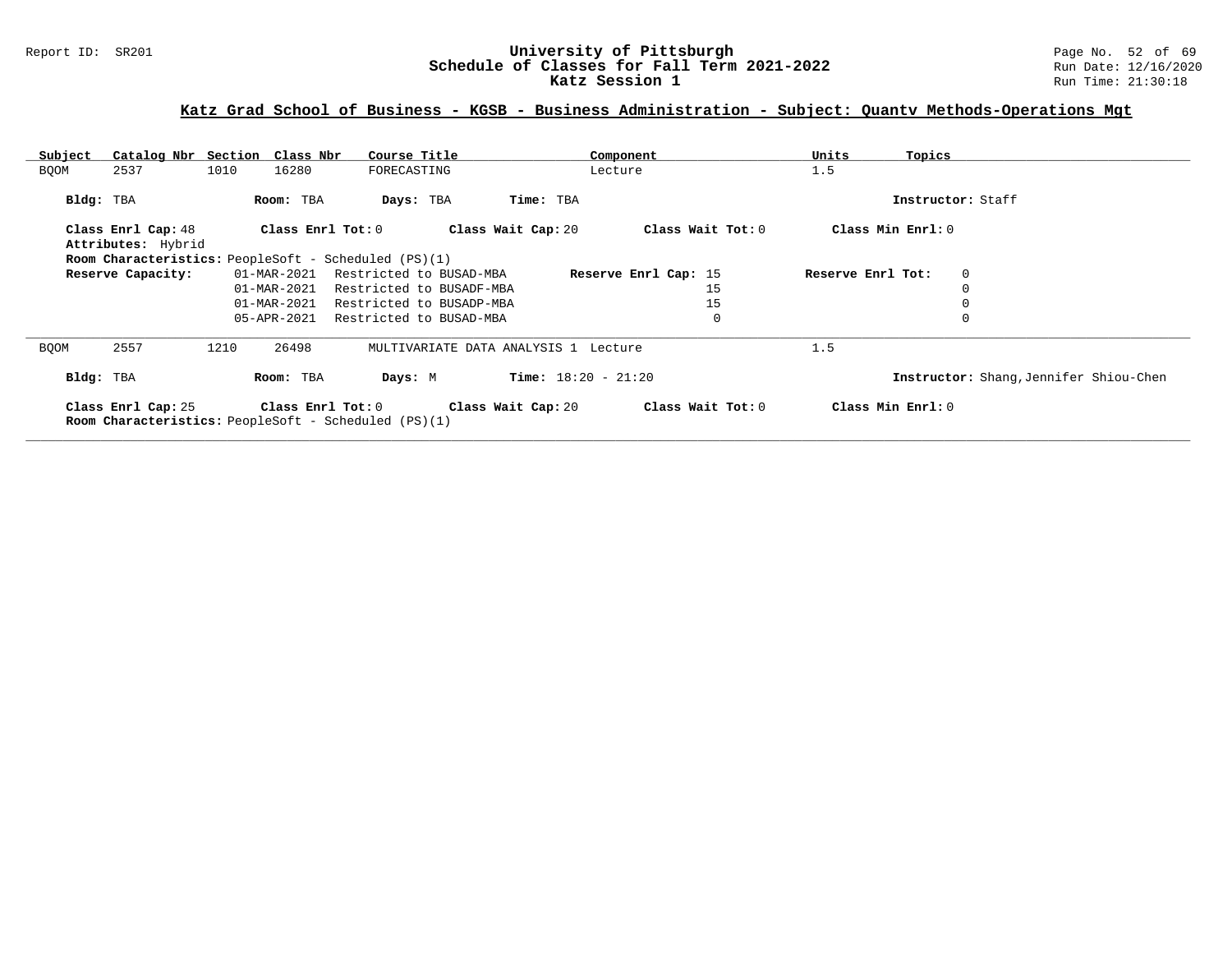## Katz Grad School of Business - KGSB - Business Administration - Subject: Quantv Methods-Operations Mgt

| Subject | Catalog Nbr | Section | Class Nbr | Course Title | Component | Units | Topics |
|---|---|---|---|---|---|---|---|
| BQOM | 2537 | 1010 | 16280 | FORECASTING | Lecture | 1.5 | |

**Bldg:** TBA **Room:** TBA **Days:** TBA **Time:** TBA **Instructor:** Staff

**Class Enrl Cap:** 48 **Class Enrl Tot:** 0 **Class Wait Cap:** 20 **Class Wait Tot:** 0 **Class Min Enrl:** 0

**Attributes:** Hybrid

**Room Characteristics:** PeopleSoft - Scheduled (PS)(1)

| Reserve Capacity: | Date | Restriction | Reserve Enrl Cap | Reserve Enrl Tot |
|---|---|---|---|---|
| | 01-MAR-2021 | Restricted to BUSAD-MBA | 15 | 0 |
| | 01-MAR-2021 | Restricted to BUSADF-MBA | 15 | 0 |
| | 01-MAR-2021 | Restricted to BUSADP-MBA | 15 | 0 |
| | 05-APR-2021 | Restricted to BUSAD-MBA | 0 | 0 |

| Subject | Catalog Nbr | Section | Class Nbr | Course Title | Component | Units | Topics |
|---|---|---|---|---|---|---|---|
| BQOM | 2557 | 1210 | 26498 | MULTIVARIATE DATA ANALYSIS 1 | Lecture | 1.5 | |

**Bldg:** TBA **Room:** TBA **Days:** M **Time:** 18:20 - 21:20 **Instructor:** Shang,Jennifer Shiou-Chen

**Class Enrl Cap:** 25 **Class Enrl Tot:** 0 **Class Wait Cap:** 20 **Class Wait Tot:** 0 **Class Min Enrl:** 0

**Room Characteristics:** PeopleSoft - Scheduled (PS)(1)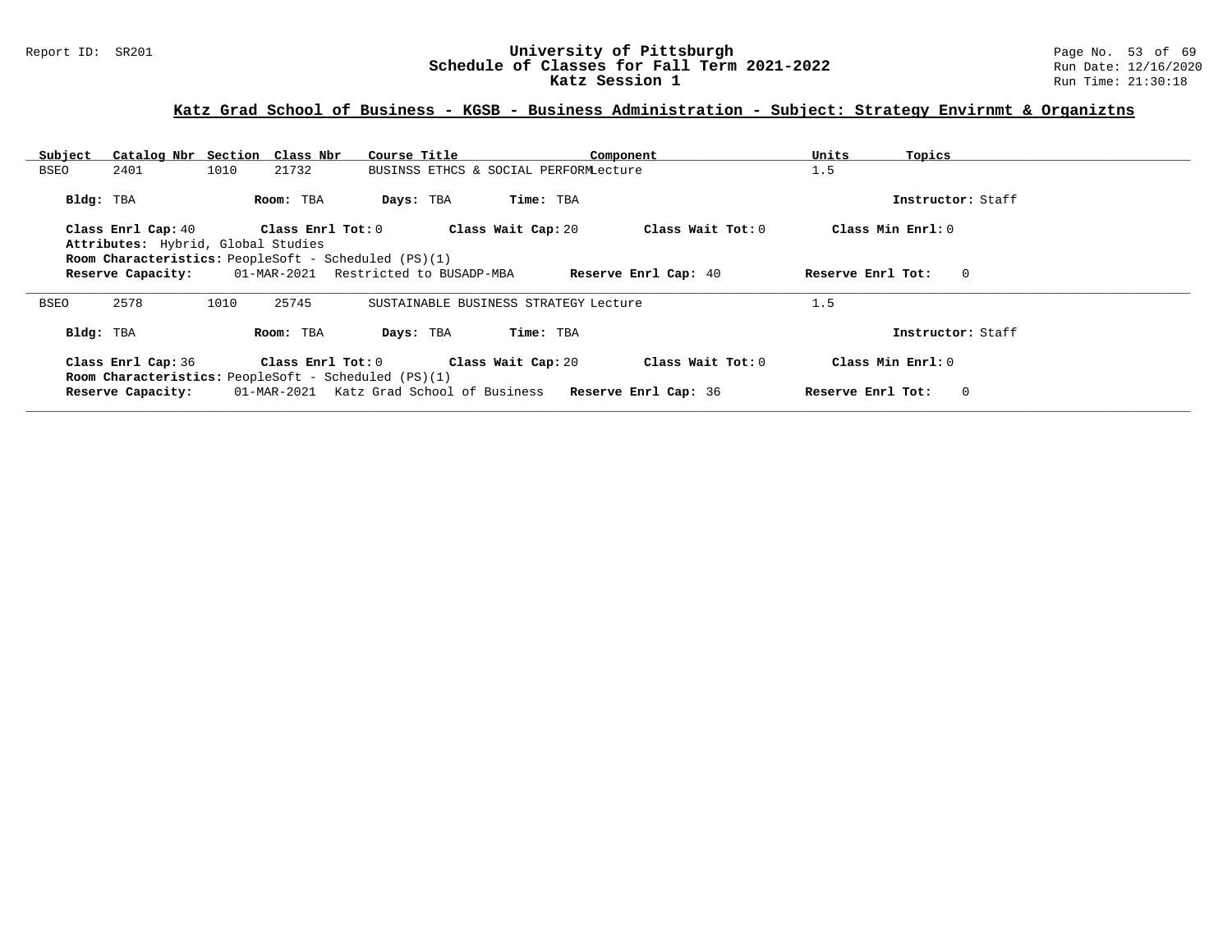## Katz Grad School of Business - KGSB - Business Administration - Subject: Strategy Envirnmt & Organiztns

| Subject | Catalog Nbr | Section | Class Nbr | Course Title | Component | Units | Topics |
|---|---|---|---|---|---|---|---|
| BSEO | 2401 | 1010 | 21732 | BUSINSS ETHCS & SOCIAL PERFORM | Lecture | 1.5 | |

**Bldg:** TBA **Room:** TBA **Days:** TBA **Time:** TBA **Instructor:** Staff

**Class Enrl Cap:** 40 **Class Enrl Tot:** 0 **Class Wait Cap:** 20 **Class Wait Tot:** 0 **Class Min Enrl:** 0

**Attributes:** Hybrid, Global Studies

**Room Characteristics:** PeopleSoft - Scheduled (PS)(1)

**Reserve Capacity:** 01-MAR-2021 Restricted to BUSADP-MBA **Reserve Enrl Cap:** 40 **Reserve Enrl Tot:** 0

---

| Subject | Catalog Nbr | Section | Class Nbr | Course Title | Component | Units | Topics |
|---|---|---|---|---|---|---|---|
| BSEO | 2578 | 1010 | 25745 | SUSTAINABLE BUSINESS STRATEGY | Lecture | 1.5 | |

**Bldg:** TBA **Room:** TBA **Days:** TBA **Time:** TBA **Instructor:** Staff

**Class Enrl Cap:** 36 **Class Enrl Tot:** 0 **Class Wait Cap:** 20 **Class Wait Tot:** 0 **Class Min Enrl:** 0

**Room Characteristics:** PeopleSoft - Scheduled (PS)(1)

**Reserve Capacity:** 01-MAR-2021 Katz Grad School of Business **Reserve Enrl Cap:** 36 **Reserve Enrl Tot:** 0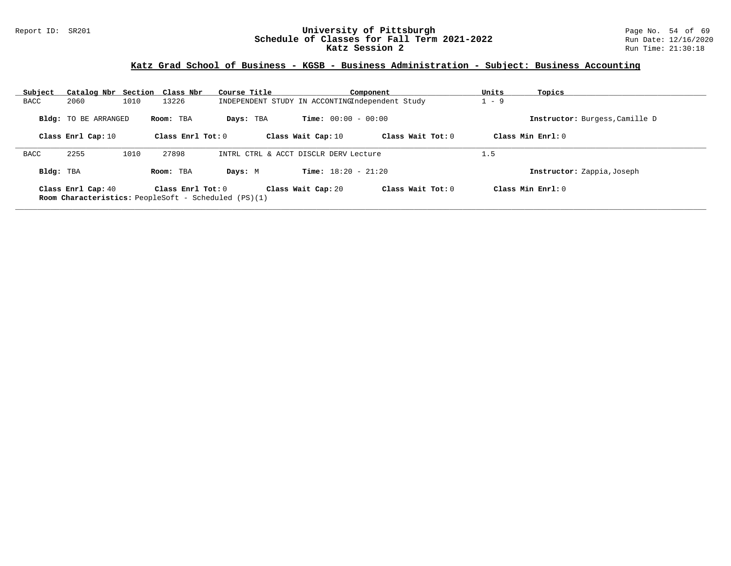## Katz Grad School of Business - KGSB - Business Administration - Subject: Business Accounting

| Subject | Catalog Nbr | Section | Class Nbr | Course Title | Component | Units | Topics |
|---|---|---|---|---|---|---|---|
| BACC | 2060 | 1010 | 13226 | INDEPENDENT STUDY IN ACCONTING | Independent Study | 1 - 9 | |

**Bldg:** TO BE ARRANGED **Room:** TBA **Days:** TBA **Time:** 00:00 - 00:00 **Instructor:** Burgess,Camille D

**Class Enrl Cap:** 10 **Class Enrl Tot:** 0 **Class Wait Cap:** 10 **Class Wait Tot:** 0 **Class Min Enrl:** 0

---

| Subject | Catalog Nbr | Section | Class Nbr | Course Title | Component | Units | Topics |
|---|---|---|---|---|---|---|---|
| BACC | 2255 | 1010 | 27898 | INTRL CTRL & ACCT DISCLR DERV | Lecture | 1.5 | |

**Bldg:** TBA **Room:** TBA **Days:** M **Time:** 18:20 - 21:20 **Instructor:** Zappia,Joseph

**Class Enrl Cap:** 40 **Class Enrl Tot:** 0 **Class Wait Cap:** 20 **Class Wait Tot:** 0 **Class Min Enrl:** 0

**Room Characteristics:** PeopleSoft - Scheduled (PS)(1)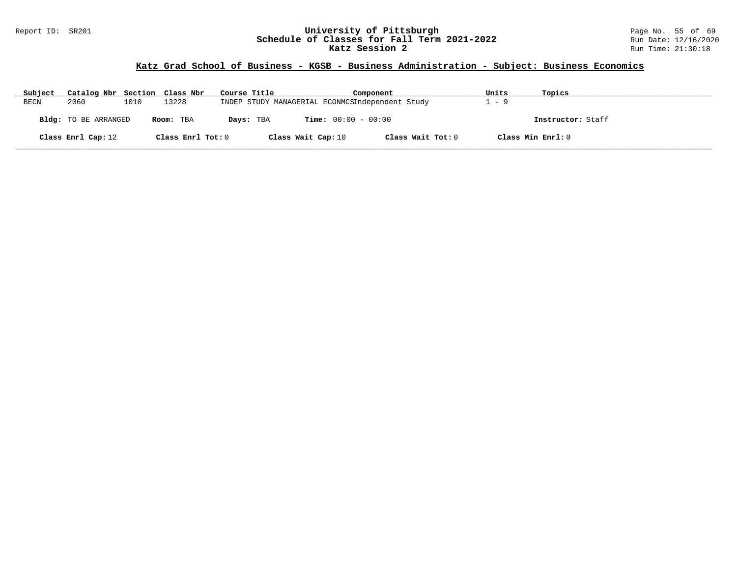## Katz Grad School of Business - KGSB - Business Administration - Subject: Business Economics

| Subject | Catalog Nbr | Section | Class Nbr | Course Title | Component | Units | Topics |
|---|---|---|---|---|---|---|---|
| BECN | 2060 | 1010 | 13228 | INDEP STUDY MANAGERIAL ECONMCS | Independent Study | 1 - 9 | |

**Bldg:** TO BE ARRANGED **Room:** TBA **Days:** TBA **Time:** 00:00 - 00:00 **Instructor:** Staff

**Class Enrl Cap:** 12 **Class Enrl Tot:** 0 **Class Wait Cap:** 10 **Class Wait Tot:** 0 **Class Min Enrl:** 0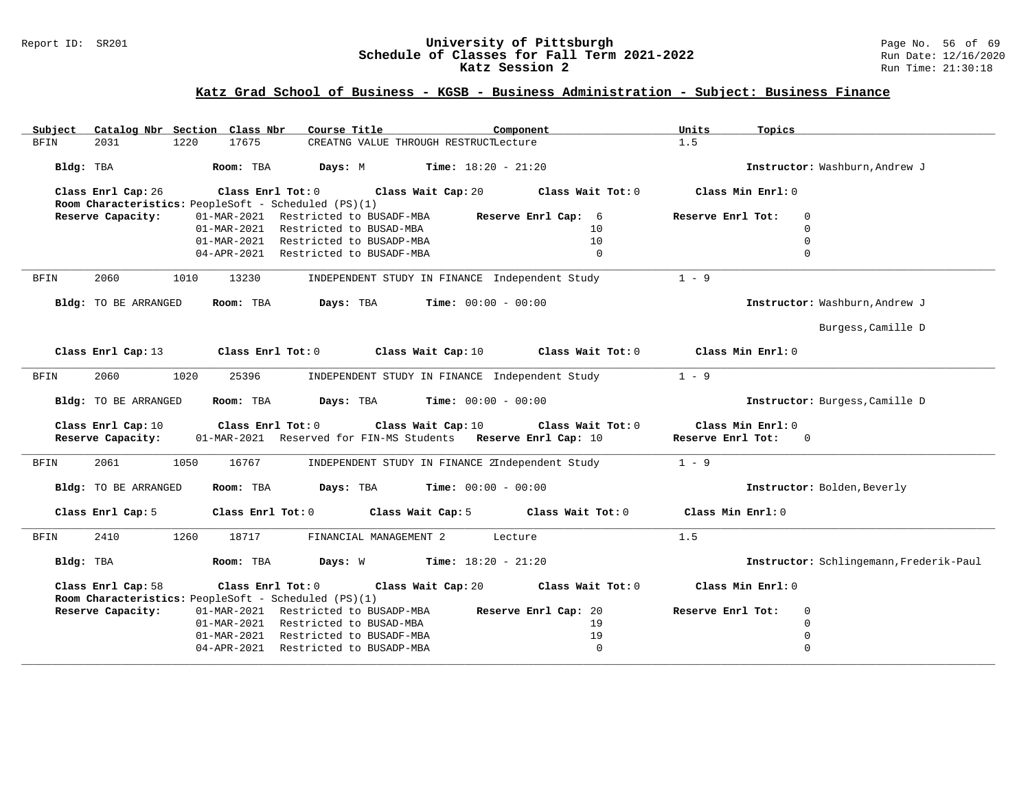# University of Pittsburgh
## Schedule of Classes for Fall Term 2021-2022
## Katz Session 2

Report ID: SR201

Run Date: 12/16/2020
Run Time: 21:30:18

### Katz Grad School of Business - KGSB - Business Administration - Subject: Business Finance

| Subject | Catalog Nbr | Section | Class Nbr | Course Title | Component | Units | Topics |
|---|---|---|---|---|---|---|---|
| BFIN | 2031 | 1220 | 17675 | CREATNG VALUE THROUGH RESTRUCT | Lecture | 1.5 | |

**Bldg:** TBA **Room:** TBA **Days:** M **Time:** 18:20 - 21:20 **Instructor:** Washburn,Andrew J

**Class Enrl Cap:** 26 **Class Enrl Tot:** 0 **Class Wait Cap:** 20 **Class Wait Tot:** 0 **Class Min Enrl:** 0

**Room Characteristics:** PeopleSoft - Scheduled (PS)(1)

| Reserve Capacity: | Restriction | Reserve Enrl Cap | Reserve Enrl Tot |
|---|---|---|---|
| 01-MAR-2021 | Restricted to BUSADF-MBA | 6 | 0 |
| 01-MAR-2021 | Restricted to BUSAD-MBA | 10 | 0 |
| 01-MAR-2021 | Restricted to BUSADP-MBA | 10 | 0 |
| 04-APR-2021 | Restricted to BUSADF-MBA | 0 | 0 |

---

| Subject | Catalog Nbr | Section | Class Nbr | Course Title | Component | Units | Topics |
|---|---|---|---|---|---|---|---|
| BFIN | 2060 | 1010 | 13230 | INDEPENDENT STUDY IN FINANCE | Independent Study | 1 - 9 | |

**Bldg:** TO BE ARRANGED **Room:** TBA **Days:** TBA **Time:** 00:00 - 00:00 **Instructor:** Washburn,Andrew J; Burgess,Camille D

**Class Enrl Cap:** 13 **Class Enrl Tot:** 0 **Class Wait Cap:** 10 **Class Wait Tot:** 0 **Class Min Enrl:** 0

---

| Subject | Catalog Nbr | Section | Class Nbr | Course Title | Component | Units | Topics |
|---|---|---|---|---|---|---|---|
| BFIN | 2060 | 1020 | 25396 | INDEPENDENT STUDY IN FINANCE | Independent Study | 1 - 9 | |

**Bldg:** TO BE ARRANGED **Room:** TBA **Days:** TBA **Time:** 00:00 - 00:00 **Instructor:** Burgess,Camille D

**Class Enrl Cap:** 10 **Class Enrl Tot:** 0 **Class Wait Cap:** 10 **Class Wait Tot:** 0 **Class Min Enrl:** 0

| Reserve Capacity: | Restriction | Reserve Enrl Cap | Reserve Enrl Tot |
|---|---|---|---|
| 01-MAR-2021 | Reserved for FIN-MS Students | 10 | 0 |

---

| Subject | Catalog Nbr | Section | Class Nbr | Course Title | Component | Units | Topics |
|---|---|---|---|---|---|---|---|
| BFIN | 2061 | 1050 | 16767 | INDEPENDENT STUDY IN FINANCE 2 | Independent Study | 1 - 9 | |

**Bldg:** TO BE ARRANGED **Room:** TBA **Days:** TBA **Time:** 00:00 - 00:00 **Instructor:** Bolden,Beverly

**Class Enrl Cap:** 5 **Class Enrl Tot:** 0 **Class Wait Cap:** 5 **Class Wait Tot:** 0 **Class Min Enrl:** 0

---

| Subject | Catalog Nbr | Section | Class Nbr | Course Title | Component | Units | Topics |
|---|---|---|---|---|---|---|---|
| BFIN | 2410 | 1260 | 18717 | FINANCIAL MANAGEMENT 2 | Lecture | 1.5 | |

**Bldg:** TBA **Room:** TBA **Days:** W **Time:** 18:20 - 21:20 **Instructor:** Schlingemann,Frederik-Paul

**Class Enrl Cap:** 58 **Class Enrl Tot:** 0 **Class Wait Cap:** 20 **Class Wait Tot:** 0 **Class Min Enrl:** 0

**Room Characteristics:** PeopleSoft - Scheduled (PS)(1)

| Reserve Capacity: | Restriction | Reserve Enrl Cap | Reserve Enrl Tot |
|---|---|---|---|
| 01-MAR-2021 | Restricted to BUSADP-MBA | 20 | 0 |
| 01-MAR-2021 | Restricted to BUSAD-MBA | 19 | 0 |
| 01-MAR-2021 | Restricted to BUSADF-MBA | 19 | 0 |
| 04-APR-2021 | Restricted to BUSADP-MBA | 0 | 0 |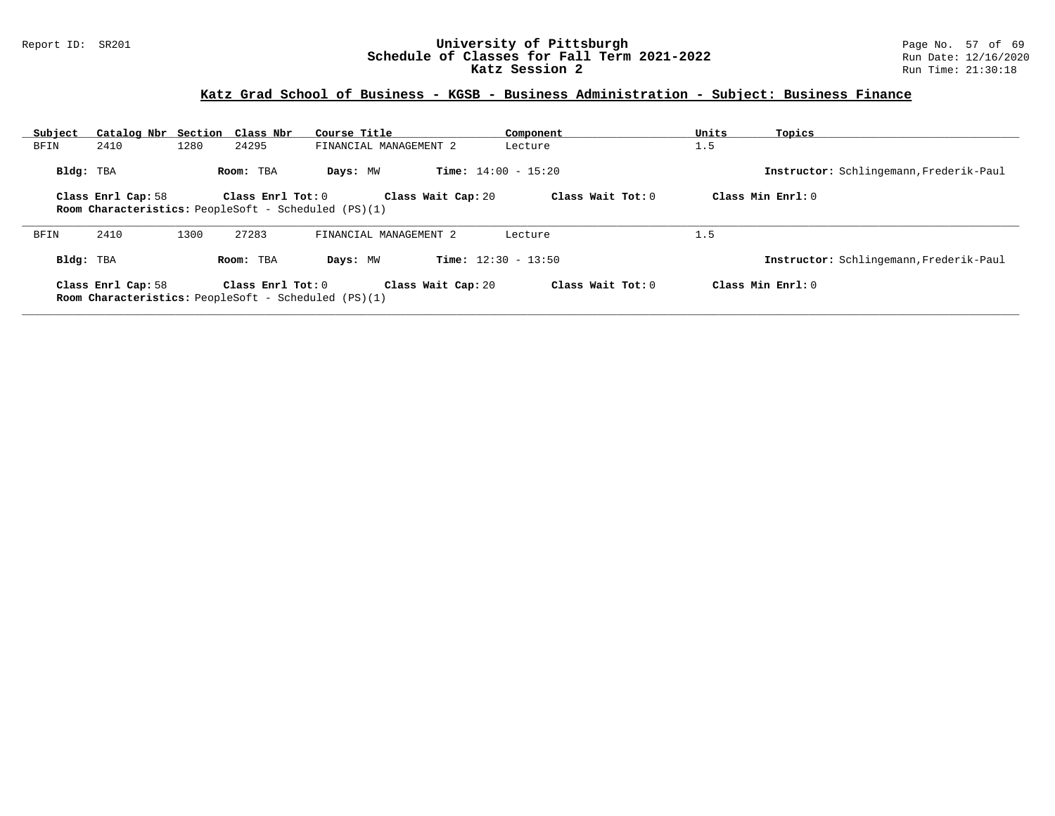## Katz Grad School of Business - KGSB - Business Administration - Subject: Business Finance

| Subject | Catalog Nbr | Section | Class Nbr | Course Title | Component | Units | Topics |
|---|---|---|---|---|---|---|---|
| BFIN | 2410 | 1280 | 24295 | FINANCIAL MANAGEMENT 2 | Lecture | 1.5 | |

**Bldg:** TBA **Room:** TBA **Days:** MW **Time:** 14:00 - 15:20 **Instructor:** Schlingemann,Frederik-Paul

**Class Enrl Cap:** 58 **Class Enrl Tot:** 0 **Class Wait Cap:** 20 **Class Wait Tot:** 0 **Class Min Enrl:** 0

**Room Characteristics:** PeopleSoft - Scheduled (PS)(1)

| Subject | Catalog Nbr | Section | Class Nbr | Course Title | Component | Units | Topics |
|---|---|---|---|---|---|---|---|
| BFIN | 2410 | 1300 | 27283 | FINANCIAL MANAGEMENT 2 | Lecture | 1.5 | |

**Bldg:** TBA **Room:** TBA **Days:** MW **Time:** 12:30 - 13:50 **Instructor:** Schlingemann,Frederik-Paul

**Class Enrl Cap:** 58 **Class Enrl Tot:** 0 **Class Wait Cap:** 20 **Class Wait Tot:** 0 **Class Min Enrl:** 0

**Room Characteristics:** PeopleSoft - Scheduled (PS)(1)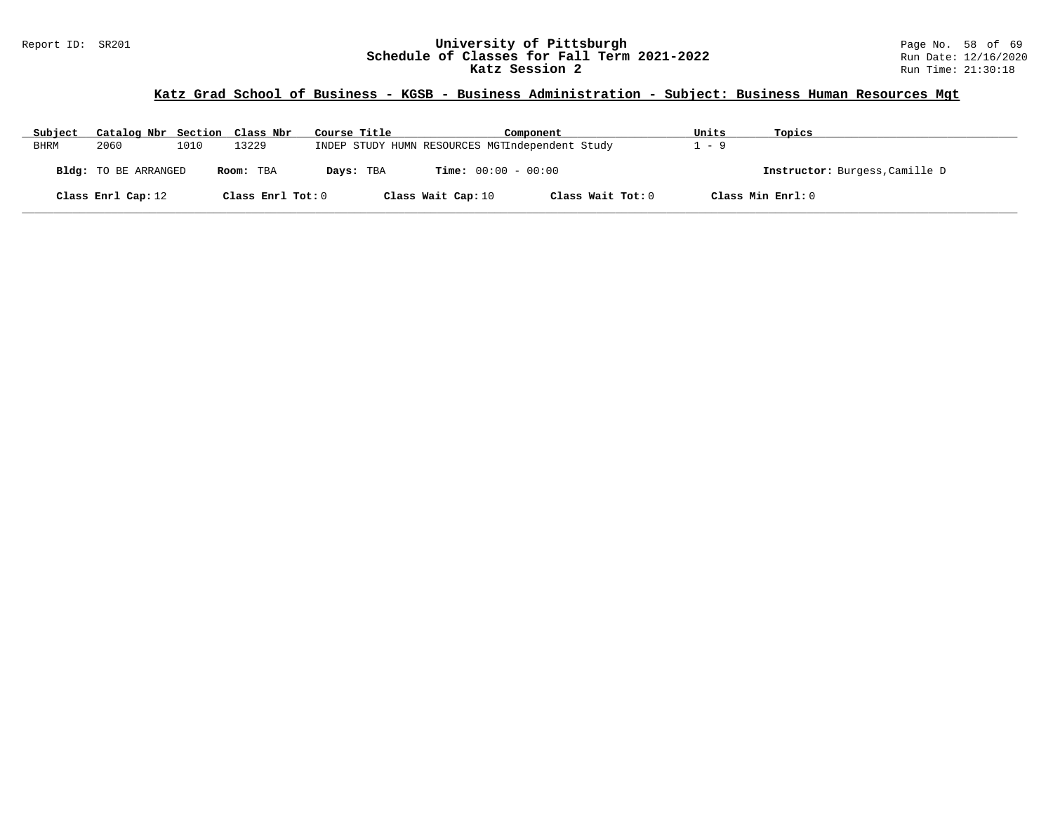## Katz Grad School of Business - KGSB - Business Administration - Subject: Business Human Resources Mgt

| Subject | Catalog Nbr | Section | Class Nbr | Course Title | Component | Units | Topics |
|---|---|---|---|---|---|---|---|
| BHRM | 2060 | 1010 | 13229 | INDEP STUDY HUMN RESOURCES MGT | Independent Study | 1 - 9 | |

**Bldg:** TO BE ARRANGED **Room:** TBA **Days:** TBA **Time:** 00:00 - 00:00 **Instructor:** Burgess,Camille D

**Class Enrl Cap:** 12 **Class Enrl Tot:** 0 **Class Wait Cap:** 10 **Class Wait Tot:** 0 **Class Min Enrl:** 0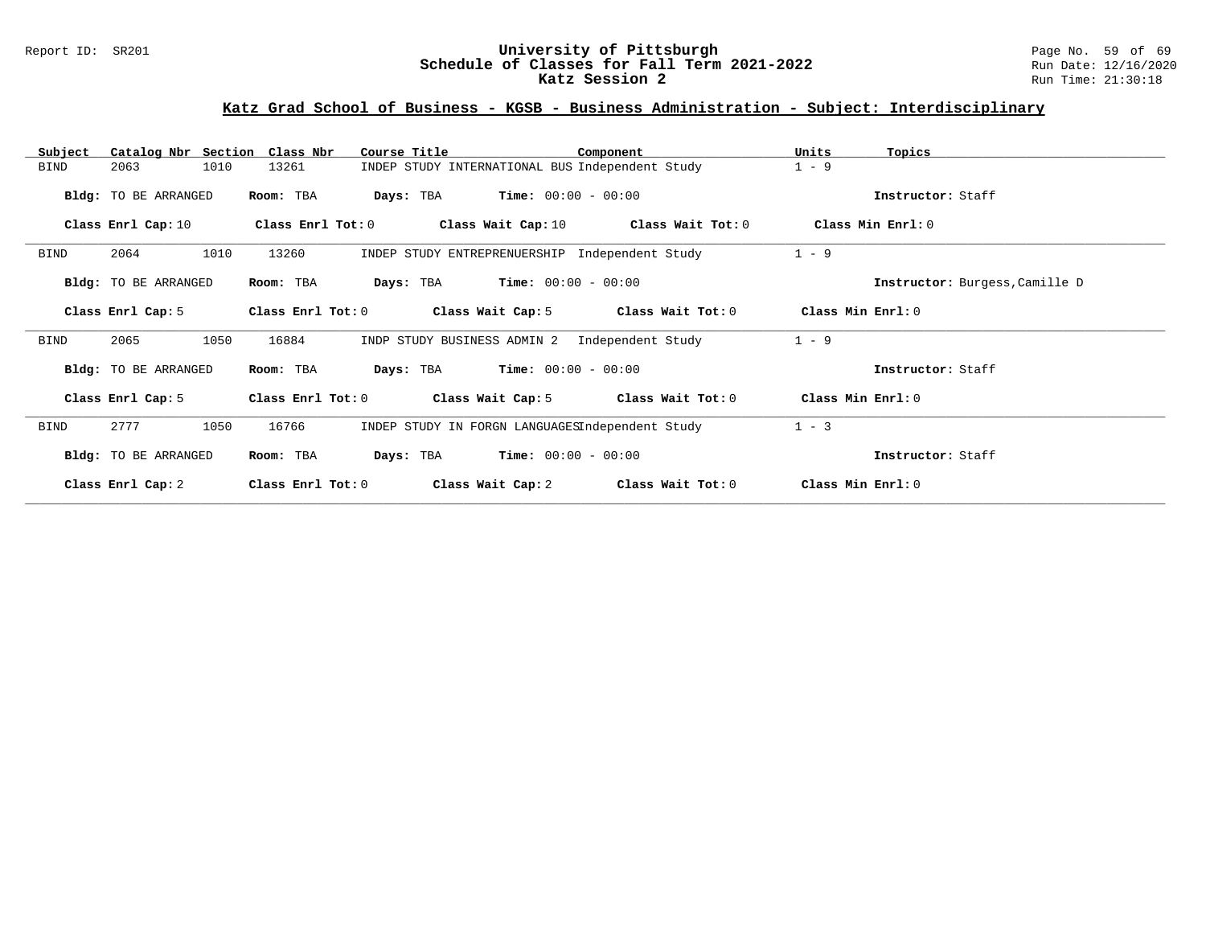## Katz Grad School of Business - KGSB - Business Administration - Subject: Interdisciplinary

| Subject | Catalog Nbr | Section | Class Nbr | Course Title | Component | Units | Topics |
|---|---|---|---|---|---|---|---|
| BIND | 2063 | 1010 | 13261 | INDEP STUDY INTERNATIONAL BUS | Independent Study | 1 - 9 | |

**Bldg:** TO BE ARRANGED **Room:** TBA **Days:** TBA **Time:** 00:00 - 00:00 **Instructor:** Staff

**Class Enrl Cap:** 10 **Class Enrl Tot:** 0 **Class Wait Cap:** 10 **Class Wait Tot:** 0 **Class Min Enrl:** 0

---

| Subject | Catalog Nbr | Section | Class Nbr | Course Title | Component | Units | Topics |
|---|---|---|---|---|---|---|---|
| BIND | 2064 | 1010 | 13260 | INDEP STUDY ENTREPRENEURSHIP | Independent Study | 1 - 9 | |

**Bldg:** TO BE ARRANGED **Room:** TBA **Days:** TBA **Time:** 00:00 - 00:00 **Instructor:** Burgess,Camille D

**Class Enrl Cap:** 5 **Class Enrl Tot:** 0 **Class Wait Cap:** 5 **Class Wait Tot:** 0 **Class Min Enrl:** 0

---

| Subject | Catalog Nbr | Section | Class Nbr | Course Title | Component | Units | Topics |
|---|---|---|---|---|---|---|---|
| BIND | 2065 | 1050 | 16884 | INDP STUDY BUSINESS ADMIN 2 | Independent Study | 1 - 9 | |

**Bldg:** TO BE ARRANGED **Room:** TBA **Days:** TBA **Time:** 00:00 - 00:00 **Instructor:** Staff

**Class Enrl Cap:** 5 **Class Enrl Tot:** 0 **Class Wait Cap:** 5 **Class Wait Tot:** 0 **Class Min Enrl:** 0

---

| Subject | Catalog Nbr | Section | Class Nbr | Course Title | Component | Units | Topics |
|---|---|---|---|---|---|---|---|
| BIND | 2777 | 1050 | 16766 | INDEP STUDY IN FORGN LANGUAGES | Independent Study | 1 - 3 | |

**Bldg:** TO BE ARRANGED **Room:** TBA **Days:** TBA **Time:** 00:00 - 00:00 **Instructor:** Staff

**Class Enrl Cap:** 2 **Class Enrl Tot:** 0 **Class Wait Cap:** 2 **Class Wait Tot:** 0 **Class Min Enrl:** 0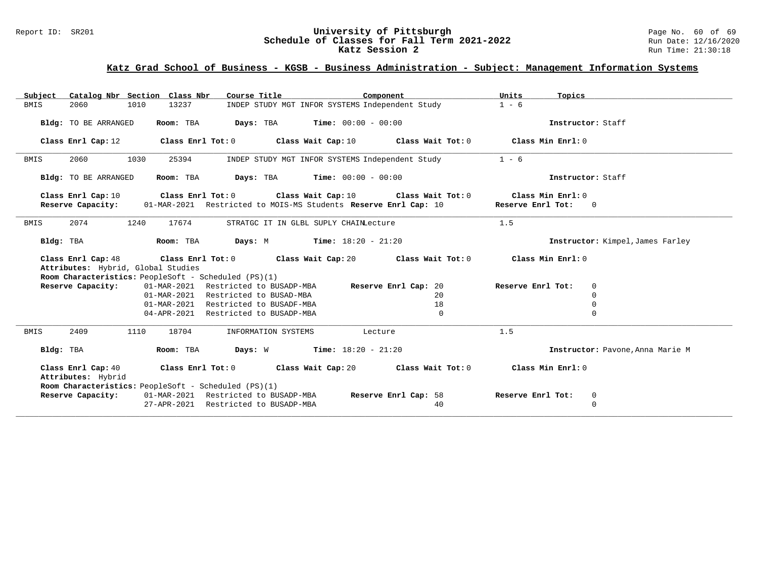# University of Pittsburgh
## Schedule of Classes for Fall Term 2021-2022
## Katz Session 2

Report ID: SR201

Run Date: 12/16/2020
Run Time: 21:30:18

### Katz Grad School of Business - KGSB - Business Administration - Subject: Management Information Systems

| Subject | Catalog Nbr | Section | Class Nbr | Course Title | Component | Units | Topics |
|---|---|---|---|---|---|---|---|
| BMIS | 2060 | 1010 | 13237 | INDEP STUDY MGT INFOR SYSTEMS | Independent Study | 1 - 6 | |

**Bldg:** TO BE ARRANGED **Room:** TBA **Days:** TBA **Time:** 00:00 - 00:00 **Instructor:** Staff

**Class Enrl Cap:** 12 **Class Enrl Tot:** 0 **Class Wait Cap:** 10 **Class Wait Tot:** 0 **Class Min Enrl:** 0

---

| Subject | Catalog Nbr | Section | Class Nbr | Course Title | Component | Units | Topics |
|---|---|---|---|---|---|---|---|
| BMIS | 2060 | 1030 | 25394 | INDEP STUDY MGT INFOR SYSTEMS | Independent Study | 1 - 6 | |

**Bldg:** TO BE ARRANGED **Room:** TBA **Days:** TBA **Time:** 00:00 - 00:00 **Instructor:** Staff

**Class Enrl Cap:** 10 **Class Enrl Tot:** 0 **Class Wait Cap:** 10 **Class Wait Tot:** 0 **Class Min Enrl:** 0

| Reserve Capacity: | Date | Restriction | Reserve Enrl Cap | Reserve Enrl Tot |
|---|---|---|---|---|
| | 01-MAR-2021 | Restricted to MOIS-MS Students | 10 | 0 |

---

| Subject | Catalog Nbr | Section | Class Nbr | Course Title | Component | Units | Topics |
|---|---|---|---|---|---|---|---|
| BMIS | 2074 | 1240 | 17674 | STRATGC IT IN GLBL SUPLY CHAIN | Lecture | 1.5 | |

**Bldg:** TBA **Room:** TBA **Days:** M **Time:** 18:20 - 21:20 **Instructor:** Kimpel,James Farley

**Class Enrl Cap:** 48 **Class Enrl Tot:** 0 **Class Wait Cap:** 20 **Class Wait Tot:** 0 **Class Min Enrl:** 0

**Attributes:** Hybrid, Global Studies

**Room Characteristics:** PeopleSoft - Scheduled (PS)(1)

| Reserve Capacity: | Date | Restriction | Reserve Enrl Cap | Reserve Enrl Tot |
|---|---|---|---|---|
| | 01-MAR-2021 | Restricted to BUSADP-MBA | 20 | 0 |
| | 01-MAR-2021 | Restricted to BUSAD-MBA | 20 | 0 |
| | 01-MAR-2021 | Restricted to BUSADF-MBA | 18 | 0 |
| | 04-APR-2021 | Restricted to BUSADP-MBA | 0 | 0 |

---

| Subject | Catalog Nbr | Section | Class Nbr | Course Title | Component | Units | Topics |
|---|---|---|---|---|---|---|---|
| BMIS | 2409 | 1110 | 18704 | INFORMATION SYSTEMS | Lecture | 1.5 | |

**Bldg:** TBA **Room:** TBA **Days:** W **Time:** 18:20 - 21:20 **Instructor:** Pavone,Anna Marie M

**Class Enrl Cap:** 40 **Class Enrl Tot:** 0 **Class Wait Cap:** 20 **Class Wait Tot:** 0 **Class Min Enrl:** 0

**Attributes:** Hybrid

**Room Characteristics:** PeopleSoft - Scheduled (PS)(1)

| Reserve Capacity: | Date | Restriction | Reserve Enrl Cap | Reserve Enrl Tot |
|---|---|---|---|---|
| | 01-MAR-2021 | Restricted to BUSADP-MBA | 58 | 0 |
| | 27-APR-2021 | Restricted to BUSADP-MBA | 40 | 0 |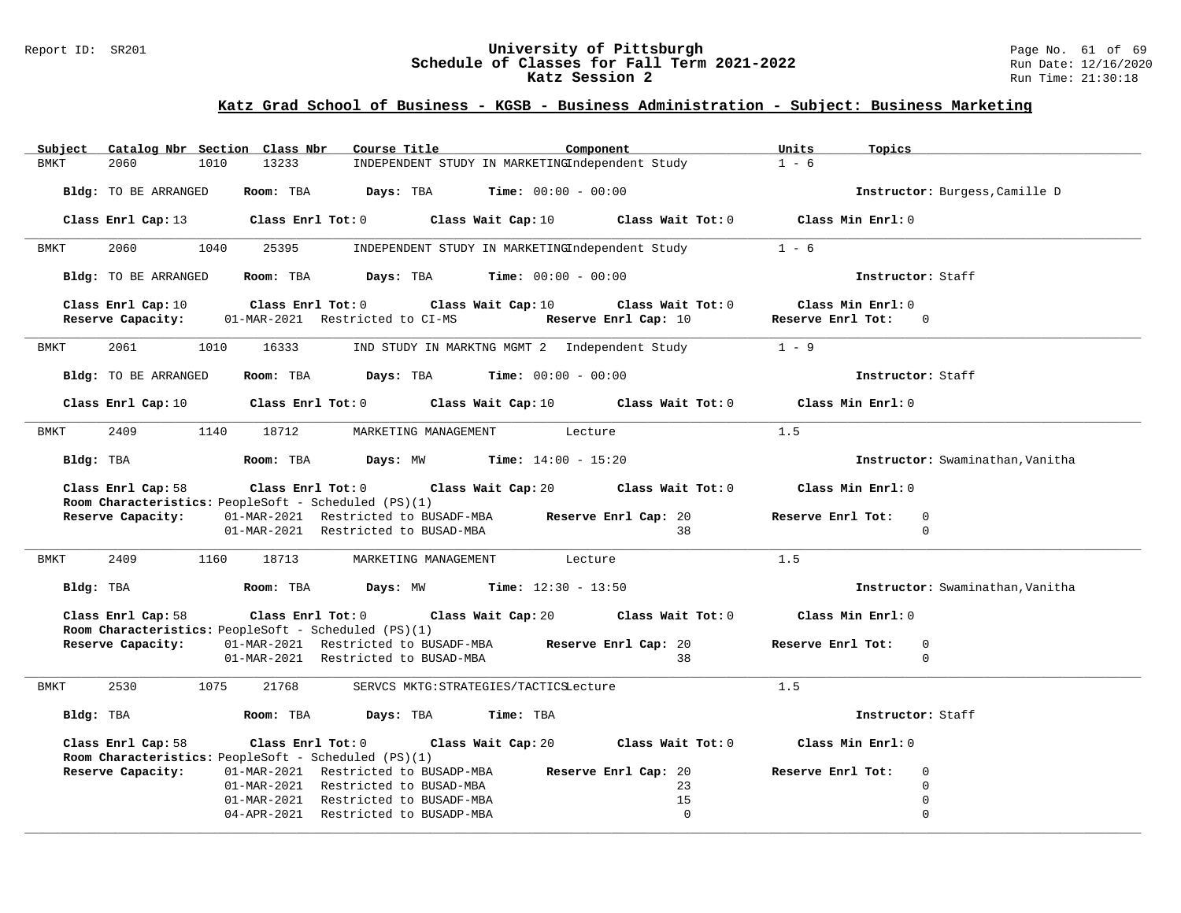**University of Pittsburgh**
**Schedule of Classes for Fall Term 2021-2022**
**Katz Session 2**

## Katz Grad School of Business - KGSB - Business Administration - Subject: Business Marketing

| Subject | Catalog Nbr | Section | Class Nbr | Course Title | Component | Units | Topics |
|---|---|---|---|---|---|---|---|
| BMKT | 2060 | 1010 | 13233 | INDEPENDENT STUDY IN MARKETING | Independent Study | 1 - 6 | |

**Bldg:** TO BE ARRANGED **Room:** TBA **Days:** TBA **Time:** 00:00 - 00:00 **Instructor:** Burgess,Camille D

**Class Enrl Cap:** 13 **Class Enrl Tot:** 0 **Class Wait Cap:** 10 **Class Wait Tot:** 0 **Class Min Enrl:** 0

---

| Subject | Catalog Nbr | Section | Class Nbr | Course Title | Component | Units | Topics |
|---|---|---|---|---|---|---|---|
| BMKT | 2060 | 1040 | 25395 | INDEPENDENT STUDY IN MARKETING | Independent Study | 1 - 6 | |

**Bldg:** TO BE ARRANGED **Room:** TBA **Days:** TBA **Time:** 00:00 - 00:00 **Instructor:** Staff

**Class Enrl Cap:** 10 **Class Enrl Tot:** 0 **Class Wait Cap:** 10 **Class Wait Tot:** 0 **Class Min Enrl:** 0

| Reserve Capacity: | | Reserve Enrl Cap | Reserve Enrl Tot |
|---|---|---|---|
| 01-MAR-2021 | Restricted to CI-MS | 10 | 0 |

---

| Subject | Catalog Nbr | Section | Class Nbr | Course Title | Component | Units | Topics |
|---|---|---|---|---|---|---|---|
| BMKT | 2061 | 1010 | 16333 | IND STUDY IN MARKTNG MGMT 2 | Independent Study | 1 - 9 | |

**Bldg:** TO BE ARRANGED **Room:** TBA **Days:** TBA **Time:** 00:00 - 00:00 **Instructor:** Staff

**Class Enrl Cap:** 10 **Class Enrl Tot:** 0 **Class Wait Cap:** 10 **Class Wait Tot:** 0 **Class Min Enrl:** 0

---

| Subject | Catalog Nbr | Section | Class Nbr | Course Title | Component | Units | Topics |
|---|---|---|---|---|---|---|---|
| BMKT | 2409 | 1140 | 18712 | MARKETING MANAGEMENT | Lecture | 1.5 | |

**Bldg:** TBA **Room:** TBA **Days:** MW **Time:** 14:00 - 15:20 **Instructor:** Swaminathan,Vanitha

**Class Enrl Cap:** 58 **Class Enrl Tot:** 0 **Class Wait Cap:** 20 **Class Wait Tot:** 0 **Class Min Enrl:** 0

**Room Characteristics:** PeopleSoft - Scheduled (PS)(1)

| Reserve Capacity: | | Reserve Enrl Cap | Reserve Enrl Tot |
|---|---|---|---|
| 01-MAR-2021 | Restricted to BUSADF-MBA | 20 | 0 |
| 01-MAR-2021 | Restricted to BUSAD-MBA | 38 | 0 |

---

| Subject | Catalog Nbr | Section | Class Nbr | Course Title | Component | Units | Topics |
|---|---|---|---|---|---|---|---|
| BMKT | 2409 | 1160 | 18713 | MARKETING MANAGEMENT | Lecture | 1.5 | |

**Bldg:** TBA **Room:** TBA **Days:** MW **Time:** 12:30 - 13:50 **Instructor:** Swaminathan,Vanitha

**Class Enrl Cap:** 58 **Class Enrl Tot:** 0 **Class Wait Cap:** 20 **Class Wait Tot:** 0 **Class Min Enrl:** 0

**Room Characteristics:** PeopleSoft - Scheduled (PS)(1)

| Reserve Capacity: | | Reserve Enrl Cap | Reserve Enrl Tot |
|---|---|---|---|
| 01-MAR-2021 | Restricted to BUSADF-MBA | 20 | 0 |
| 01-MAR-2021 | Restricted to BUSAD-MBA | 38 | 0 |

---

| Subject | Catalog Nbr | Section | Class Nbr | Course Title | Component | Units | Topics |
|---|---|---|---|---|---|---|---|
| BMKT | 2530 | 1075 | 21768 | SERVCS MKTG:STRATEGIES/TACTICS | Lecture | 1.5 | |

**Bldg:** TBA **Room:** TBA **Days:** TBA **Time:** TBA **Instructor:** Staff

**Class Enrl Cap:** 58 **Class Enrl Tot:** 0 **Class Wait Cap:** 20 **Class Wait Tot:** 0 **Class Min Enrl:** 0

**Room Characteristics:** PeopleSoft - Scheduled (PS)(1)

| Reserve Capacity: | | Reserve Enrl Cap | Reserve Enrl Tot |
|---|---|---|---|
| 01-MAR-2021 | Restricted to BUSADP-MBA | 20 | 0 |
| 01-MAR-2021 | Restricted to BUSAD-MBA | 23 | 0 |
| 01-MAR-2021 | Restricted to BUSADF-MBA | 15 | 0 |
| 04-APR-2021 | Restricted to BUSADP-MBA | 0 | 0 |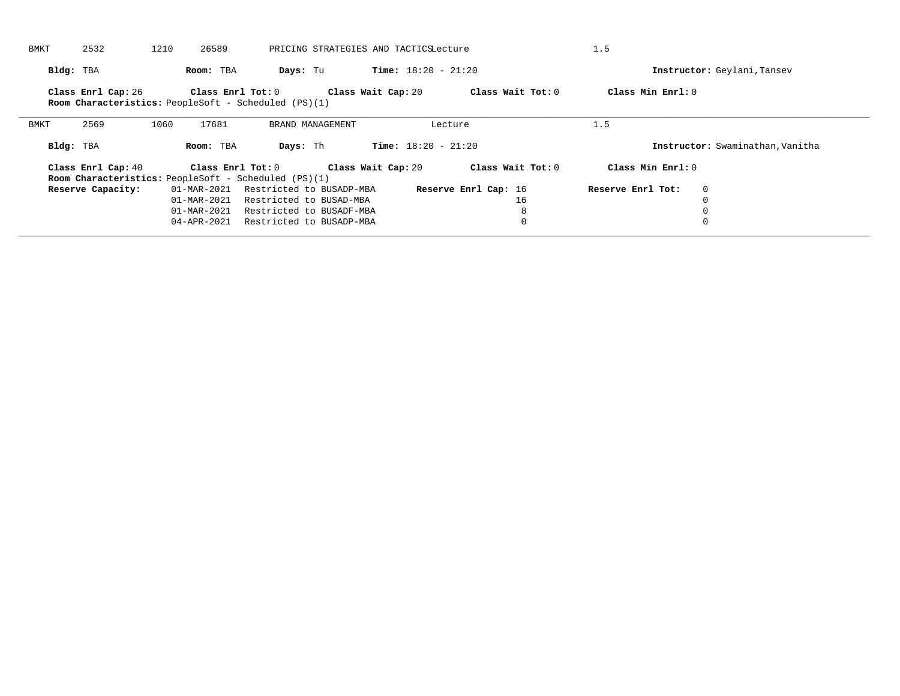BMKT 2532 1210 26589 PRICING STRATEGIES AND TACTICS Lecture 1.5

**Bldg:** TBA **Room:** TBA **Days:** Tu **Time:** 18:20 - 21:20 **Instructor:** Geylani,Tansev

**Class Enrl Cap:** 26 **Class Enrl Tot:** 0 **Class Wait Cap:** 20 **Class Wait Tot:** 0 **Class Min Enrl:** 0

**Room Characteristics:** PeopleSoft - Scheduled (PS)(1)

---

BMKT 2569 1060 17681 BRAND MANAGEMENT Lecture 1.5

**Bldg:** TBA **Room:** TBA **Days:** Th **Time:** 18:20 - 21:20 **Instructor:** Swaminathan,Vanitha

**Class Enrl Cap:** 40 **Class Enrl Tot:** 0 **Class Wait Cap:** 20 **Class Wait Tot:** 0 **Class Min Enrl:** 0

**Room Characteristics:** PeopleSoft - Scheduled (PS)(1)

| **Reserve Capacity:** | | **Reserve Enrl Cap:** | **Reserve Enrl Tot:** |
|---|---|---|---|
| 01-MAR-2021 | Restricted to BUSADP-MBA | 16 | 0 |
| 01-MAR-2021 | Restricted to BUSAD-MBA | 16 | 0 |
| 01-MAR-2021 | Restricted to BUSADF-MBA | 8 | 0 |
| 04-APR-2021 | Restricted to BUSADP-MBA | 0 | 0 |

---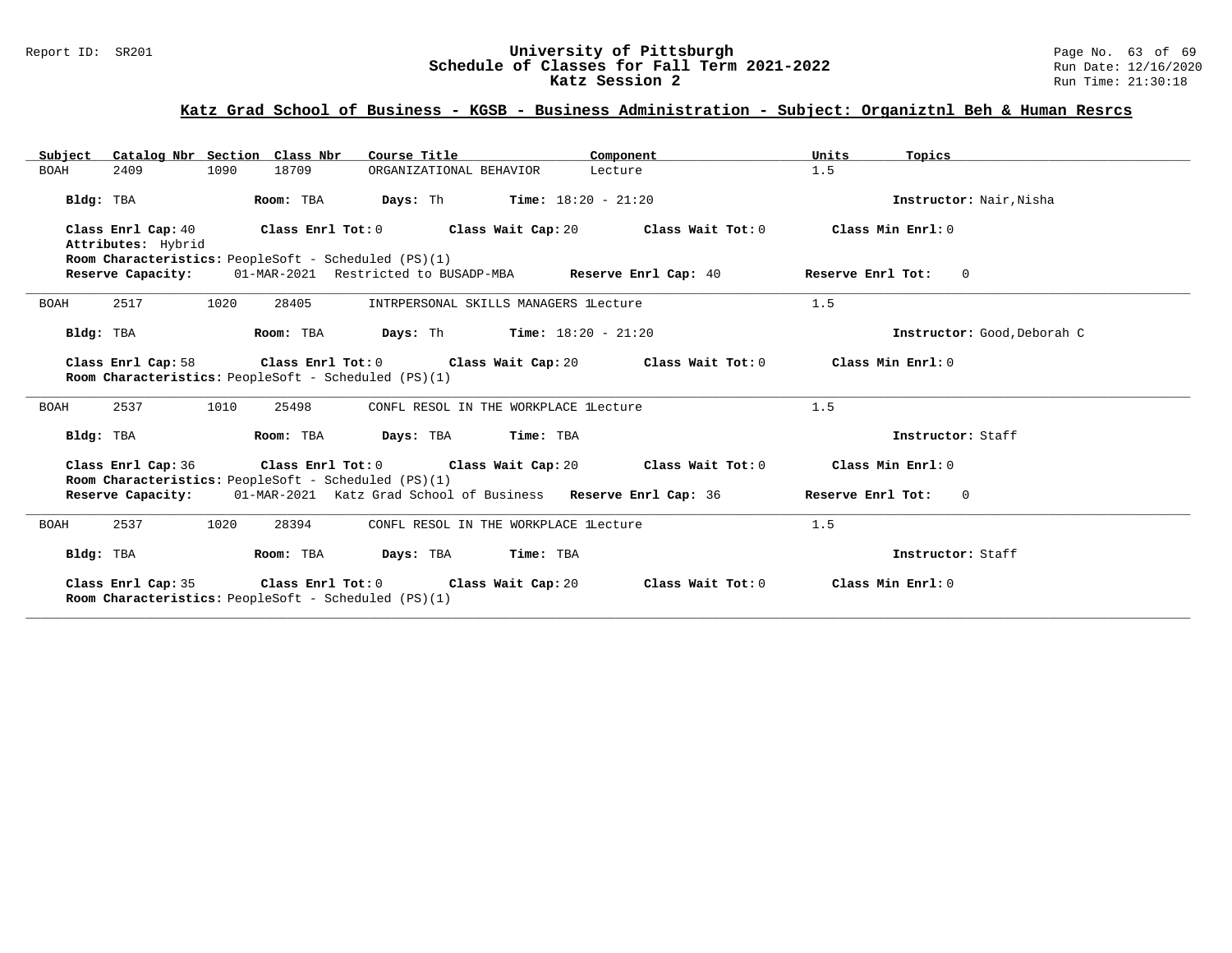# University of Pittsburgh
## Schedule of Classes for Fall Term 2021-2022
### Katz Session 2

Report ID: SR201

Run Date: 12/16/2020
Run Time: 21:30:18

## Katz Grad School of Business - KGSB - Business Administration - Subject: Organiztnl Beh & Human Resrcs

| Subject | Catalog Nbr | Section | Class Nbr | Course Title | Component | Units | Topics |
|---|---|---|---|---|---|---|---|
| BOAH | 2409 | 1090 | 18709 | ORGANIZATIONAL BEHAVIOR | Lecture | 1.5 | |

**Bldg:** TBA **Room:** TBA **Days:** Th **Time:** 18:20 - 21:20 **Instructor:** Nair,Nisha

**Class Enrl Cap:** 40 **Class Enrl Tot:** 0 **Class Wait Cap:** 20 **Class Wait Tot:** 0 **Class Min Enrl:** 0
**Attributes:** Hybrid
**Room Characteristics:** PeopleSoft - Scheduled (PS)(1)
**Reserve Capacity:** 01-MAR-2021 Restricted to BUSADP-MBA **Reserve Enrl Cap:** 40 **Reserve Enrl Tot:** 0

---

| Subject | Catalog Nbr | Section | Class Nbr | Course Title | Component | Units | Topics |
|---|---|---|---|---|---|---|---|
| BOAH | 2517 | 1020 | 28405 | INTRPERSONAL SKILLS MANAGERS 1 | Lecture | 1.5 | |

**Bldg:** TBA **Room:** TBA **Days:** Th **Time:** 18:20 - 21:20 **Instructor:** Good,Deborah C

**Class Enrl Cap:** 58 **Class Enrl Tot:** 0 **Class Wait Cap:** 20 **Class Wait Tot:** 0 **Class Min Enrl:** 0
**Room Characteristics:** PeopleSoft - Scheduled (PS)(1)

---

| Subject | Catalog Nbr | Section | Class Nbr | Course Title | Component | Units | Topics |
|---|---|---|---|---|---|---|---|
| BOAH | 2537 | 1010 | 25498 | CONFL RESOL IN THE WORKPLACE 1 | Lecture | 1.5 | |

**Bldg:** TBA **Room:** TBA **Days:** TBA **Time:** TBA **Instructor:** Staff

**Class Enrl Cap:** 36 **Class Enrl Tot:** 0 **Class Wait Cap:** 20 **Class Wait Tot:** 0 **Class Min Enrl:** 0
**Room Characteristics:** PeopleSoft - Scheduled (PS)(1)
**Reserve Capacity:** 01-MAR-2021 Katz Grad School of Business **Reserve Enrl Cap:** 36 **Reserve Enrl Tot:** 0

---

| Subject | Catalog Nbr | Section | Class Nbr | Course Title | Component | Units | Topics |
|---|---|---|---|---|---|---|---|
| BOAH | 2537 | 1020 | 28394 | CONFL RESOL IN THE WORKPLACE 1 | Lecture | 1.5 | |

**Bldg:** TBA **Room:** TBA **Days:** TBA **Time:** TBA **Instructor:** Staff

**Class Enrl Cap:** 35 **Class Enrl Tot:** 0 **Class Wait Cap:** 20 **Class Wait Tot:** 0 **Class Min Enrl:** 0
**Room Characteristics:** PeopleSoft - Scheduled (PS)(1)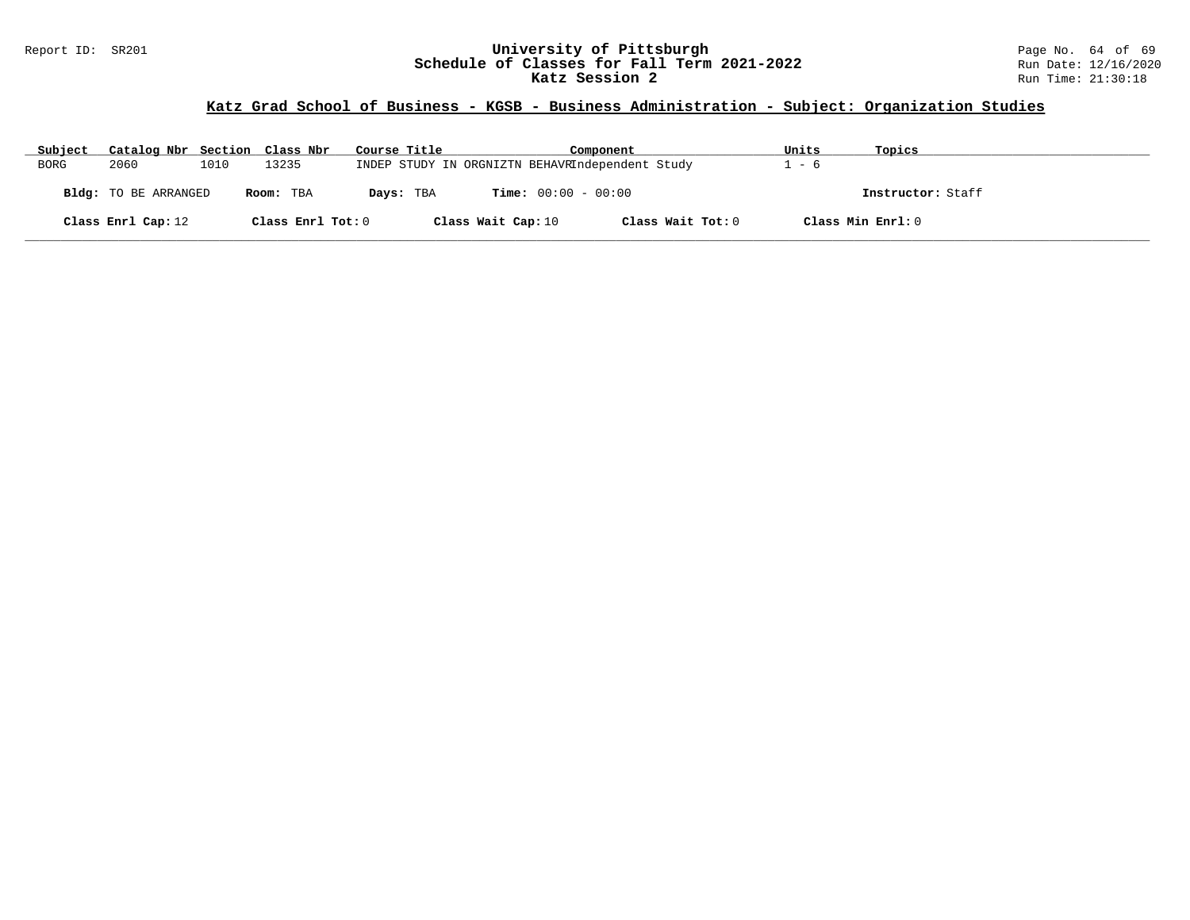## Katz Grad School of Business - KGSB - Business Administration - Subject: Organization Studies

| Subject | Catalog Nbr | Section | Class Nbr | Course Title | Component | Units | Topics |
|---|---|---|---|---|---|---|---|
| BORG | 2060 | 1010 | 13235 | INDEP STUDY IN ORGNIZTN BEHAVR | Independent Study | 1 - 6 | |

**Bldg:** TO BE ARRANGED **Room:** TBA **Days:** TBA **Time:** 00:00 - 00:00 **Instructor:** Staff

**Class Enrl Cap:** 12 **Class Enrl Tot:** 0 **Class Wait Cap:** 10 **Class Wait Tot:** 0 **Class Min Enrl:** 0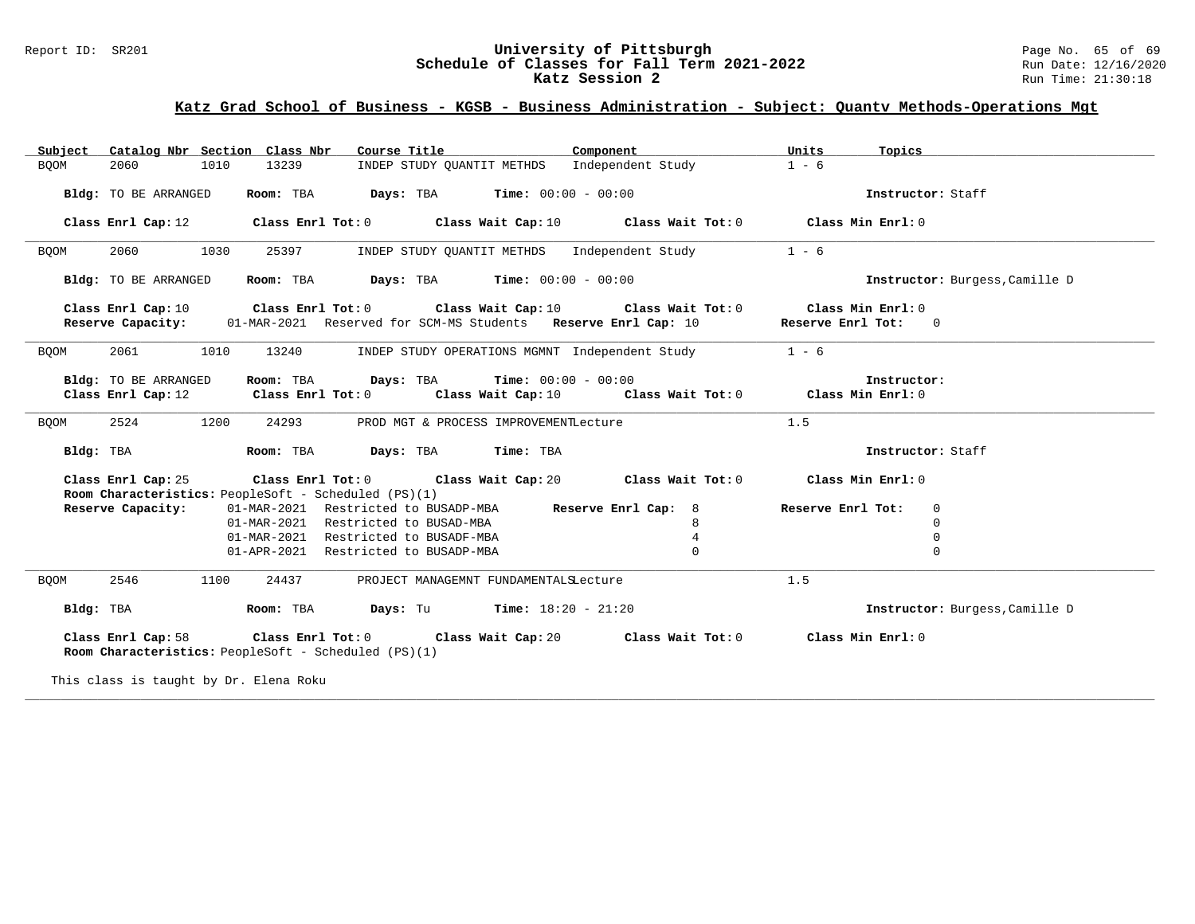## Katz Grad School of Business - KGSB - Business Administration - Subject: Quantv Methods-Operations Mgt

| Subject | Catalog Nbr | Section | Class Nbr | Course Title | Component | Units | Topics |
|---|---|---|---|---|---|---|---|
| BQOM | 2060 | 1010 | 13239 | INDEP STUDY QUANTIT METHDS | Independent Study | 1 - 6 | |

**Bldg:** TO BE ARRANGED **Room:** TBA **Days:** TBA **Time:** 00:00 - 00:00 **Instructor:** Staff

**Class Enrl Cap:** 12 **Class Enrl Tot:** 0 **Class Wait Cap:** 10 **Class Wait Tot:** 0 **Class Min Enrl:** 0

---

| Subject | Catalog Nbr | Section | Class Nbr | Course Title | Component | Units | Topics |
|---|---|---|---|---|---|---|---|
| BQOM | 2060 | 1030 | 25397 | INDEP STUDY QUANTIT METHDS | Independent Study | 1 - 6 | |

**Bldg:** TO BE ARRANGED **Room:** TBA **Days:** TBA **Time:** 00:00 - 00:00 **Instructor:** Burgess,Camille D

**Class Enrl Cap:** 10 **Class Enrl Tot:** 0 **Class Wait Cap:** 10 **Class Wait Tot:** 0 **Class Min Enrl:** 0

**Reserve Capacity:** 01-MAR-2021 Reserved for SCM-MS Students **Reserve Enrl Cap:** 10 **Reserve Enrl Tot:** 0

---

| Subject | Catalog Nbr | Section | Class Nbr | Course Title | Component | Units | Topics |
|---|---|---|---|---|---|---|---|
| BQOM | 2061 | 1010 | 13240 | INDEP STUDY OPERATIONS MGMNT | Independent Study | 1 - 6 | |

**Bldg:** TO BE ARRANGED **Room:** TBA **Days:** TBA **Time:** 00:00 - 00:00 **Instructor:**

**Class Enrl Cap:** 12 **Class Enrl Tot:** 0 **Class Wait Cap:** 10 **Class Wait Tot:** 0 **Class Min Enrl:** 0

---

| Subject | Catalog Nbr | Section | Class Nbr | Course Title | Component | Units | Topics |
|---|---|---|---|---|---|---|---|
| BQOM | 2524 | 1200 | 24293 | PROD MGT & PROCESS IMPROVEMENT | Lecture | 1.5 | |

**Bldg:** TBA **Room:** TBA **Days:** TBA **Time:** TBA **Instructor:** Staff

**Class Enrl Cap:** 25 **Class Enrl Tot:** 0 **Class Wait Cap:** 20 **Class Wait Tot:** 0 **Class Min Enrl:** 0

**Room Characteristics:** PeopleSoft - Scheduled (PS)(1)

| Reserve Capacity: | | Reserve Enrl Cap: | Reserve Enrl Tot: |
|---|---|---|---|
| 01-MAR-2021 | Restricted to BUSADP-MBA | 8 | 0 |
| 01-MAR-2021 | Restricted to BUSAD-MBA | 8 | 0 |
| 01-MAR-2021 | Restricted to BUSADF-MBA | 4 | 0 |
| 01-APR-2021 | Restricted to BUSADP-MBA | 0 | 0 |

---

| Subject | Catalog Nbr | Section | Class Nbr | Course Title | Component | Units | Topics |
|---|---|---|---|---|---|---|---|
| BQOM | 2546 | 1100 | 24437 | PROJECT MANAGEMNT FUNDAMENTALS | Lecture | 1.5 | |

**Bldg:** TBA **Room:** TBA **Days:** Tu **Time:** 18:20 - 21:20 **Instructor:** Burgess,Camille D

**Class Enrl Cap:** 58 **Class Enrl Tot:** 0 **Class Wait Cap:** 20 **Class Wait Tot:** 0 **Class Min Enrl:** 0

**Room Characteristics:** PeopleSoft - Scheduled (PS)(1)

This class is taught by Dr. Elena Roku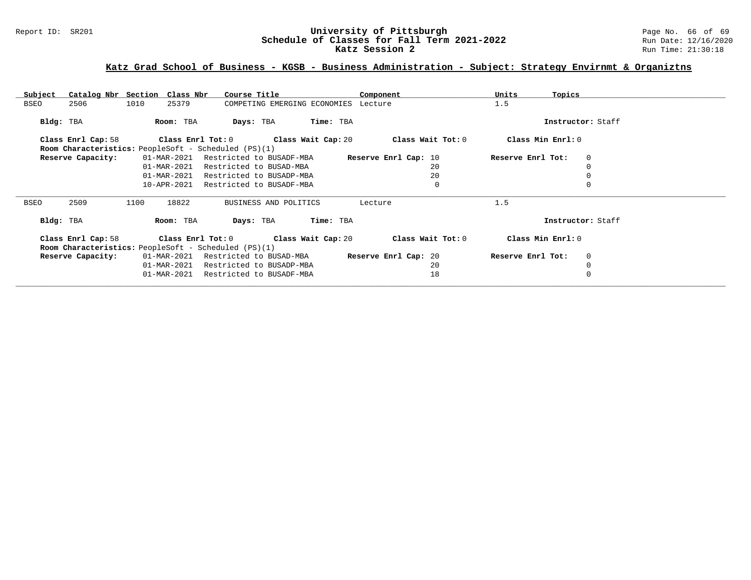# University of Pittsburgh
## Schedule of Classes for Fall Term 2021-2022
## Katz Session 2

Report ID: SR201

Run Date: 12/16/2020
Run Time: 21:30:18

### Katz Grad School of Business - KGSB - Business Administration - Subject: Strategy Envirnmt & Organiztns

| Subject | Catalog Nbr | Section | Class Nbr | Course Title | Component | Units | Topics |
|---|---|---|---|---|---|---|---|
| BSEO | 2506 | 1010 | 25379 | COMPETING EMERGING ECONOMIES | Lecture | 1.5 | |

**Bldg:** TBA **Room:** TBA **Days:** TBA **Time:** TBA **Instructor:** Staff

**Class Enrl Cap:** 58 **Class Enrl Tot:** 0 **Class Wait Cap:** 20 **Class Wait Tot:** 0 **Class Min Enrl:** 0

**Room Characteristics:** PeopleSoft - Scheduled (PS)(1)

| Reserve Capacity: | Date | Restriction | Reserve Enrl Cap | Reserve Enrl Tot |
|---|---|---|---|---|
| | 01-MAR-2021 | Restricted to BUSADF-MBA | 10 | 0 |
| | 01-MAR-2021 | Restricted to BUSAD-MBA | 20 | 0 |
| | 01-MAR-2021 | Restricted to BUSADP-MBA | 20 | 0 |
| | 10-APR-2021 | Restricted to BUSADF-MBA | 0 | 0 |

| Subject | Catalog Nbr | Section | Class Nbr | Course Title | Component | Units | Topics |
|---|---|---|---|---|---|---|---|
| BSEO | 2509 | 1100 | 18822 | BUSINESS AND POLITICS | Lecture | 1.5 | |

**Bldg:** TBA **Room:** TBA **Days:** TBA **Time:** TBA **Instructor:** Staff

**Class Enrl Cap:** 58 **Class Enrl Tot:** 0 **Class Wait Cap:** 20 **Class Wait Tot:** 0 **Class Min Enrl:** 0

**Room Characteristics:** PeopleSoft - Scheduled (PS)(1)

| Reserve Capacity: | Date | Restriction | Reserve Enrl Cap | Reserve Enrl Tot |
|---|---|---|---|---|
| | 01-MAR-2021 | Restricted to BUSAD-MBA | 20 | 0 |
| | 01-MAR-2021 | Restricted to BUSADP-MBA | 20 | 0 |
| | 01-MAR-2021 | Restricted to BUSADF-MBA | 18 | 0 |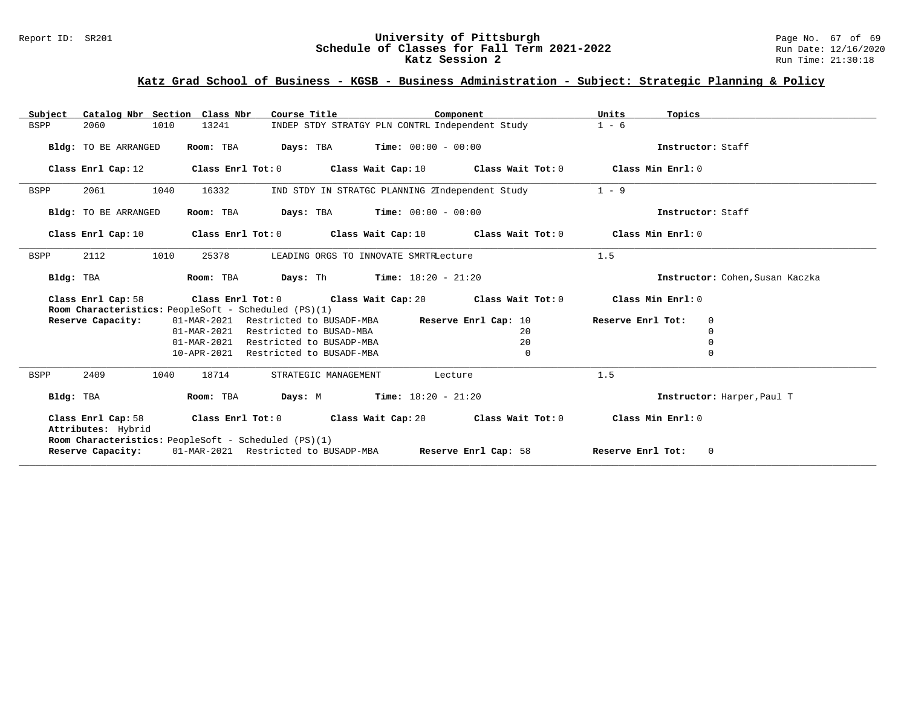## Katz Grad School of Business - KGSB - Business Administration - Subject: Strategic Planning & Policy

| Subject | Catalog Nbr | Section | Class Nbr | Course Title | Component | Units | Topics |
|---|---|---|---|---|---|---|---|
| BSPP | 2060 | 1010 | 13241 | INDEP STDY STRATGY PLN CONTRL | Independent Study | 1 - 6 | |

**Bldg:** TO BE ARRANGED **Room:** TBA **Days:** TBA **Time:** 00:00 - 00:00 **Instructor:** Staff

**Class Enrl Cap:** 12 **Class Enrl Tot:** 0 **Class Wait Cap:** 10 **Class Wait Tot:** 0 **Class Min Enrl:** 0

---

| Subject | Catalog Nbr | Section | Class Nbr | Course Title | Component | Units | Topics |
|---|---|---|---|---|---|---|---|
| BSPP | 2061 | 1040 | 16332 | IND STDY IN STRATGC PLANNING 2 | Independent Study | 1 - 9 | |

**Bldg:** TO BE ARRANGED **Room:** TBA **Days:** TBA **Time:** 00:00 - 00:00 **Instructor:** Staff

**Class Enrl Cap:** 10 **Class Enrl Tot:** 0 **Class Wait Cap:** 10 **Class Wait Tot:** 0 **Class Min Enrl:** 0

---

| Subject | Catalog Nbr | Section | Class Nbr | Course Title | Component | Units | Topics |
|---|---|---|---|---|---|---|---|
| BSPP | 2112 | 1010 | 25378 | LEADING ORGS TO INNOVATE SMRTR | Lecture | 1.5 | |

**Bldg:** TBA **Room:** TBA **Days:** Th **Time:** 18:20 - 21:20 **Instructor:** Cohen,Susan Kaczka

**Class Enrl Cap:** 58 **Class Enrl Tot:** 0 **Class Wait Cap:** 20 **Class Wait Tot:** 0 **Class Min Enrl:** 0

**Room Characteristics:** PeopleSoft - Scheduled (PS)(1)

| Reserve Capacity: | | Reserve Enrl Cap: | Reserve Enrl Tot: |
|---|---|---|---|
| 01-MAR-2021 | Restricted to BUSADF-MBA | 10 | 0 |
| 01-MAR-2021 | Restricted to BUSAD-MBA | 20 | 0 |
| 01-MAR-2021 | Restricted to BUSADP-MBA | 20 | 0 |
| 10-APR-2021 | Restricted to BUSADF-MBA | 0 | 0 |

---

| Subject | Catalog Nbr | Section | Class Nbr | Course Title | Component | Units | Topics |
|---|---|---|---|---|---|---|---|
| BSPP | 2409 | 1040 | 18714 | STRATEGIC MANAGEMENT | Lecture | 1.5 | |

**Bldg:** TBA **Room:** TBA **Days:** M **Time:** 18:20 - 21:20 **Instructor:** Harper,Paul T

**Class Enrl Cap:** 58 **Class Enrl Tot:** 0 **Class Wait Cap:** 20 **Class Wait Tot:** 0 **Class Min Enrl:** 0

**Attributes:** Hybrid

**Room Characteristics:** PeopleSoft - Scheduled (PS)(1)

| Reserve Capacity: | | Reserve Enrl Cap: | Reserve Enrl Tot: |
|---|---|---|---|
| 01-MAR-2021 | Restricted to BUSADP-MBA | 58 | 0 |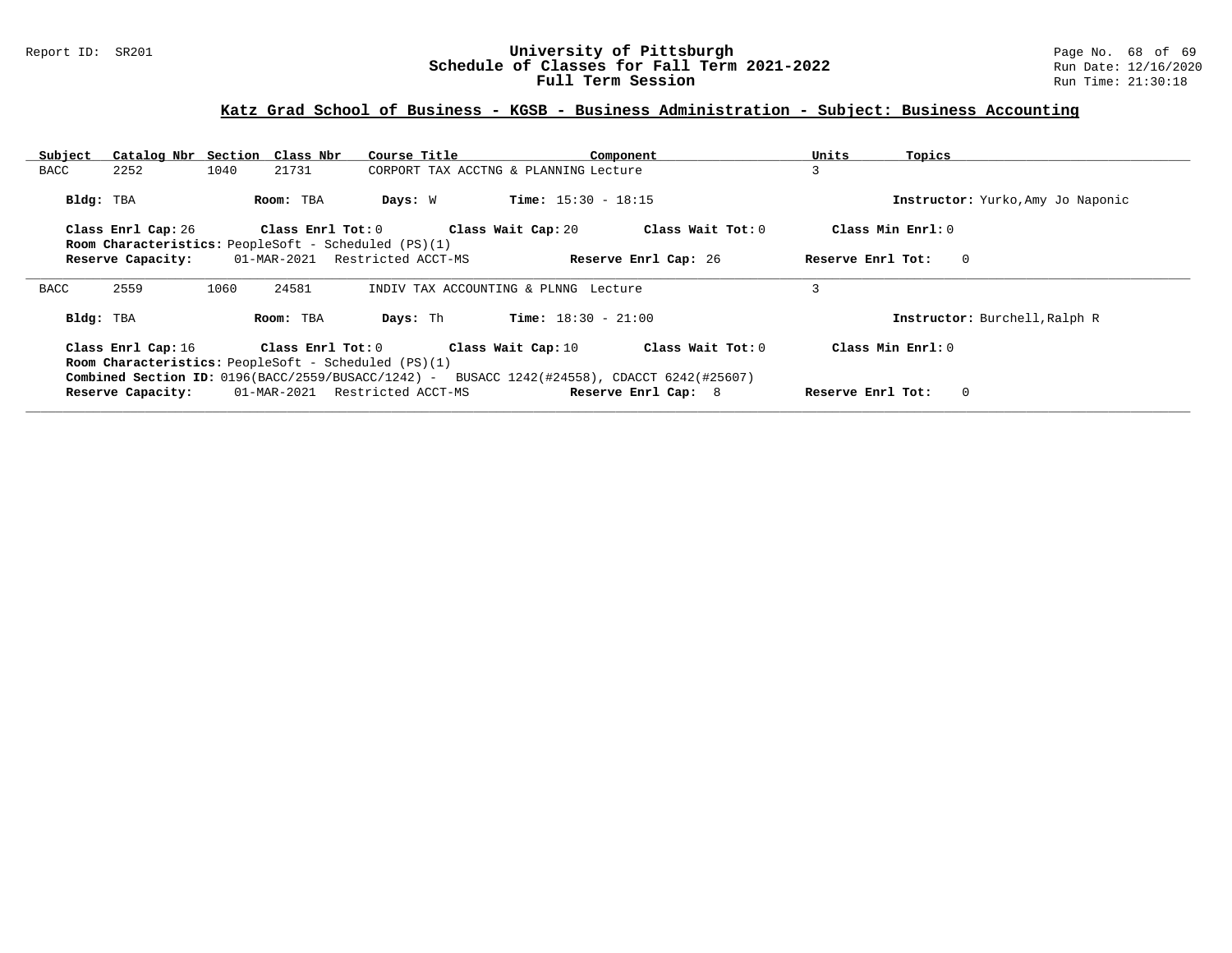## Katz Grad School of Business - KGSB - Business Administration - Subject: Business Accounting

| Subject | Catalog Nbr | Section | Class Nbr | Course Title | Component | Units | Topics |
|---|---|---|---|---|---|---|---|
| BACC | 2252 | 1040 | 21731 | CORPORT TAX ACCTNG & PLANNING | Lecture | 3 | |

**Bldg:** TBA **Room:** TBA **Days:** W **Time:** 15:30 - 18:15 **Instructor:** Yurko,Amy Jo Naponic

**Class Enrl Cap:** 26 **Class Enrl Tot:** 0 **Class Wait Cap:** 20 **Class Wait Tot:** 0 **Class Min Enrl:** 0

**Room Characteristics:** PeopleSoft - Scheduled (PS)(1)

**Reserve Capacity:** 01-MAR-2021 Restricted ACCT-MS **Reserve Enrl Cap:** 26 **Reserve Enrl Tot:** 0

---

| Subject | Catalog Nbr | Section | Class Nbr | Course Title | Component | Units | Topics |
|---|---|---|---|---|---|---|---|
| BACC | 2559 | 1060 | 24581 | INDIV TAX ACCOUNTING & PLNNG | Lecture | 3 | |

**Bldg:** TBA **Room:** TBA **Days:** Th **Time:** 18:30 - 21:00 **Instructor:** Burchell,Ralph R

**Class Enrl Cap:** 16 **Class Enrl Tot:** 0 **Class Wait Cap:** 10 **Class Wait Tot:** 0 **Class Min Enrl:** 0

**Room Characteristics:** PeopleSoft - Scheduled (PS)(1)

**Combined Section ID:** 0196(BACC/2559/BUSACC/1242) - BUSACC 1242(#24558), CDACCT 6242(#25607)

**Reserve Capacity:** 01-MAR-2021 Restricted ACCT-MS **Reserve Enrl Cap:** 8 **Reserve Enrl Tot:** 0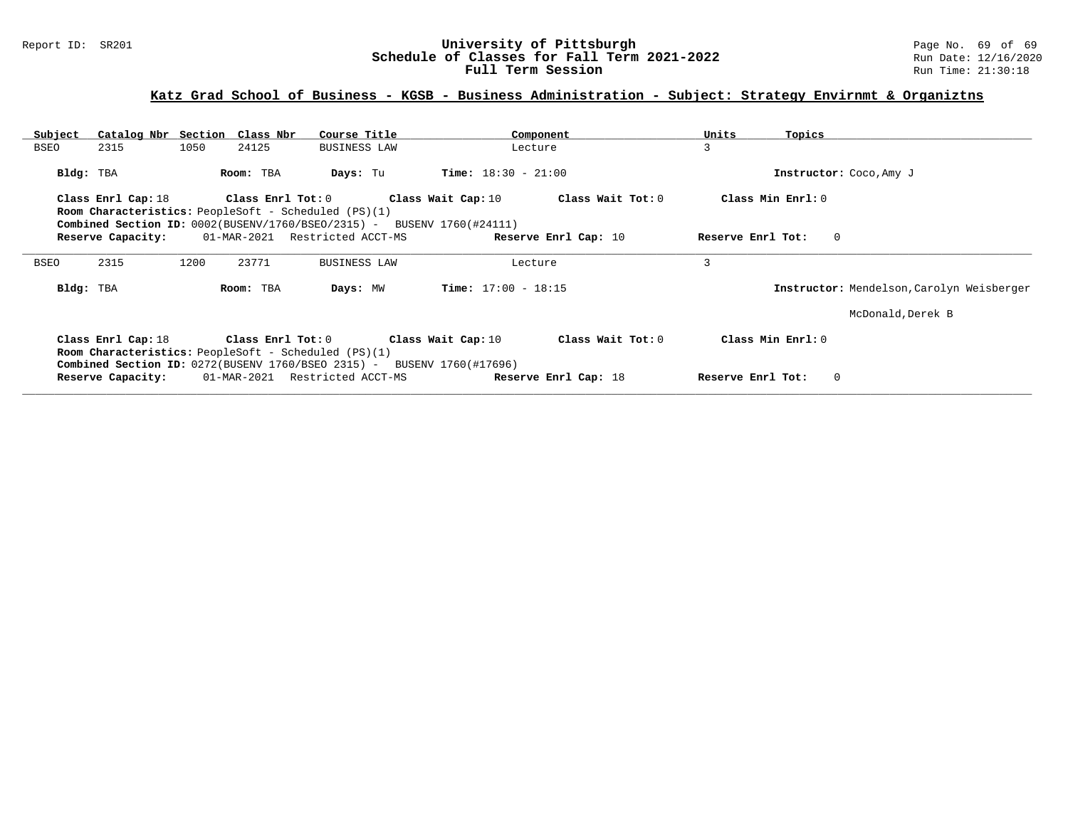## Katz Grad School of Business - KGSB - Business Administration - Subject: Strategy Envirnmt & Organiztns

| Subject | Catalog Nbr | Section | Class Nbr | Course Title | Component | Units | Topics |
|---|---|---|---|---|---|---|---|
| BSEO | 2315 | 1050 | 24125 | BUSINESS LAW | Lecture | 3 | |

**Bldg:** TBA **Room:** TBA **Days:** Tu **Time:** 18:30 - 21:00 **Instructor:** Coco,Amy J

**Class Enrl Cap:** 18 **Class Enrl Tot:** 0 **Class Wait Cap:** 10 **Class Wait Tot:** 0 **Class Min Enrl:** 0

**Room Characteristics:** PeopleSoft - Scheduled (PS)(1)

**Combined Section ID:** 0002(BUSENV/1760/BSEO/2315) - BUSENV 1760(#24111)

**Reserve Capacity:** 01-MAR-2021 Restricted ACCT-MS **Reserve Enrl Cap:** 10 **Reserve Enrl Tot:** 0

---

| Subject | Catalog Nbr | Section | Class Nbr | Course Title | Component | Units | Topics |
|---|---|---|---|---|---|---|---|
| BSEO | 2315 | 1200 | 23771 | BUSINESS LAW | Lecture | 3 | |

**Bldg:** TBA **Room:** TBA **Days:** MW **Time:** 17:00 - 18:15 **Instructor:** Mendelson,Carolyn Weisberger

McDonald,Derek B

**Class Enrl Cap:** 18 **Class Enrl Tot:** 0 **Class Wait Cap:** 10 **Class Wait Tot:** 0 **Class Min Enrl:** 0

**Room Characteristics:** PeopleSoft - Scheduled (PS)(1)

**Combined Section ID:** 0272(BUSENV 1760/BSEO 2315) - BUSENV 1760(#17696)

**Reserve Capacity:** 01-MAR-2021 Restricted ACCT-MS **Reserve Enrl Cap:** 18 **Reserve Enrl Tot:** 0